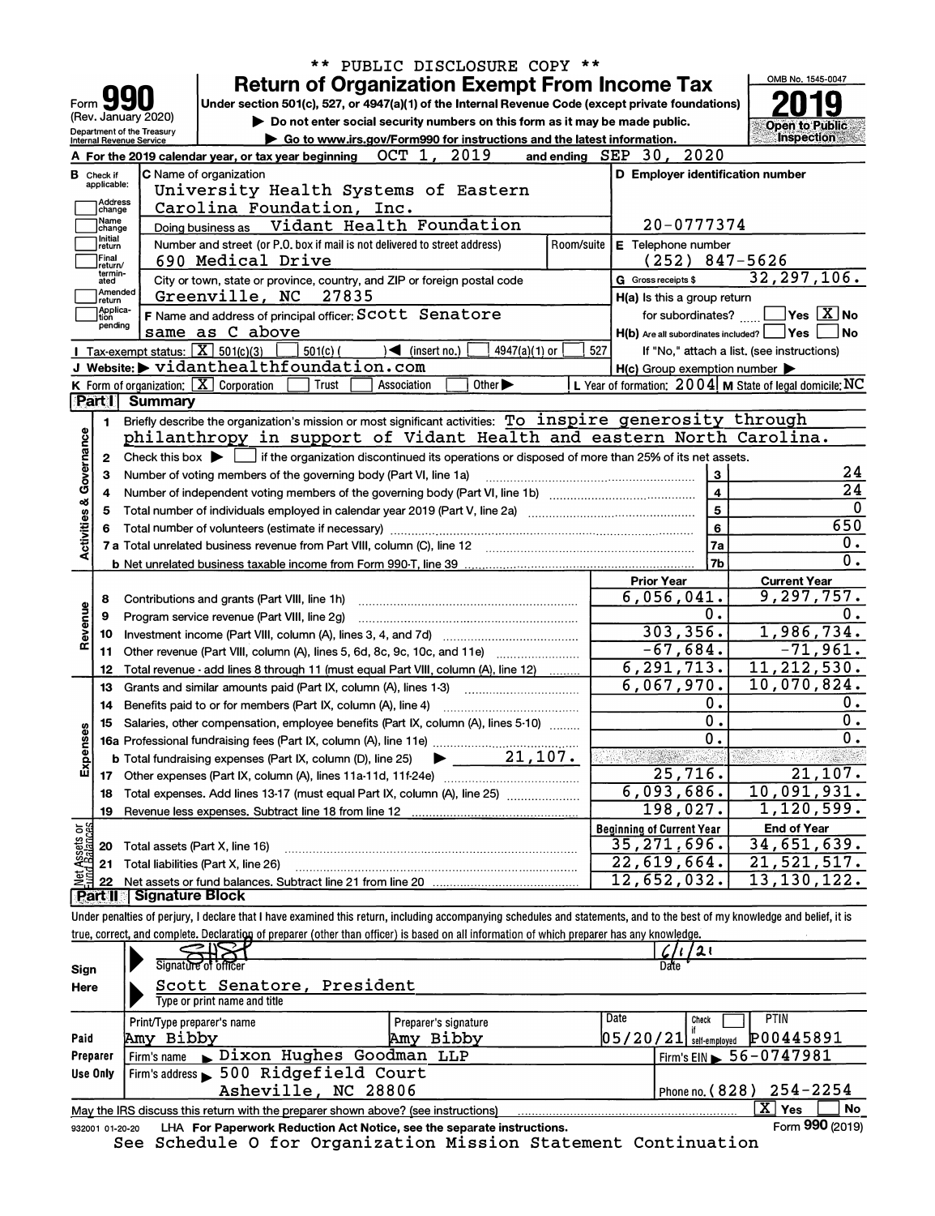\*\* PUBLIC DISCLOSURE COPY \*\*

# Form 990 — Return of Organization Exempt From Income Tax

(Rev. January 2020) Department of the Treasury Internal Revenue Service

Under section 501(c), 527, or 4947(a)(1) of the Internal Revenue Code (except private foundations)

▶ Do not enter social security numbers on this form as it may be made public.

▶ Go to www.irs.gov/Form990 for instructions and the latest information.

OMB No. 1545-0047

**2019**

Open to Public Inspection

**A** For the 2019 calendar year, or tax year beginning OCT 1, 2019 and ending SEP 30, 2020

**B** Check if applicable: [ ] Address change [ ] Name change [ ] Initial return [ ] Final return/terminated [ ] Amended return [ ] Application pending

**C** Name of organization: University Health Systems of Eastern Carolina Foundation, Inc.

Doing business as: Vidant Health Foundation

Number and street (or P.O. box if mail is not delivered to street address): 690 Medical Drive | Room/suite:

City or town, state or province, country, and ZIP or foreign postal code: Greenville, NC 27835

**D** Employer identification number: 20-0777374

**E** Telephone number: (252) 847-5626

**G** Gross receipts $ 32,297,106.

**F** Name and address of principal officer: Scott Senatore, same as C above

**H(a)** Is this a group return for subordinates? [ ] Yes [X] No

**H(b)** Are all subordinates included? [ ] Yes [ ] No

If "No," attach a list. (see instructions)

**I** Tax-exempt status: [X] 501(c)(3) [ ] 501(c) ( ) ◀ (insert no.) [ ] 4947(a)(1) or [ ] 527

**J** Website: ▶ vidanthealthfoundation.com

**H(c)** Group exemption number ▶

**K** Form of organization: [X] Corporation [ ] Trust [ ] Association [ ] Other ▶

**L** Year of formation: 2004 **M** State of legal domicile: NC

## Part I Summary

**Activities & Governance**

1. Briefly describe the organization's mission or most significant activities: To inspire generosity through philanthropy in support of Vidant Health and eastern North Carolina.
2. Check this box ▶ [ ] if the organization discontinued its operations or disposed of more than 25% of its net assets.

| | | Line | |
|---|---|---|---|
| 3 | Number of voting members of the governing body (Part VI, line 1a) | 3 | 24 |
| 4 | Number of independent voting members of the governing body (Part VI, line 1b) | 4 | 24 |
| 5 | Total number of individuals employed in calendar year 2019 (Part V, line 2a) | 5 | 0 |
| 6 | Total number of volunteers (estimate if necessary) | 6 | 650 |
| 7a | Total unrelated business revenue from Part VIII, column (C), line 12 | 7a | 0. |
| b | Net unrelated business taxable income from Form 990-T, line 39 | 7b | 0. |

| | | Prior Year | Current Year |
|---|---|---|---|
| **Revenue** | | | |
| 8 | Contributions and grants (Part VIII, line 1h) | 6,056,041. | 9,297,757. |
| 9 | Program service revenue (Part VIII, line 2g) | 0. | 0. |
| 10 | Investment income (Part VIII, column (A), lines 3, 4, and 7d) | 303,356. | 1,986,734. |
| 11 | Other revenue (Part VIII, column (A), lines 5, 6d, 8c, 9c, 10c, and 11e) | -67,684. | -71,961. |
| 12 | Total revenue - add lines 8 through 11 (must equal Part VIII, column (A), line 12) | 6,291,713. | 11,212,530. |
| **Expenses** | | | |
| 13 | Grants and similar amounts paid (Part IX, column (A), lines 1-3) | 6,067,970. | 10,070,824. |
| 14 | Benefits paid to or for members (Part IX, column (A), line 4) | 0. | 0. |
| 15 | Salaries, other compensation, employee benefits (Part IX, column (A), lines 5-10) | 0. | 0. |
| 16a | Professional fundraising fees (Part IX, column (A), line 11e) | 0. | 0. |
| b | Total fundraising expenses (Part IX, column (D), line 25) ▶ 21,107. | | |
| 17 | Other expenses (Part IX, column (A), lines 11a-11d, 11f-24e) | 25,716. | 21,107. |
| 18 | Total expenses. Add lines 13-17 (must equal Part IX, column (A), line 25) | 6,093,686. | 10,091,931. |
| 19 | Revenue less expenses. Subtract line 18 from line 12 | 198,027. | 1,120,599. |

| | | Beginning of Current Year | End of Year |
|---|---|---|---|
| **Net Assets or Fund Balances** | | | |
| 20 | Total assets (Part X, line 16) | 35,271,696. | 34,651,639. |
| 21 | Total liabilities (Part X, line 26) | 22,619,664. | 21,521,517. |
| 22 | Net assets or fund balances. Subtract line 21 from line 20 | 12,652,032. | 13,130,122. |

## Part II Signature Block

Under penalties of perjury, I declare that I have examined this return, including accompanying schedules and statements, and to the best of my knowledge and belief, it is true, correct, and complete. Declaration of preparer (other than officer) is based on all information of which preparer has any knowledge.

**Sign Here**

Signature of officer: [signature] Date: 6/1/21

Scott Senatore, President
Type or print name and title

**Paid Preparer Use Only**

| Print/Type preparer's name | Preparer's signature | Date | Check [ ] if self-employed | PTIN |
|---|---|---|---|---|
| Amy Bibby | Amy Bibby | 05/20/21 | | P00445891 |

Firm's name ▶ Dixon Hughes Goodman LLP | Firm's EIN ▶ 56-0747981

Firm's address ▶ 500 Ridgefield Court, Asheville, NC 28806 | Phone no. (828) 254-2254

May the IRS discuss this return with the preparer shown above? (see instructions) [X] Yes [ ] No

932001 01-20-20 LHA For Paperwork Reduction Act Notice, see the separate instructions. Form **990** (2019)

See Schedule O for Organization Mission Statement Continuation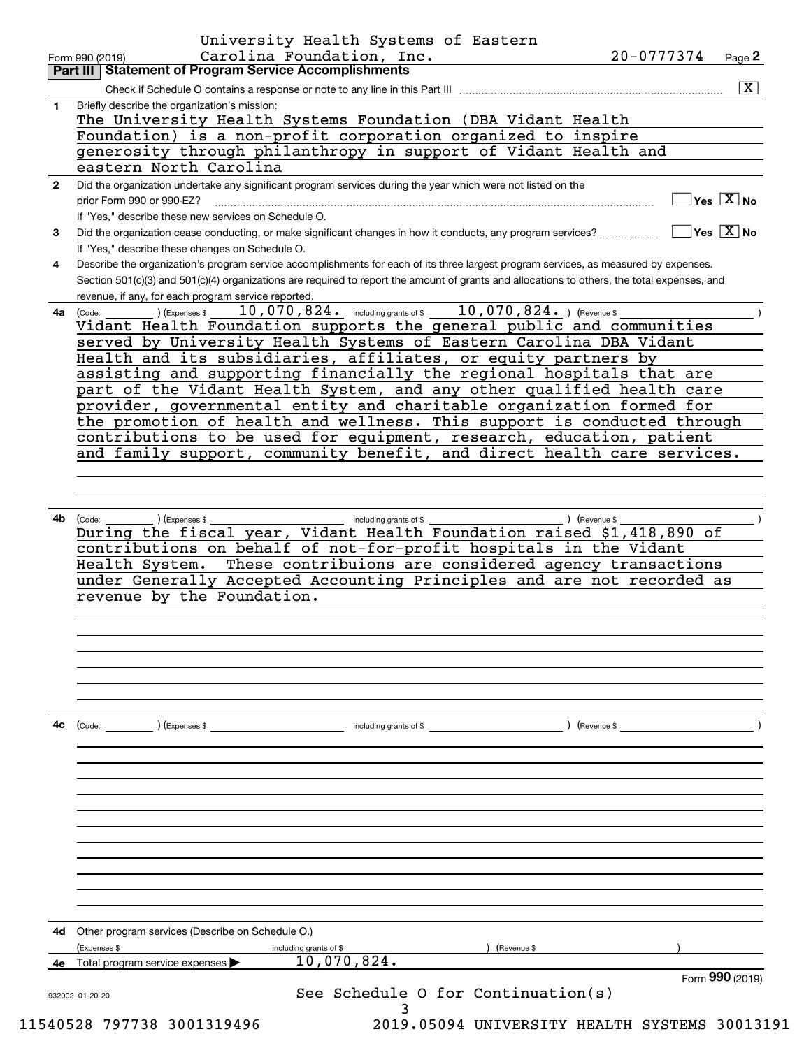University Health Systems of Eastern Carolina Foundation, Inc. 20-0777374

Form 990 (2019) Page **2**

**Part III | Statement of Program Service Accomplishments**

Check if Schedule O contains a response or note to any line in this Part III .......... [X]

**1** Briefly describe the organization's mission:

The University Health Systems Foundation (DBA Vidant Health Foundation) is a non-profit corporation organized to inspire generosity through philanthropy in support of Vidant Health and eastern North Carolina

**2** Did the organization undertake any significant program services during the year which were not listed on the prior Form 990 or 990-EZ? .......... [ ] Yes [X] No

If "Yes," describe these new services on Schedule O.

**3** Did the organization cease conducting, or make significant changes in how it conducts, any program services? .......... [ ] Yes [X] No

If "Yes," describe these changes on Schedule O.

**4** Describe the organization's program service accomplishments for each of its three largest program services, as measured by expenses. Section 501(c)(3) and 501(c)(4) organizations are required to report the amount of grants and allocations to others, the total expenses, and revenue, if any, for each program service reported.

**4a** (Code: ) (Expenses $ 10,070,824. including grants of $ 10,070,824. ) (Revenue $ )

Vidant Health Foundation supports the general public and communities served by University Health Systems of Eastern Carolina DBA Vidant Health and its subsidiaries, affiliates, or equity partners by assisting and supporting financially the regional hospitals that are part of the Vidant Health System, and any other qualified health care provider, governmental entity and charitable organization formed for the promotion of health and wellness. This support is conducted through contributions to be used for equipment, research, education, patient and family support, community benefit, and direct health care services.

**4b** (Code: ) (Expenses $ including grants of $ ) (Revenue $ )

During the fiscal year, Vidant Health Foundation raised $1,418,890 of contributions on behalf of not-for-profit hospitals in the Vidant Health System. These contribuions are considered agency transactions under Generally Accepted Accounting Principles and are not recorded as revenue by the Foundation.

**4c** (Code: ) (Expenses $ including grants of $ ) (Revenue $ )

**4d** Other program services (Describe on Schedule O.)

(Expenses $ including grants of $ ) (Revenue $ )

**4e** Total program service expenses ▶ 10,070,824.

Form **990** (2019)

932002 01-20-20

See Schedule O for Continuation(s)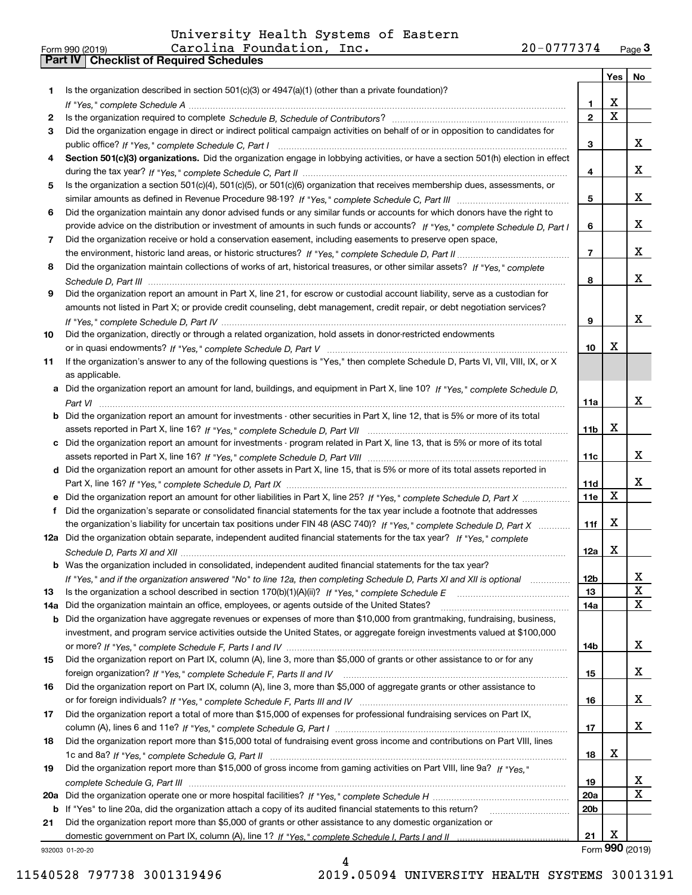University Health Systems of Eastern
Carolina Foundation, Inc. 20-0777374

Form 990 (2019)

**Part IV | Checklist of Required Schedules**

| | | | Yes | No |
|---|---|---|---|---|
| 1 | Is the organization described in section 501(c)(3) or 4947(a)(1) (other than a private foundation)? *If "Yes," complete Schedule A* | 1 | X | |
| 2 | Is the organization required to complete *Schedule B, Schedule of Contributors*? | 2 | X | |
| 3 | Did the organization engage in direct or indirect political campaign activities on behalf of or in opposition to candidates for public office? *If "Yes," complete Schedule C, Part I* | 3 | | X |
| 4 | **Section 501(c)(3) organizations.** Did the organization engage in lobbying activities, or have a section 501(h) election in effect during the tax year? *If "Yes," complete Schedule C, Part II* | 4 | | X |
| 5 | Is the organization a section 501(c)(4), 501(c)(5), or 501(c)(6) organization that receives membership dues, assessments, or similar amounts as defined in Revenue Procedure 98-19? *If "Yes," complete Schedule C, Part III* | 5 | | X |
| 6 | Did the organization maintain any donor advised funds or any similar funds or accounts for which donors have the right to provide advice on the distribution or investment of amounts in such funds or accounts? *If "Yes," complete Schedule D, Part I* | 6 | | X |
| 7 | Did the organization receive or hold a conservation easement, including easements to preserve open space, the environment, historic land areas, or historic structures? *If "Yes," complete Schedule D, Part II* | 7 | | X |
| 8 | Did the organization maintain collections of works of art, historical treasures, or other similar assets? *If "Yes," complete Schedule D, Part III* | 8 | | X |
| 9 | Did the organization report an amount in Part X, line 21, for escrow or custodial account liability, serve as a custodian for amounts not listed in Part X; or provide credit counseling, debt management, credit repair, or debt negotiation services? *If "Yes," complete Schedule D, Part IV* | 9 | | X |
| 10 | Did the organization, directly or through a related organization, hold assets in donor-restricted endowments or in quasi endowments? *If "Yes," complete Schedule D, Part V* | 10 | X | |
| 11 | If the organization's answer to any of the following questions is "Yes," then complete Schedule D, Parts VI, VII, VIII, IX, or X as applicable. | | | |
| a | Did the organization report an amount for land, buildings, and equipment in Part X, line 10? *If "Yes," complete Schedule D, Part VI* | 11a | | X |
| b | Did the organization report an amount for investments - other securities in Part X, line 12, that is 5% or more of its total assets reported in Part X, line 16? *If "Yes," complete Schedule D, Part VII* | 11b | X | |
| c | Did the organization report an amount for investments - program related in Part X, line 13, that is 5% or more of its total assets reported in Part X, line 16? *If "Yes," complete Schedule D, Part VIII* | 11c | | X |
| d | Did the organization report an amount for other assets in Part X, line 15, that is 5% or more of its total assets reported in Part X, line 16? *If "Yes," complete Schedule D, Part IX* | 11d | | X |
| e | Did the organization report an amount for other liabilities in Part X, line 25? *If "Yes," complete Schedule D, Part X* | 11e | X | |
| f | Did the organization's separate or consolidated financial statements for the tax year include a footnote that addresses the organization's liability for uncertain tax positions under FIN 48 (ASC 740)? *If "Yes," complete Schedule D, Part X* | 11f | X | |
| 12a | Did the organization obtain separate, independent audited financial statements for the tax year? *If "Yes," complete Schedule D, Parts XI and XII* | 12a | X | |
| b | Was the organization included in consolidated, independent audited financial statements for the tax year? *If "Yes," and if the organization answered "No" to line 12a, then completing Schedule D, Parts XI and XII is optional* | 12b | | X |
| 13 | Is the organization a school described in section 170(b)(1)(A)(ii)? *If "Yes," complete Schedule E* | 13 | | X |
| 14a | Did the organization maintain an office, employees, or agents outside of the United States? | 14a | | X |
| b | Did the organization have aggregate revenues or expenses of more than $10,000 from grantmaking, fundraising, business, investment, and program service activities outside the United States, or aggregate foreign investments valued at $100,000 or more? *If "Yes," complete Schedule F, Parts I and IV* | 14b | | X |
| 15 | Did the organization report on Part IX, column (A), line 3, more than $5,000 of grants or other assistance to or for any foreign organization? *If "Yes," complete Schedule F, Parts II and IV* | 15 | | X |
| 16 | Did the organization report on Part IX, column (A), line 3, more than $5,000 of aggregate grants or other assistance to or for foreign individuals? *If "Yes," complete Schedule F, Parts III and IV* | 16 | | X |
| 17 | Did the organization report a total of more than $15,000 of expenses for professional fundraising services on Part IX, column (A), lines 6 and 11e? *If "Yes," complete Schedule G, Part I* | 17 | | X |
| 18 | Did the organization report more than $15,000 total of fundraising event gross income and contributions on Part VIII, lines 1c and 8a? *If "Yes," complete Schedule G, Part II* | 18 | X | |
| 19 | Did the organization report more than $15,000 of gross income from gaming activities on Part VIII, line 9a? *If "Yes," complete Schedule G, Part III* | 19 | | X |
| 20a | Did the organization operate one or more hospital facilities? *If "Yes," complete Schedule H* | 20a | | X |
| b | If "Yes" to line 20a, did the organization attach a copy of its audited financial statements to this return? | 20b | | |
| 21 | Did the organization report more than $5,000 of grants or other assistance to any domestic organization or domestic government on Part IX, column (A), line 1? *If "Yes," complete Schedule I, Parts I and II* | 21 | X | |

932003 01-20-20 Form **990** (2019)

11540528 797738 3001319496 2019.05094 UNIVERSITY HEALTH SYSTEMS 30013191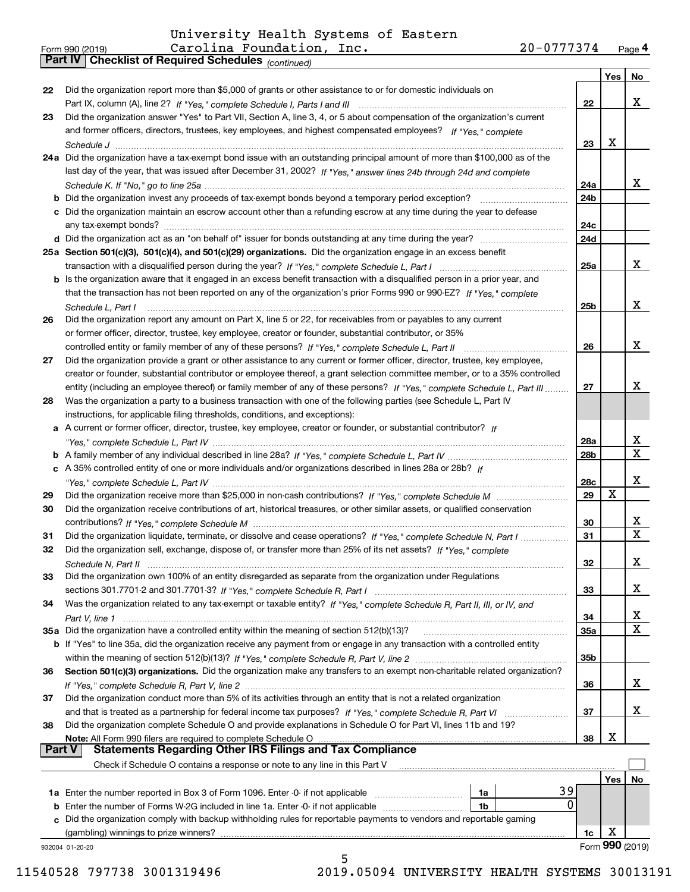University Health Systems of Eastern Carolina Foundation, Inc. 20-0777374

Form 990 (2019)

## Part IV Checklist of Required Schedules *(continued)*

| | | | Yes | No |
|---|---|---|---|---|
| 22 | Did the organization report more than $5,000 of grants or other assistance to or for domestic individuals on Part IX, column (A), line 2? *If "Yes," complete Schedule I, Parts I and III* | 22 | | X |
| 23 | Did the organization answer "Yes" to Part VII, Section A, line 3, 4, or 5 about compensation of the organization's current and former officers, directors, trustees, key employees, and highest compensated employees? *If "Yes," complete Schedule J* | 23 | X | |
| 24a | Did the organization have a tax-exempt bond issue with an outstanding principal amount of more than $100,000 as of the last day of the year, that was issued after December 31, 2002? *If "Yes," answer lines 24b through 24d and complete Schedule K. If "No," go to line 25a* | 24a | | X |
| b | Did the organization invest any proceeds of tax-exempt bonds beyond a temporary period exception? | 24b | | |
| c | Did the organization maintain an escrow account other than a refunding escrow at any time during the year to defease any tax-exempt bonds? | 24c | | |
| d | Did the organization act as an "on behalf of" issuer for bonds outstanding at any time during the year? | 24d | | |
| 25a | **Section 501(c)(3), 501(c)(4), and 501(c)(29) organizations.** Did the organization engage in an excess benefit transaction with a disqualified person during the year? *If "Yes," complete Schedule L, Part I* | 25a | | X |
| b | Is the organization aware that it engaged in an excess benefit transaction with a disqualified person in a prior year, and that the transaction has not been reported on any of the organization's prior Forms 990 or 990-EZ? *If "Yes," complete Schedule L, Part I* | 25b | | X |
| 26 | Did the organization report any amount on Part X, line 5 or 22, for receivables from or payables to any current or former officer, director, trustee, key employee, creator or founder, substantial contributor, or 35% controlled entity or family member of any of these persons? *If "Yes," complete Schedule L, Part II* | 26 | | X |
| 27 | Did the organization provide a grant or other assistance to any current or former officer, director, trustee, key employee, creator or founder, substantial contributor or employee thereof, a grant selection committee member, or to a 35% controlled entity (including an employee thereof) or family member of any of these persons? *If "Yes," complete Schedule L, Part III* | 27 | | X |
| 28 | Was the organization a party to a business transaction with one of the following parties (see Schedule L, Part IV instructions, for applicable filing thresholds, conditions, and exceptions): | | | |
| a | A current or former officer, director, trustee, key employee, creator or founder, or substantial contributor? *If "Yes," complete Schedule L, Part IV* | 28a | | X |
| b | A family member of any individual described in line 28a? *If "Yes," complete Schedule L, Part IV* | 28b | | X |
| c | A 35% controlled entity of one or more individuals and/or organizations described in lines 28a or 28b? *If "Yes," complete Schedule L, Part IV* | 28c | | X |
| 29 | Did the organization receive more than $25,000 in non-cash contributions? *If "Yes," complete Schedule M* | 29 | X | |
| 30 | Did the organization receive contributions of art, historical treasures, or other similar assets, or qualified conservation contributions? *If "Yes," complete Schedule M* | 30 | | X |
| 31 | Did the organization liquidate, terminate, or dissolve and cease operations? *If "Yes," complete Schedule N, Part I* | 31 | | X |
| 32 | Did the organization sell, exchange, dispose of, or transfer more than 25% of its net assets? *If "Yes," complete Schedule N, Part II* | 32 | | X |
| 33 | Did the organization own 100% of an entity disregarded as separate from the organization under Regulations sections 301.7701-2 and 301.7701-3? *If "Yes," complete Schedule R, Part I* | 33 | | X |
| 34 | Was the organization related to any tax-exempt or taxable entity? *If "Yes," complete Schedule R, Part II, III, or IV, and Part V, line 1* | 34 | | X |
| 35a | Did the organization have a controlled entity within the meaning of section 512(b)(13)? | 35a | | X |
| b | If "Yes" to line 35a, did the organization receive any payment from or engage in any transaction with a controlled entity within the meaning of section 512(b)(13)? *If "Yes," complete Schedule R, Part V, line 2* | 35b | | |
| 36 | **Section 501(c)(3) organizations.** Did the organization make any transfers to an exempt non-charitable related organization? *If "Yes," complete Schedule R, Part V, line 2* | 36 | | X |
| 37 | Did the organization conduct more than 5% of its activities through an entity that is not a related organization and that is treated as a partnership for federal income tax purposes? *If "Yes," complete Schedule R, Part VI* | 37 | | X |
| 38 | Did the organization complete Schedule O and provide explanations in Schedule O for Part VI, lines 11b and 19? **Note:** All Form 990 filers are required to complete Schedule O | 38 | X | |

## Part V Statements Regarding Other IRS Filings and Tax Compliance

Check if Schedule O contains a response or note to any line in this Part V ☐

| | | | | | Yes | No |
|---|---|---|---|---|---|---|
| 1a | Enter the number reported in Box 3 of Form 1096. Enter -0- if not applicable | 1a | 39 | | | |
| b | Enter the number of Forms W-2G included in line 1a. Enter -0- if not applicable | 1b | 0 | | | |
| c | Did the organization comply with backup withholding rules for reportable payments to vendors and reportable gaming (gambling) winnings to prize winners? | | | 1c | X | |

932004 01-20-20

Form **990** (2019)

11540528 797738 3001319496 2019.05094 UNIVERSITY HEALTH SYSTEMS 30013191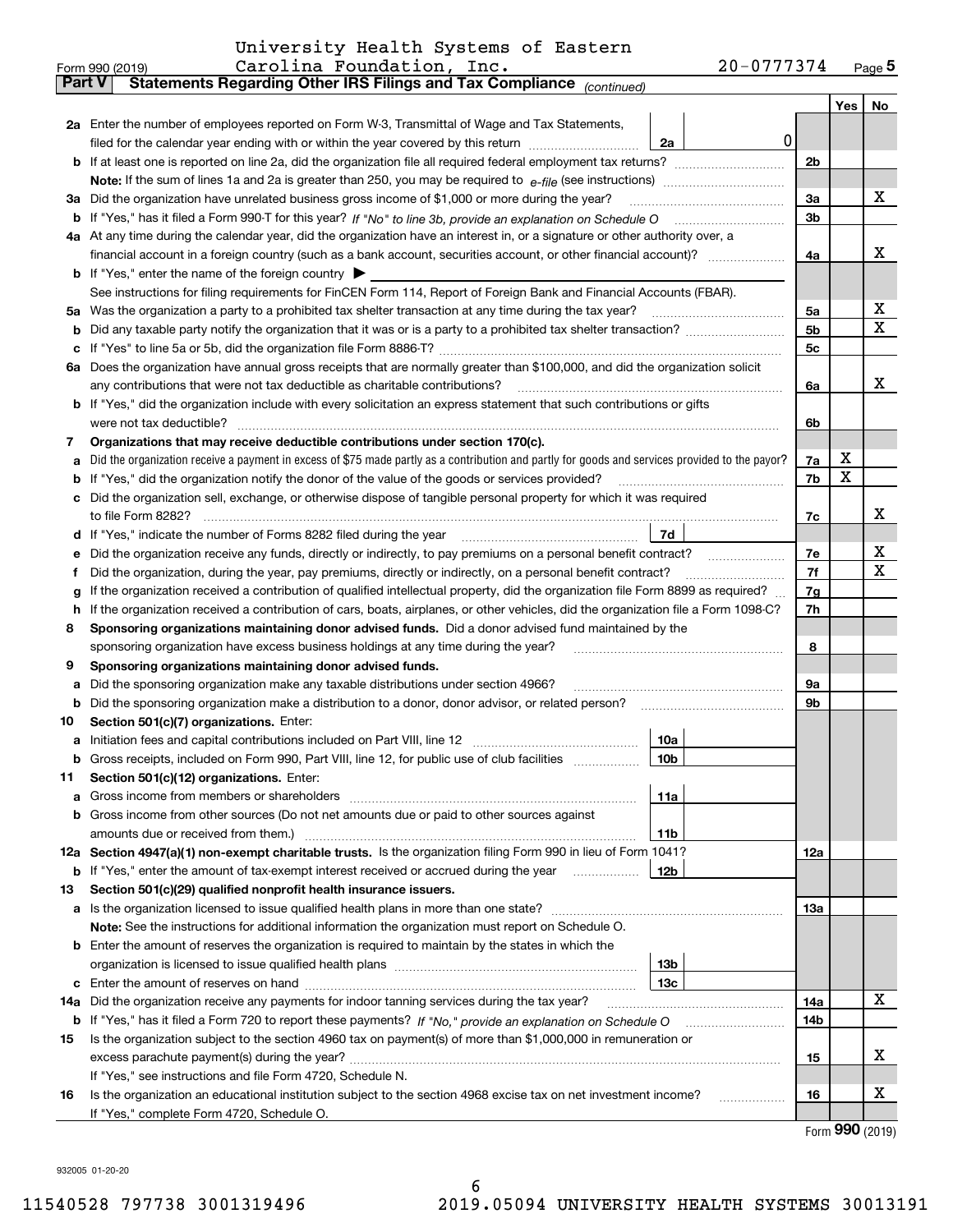University Health Systems of Eastern Carolina Foundation, Inc. 20-0777374

Form 990 (2019)

## Part V Statements Regarding Other IRS Filings and Tax Compliance *(continued)*

| | | | | Yes | No |
|---|---|---|---|---|---|
| **2a** | Enter the number of employees reported on Form W-3, Transmittal of Wage and Tax Statements, filed for the calendar year ending with or within the year covered by this return | 2a | 0 | | |
| **b** | If at least one is reported on line 2a, did the organization file all required federal employment tax returns? | | 2b | | |
| | **Note:** If the sum of lines 1a and 2a is greater than 250, you may be required to *e-file* (see instructions) | | | | |
| **3a** | Did the organization have unrelated business gross income of $1,000 or more during the year? | | 3a | | X |
| **b** | If "Yes," has it filed a Form 990-T for this year? *If "No" to line 3b, provide an explanation on Schedule O* | | 3b | | |
| **4a** | At any time during the calendar year, did the organization have an interest in, or a signature or other authority over, a financial account in a foreign country (such as a bank account, securities account, or other financial account)? | | 4a | | X |
| **b** | If "Yes," enter the name of the foreign country ▶ | | | | |
| | See instructions for filing requirements for FinCEN Form 114, Report of Foreign Bank and Financial Accounts (FBAR). | | | | |
| **5a** | Was the organization a party to a prohibited tax shelter transaction at any time during the tax year? | | 5a | | X |
| **b** | Did any taxable party notify the organization that it was or is a party to a prohibited tax shelter transaction? | | 5b | | X |
| **c** | If "Yes" to line 5a or 5b, did the organization file Form 8886-T? | | 5c | | |
| **6a** | Does the organization have annual gross receipts that are normally greater than $100,000, and did the organization solicit any contributions that were not tax deductible as charitable contributions? | | 6a | | X |
| **b** | If "Yes," did the organization include with every solicitation an express statement that such contributions or gifts were not tax deductible? | | 6b | | |
| **7** | **Organizations that may receive deductible contributions under section 170(c).** | | | | |
| **a** | Did the organization receive a payment in excess of $75 made partly as a contribution and partly for goods and services provided to the payor? | | 7a | X | |
| **b** | If "Yes," did the organization notify the donor of the value of the goods or services provided? | | 7b | X | |
| **c** | Did the organization sell, exchange, or otherwise dispose of tangible personal property for which it was required to file Form 8282? | | 7c | | X |
| **d** | If "Yes," indicate the number of Forms 8282 filed during the year | 7d | | | |
| **e** | Did the organization receive any funds, directly or indirectly, to pay premiums on a personal benefit contract? | | 7e | | X |
| **f** | Did the organization, during the year, pay premiums, directly or indirectly, on a personal benefit contract? | | 7f | | X |
| **g** | If the organization received a contribution of qualified intellectual property, did the organization file Form 8899 as required? | | 7g | | |
| **h** | If the organization received a contribution of cars, boats, airplanes, or other vehicles, did the organization file a Form 1098-C? | | 7h | | |
| **8** | **Sponsoring organizations maintaining donor advised funds.** Did a donor advised fund maintained by the sponsoring organization have excess business holdings at any time during the year? | | 8 | | |
| **9** | **Sponsoring organizations maintaining donor advised funds.** | | | | |
| **a** | Did the sponsoring organization make any taxable distributions under section 4966? | | 9a | | |
| **b** | Did the sponsoring organization make a distribution to a donor, donor advisor, or related person? | | 9b | | |
| **10** | **Section 501(c)(7) organizations.** Enter: | | | | |
| **a** | Initiation fees and capital contributions included on Part VIII, line 12 | 10a | | | |
| **b** | Gross receipts, included on Form 990, Part VIII, line 12, for public use of club facilities | 10b | | | |
| **11** | **Section 501(c)(12) organizations.** Enter: | | | | |
| **a** | Gross income from members or shareholders | 11a | | | |
| **b** | Gross income from other sources (Do not net amounts due or paid to other sources against amounts due or received from them.) | 11b | | | |
| **12a** | **Section 4947(a)(1) non-exempt charitable trusts.** Is the organization filing Form 990 in lieu of Form 1041? | | 12a | | |
| **b** | If "Yes," enter the amount of tax-exempt interest received or accrued during the year | 12b | | | |
| **13** | **Section 501(c)(29) qualified nonprofit health insurance issuers.** | | | | |
| **a** | Is the organization licensed to issue qualified health plans in more than one state? | | 13a | | |
| | **Note:** See the instructions for additional information the organization must report on Schedule O. | | | | |
| **b** | Enter the amount of reserves the organization is required to maintain by the states in which the organization is licensed to issue qualified health plans | 13b | | | |
| **c** | Enter the amount of reserves on hand | 13c | | | |
| **14a** | Did the organization receive any payments for indoor tanning services during the tax year? | | 14a | | X |
| **b** | If "Yes," has it filed a Form 720 to report these payments? *If "No," provide an explanation on Schedule O* | | 14b | | |
| **15** | Is the organization subject to the section 4960 tax on payment(s) of more than $1,000,000 in remuneration or excess parachute payment(s) during the year? | | 15 | | X |
| | If "Yes," see instructions and file Form 4720, Schedule N. | | | | |
| **16** | Is the organization an educational institution subject to the section 4968 excise tax on net investment income? | | 16 | | X |
| | If "Yes," complete Form 4720, Schedule O. | | | | |

Form **990** (2019)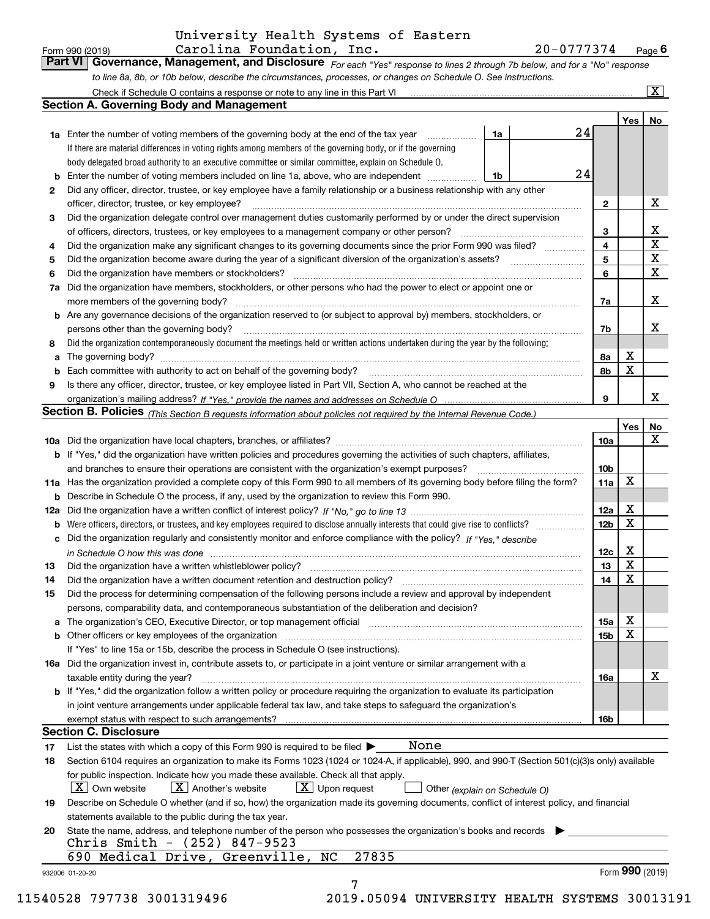University Health Systems of Eastern Carolina Foundation, Inc. 20-0777374

Form 990 (2019) Page 6

**Part VI Governance, Management, and Disclosure** *For each "Yes" response to lines 2 through 7b below, and for a "No" response to line 8a, 8b, or 10b below, describe the circumstances, processes, or changes on Schedule O. See instructions.*

Check if Schedule O contains a response or note to any line in this Part VI [X]

## Section A. Governing Body and Management

| | | | | Yes | No |
|---|---|---|---|---|---|
| 1a | Enter the number of voting members of the governing body at the end of the tax year. If there are material differences in voting rights among members of the governing body, or if the governing body delegated broad authority to an executive committee or similar committee, explain on Schedule O. | 1a | 24 | | |
| b | Enter the number of voting members included on line 1a, above, who are independent | 1b | 24 | | |
| 2 | Did any officer, director, trustee, or key employee have a family relationship or a business relationship with any other officer, director, trustee, or key employee? | 2 | | | X |
| 3 | Did the organization delegate control over management duties customarily performed by or under the direct supervision of officers, directors, trustees, or key employees to a management company or other person? | 3 | | | X |
| 4 | Did the organization make any significant changes to its governing documents since the prior Form 990 was filed? | 4 | | | X |
| 5 | Did the organization become aware during the year of a significant diversion of the organization's assets? | 5 | | | X |
| 6 | Did the organization have members or stockholders? | 6 | | | X |
| 7a | Did the organization have members, stockholders, or other persons who had the power to elect or appoint one or more members of the governing body? | 7a | | | X |
| b | Are any governance decisions of the organization reserved to (or subject to approval by) members, stockholders, or persons other than the governing body? | 7b | | | X |
| 8 | Did the organization contemporaneously document the meetings held or written actions undertaken during the year by the following: | | | | |
| a | The governing body? | 8a | | X | |
| b | Each committee with authority to act on behalf of the governing body? | 8b | | X | |
| 9 | Is there any officer, director, trustee, or key employee listed in Part VII, Section A, who cannot be reached at the organization's mailing address? *If "Yes," provide the names and addresses on Schedule O* | 9 | | | X |

## Section B. Policies *(This Section B requests information about policies not required by the Internal Revenue Code.)*

| | | | Yes | No |
|---|---|---|---|---|
| 10a | Did the organization have local chapters, branches, or affiliates? | 10a | | X |
| b | If "Yes," did the organization have written policies and procedures governing the activities of such chapters, affiliates, and branches to ensure their operations are consistent with the organization's exempt purposes? | 10b | | |
| 11a | Has the organization provided a complete copy of this Form 990 to all members of its governing body before filing the form? | 11a | X | |
| b | Describe in Schedule O the process, if any, used by the organization to review this Form 990. | | | |
| 12a | Did the organization have a written conflict of interest policy? *If "No," go to line 13* | 12a | X | |
| b | Were officers, directors, or trustees, and key employees required to disclose annually interests that could give rise to conflicts? | 12b | X | |
| c | Did the organization regularly and consistently monitor and enforce compliance with the policy? *If "Yes," describe in Schedule O how this was done* | 12c | X | |
| 13 | Did the organization have a written whistleblower policy? | 13 | X | |
| 14 | Did the organization have a written document retention and destruction policy? | 14 | X | |
| 15 | Did the process for determining compensation of the following persons include a review and approval by independent persons, comparability data, and contemporaneous substantiation of the deliberation and decision? | | | |
| a | The organization's CEO, Executive Director, or top management official | 15a | X | |
| b | Other officers or key employees of the organization | 15b | X | |
| | If "Yes" to line 15a or 15b, describe the process in Schedule O (see instructions). | | | |
| 16a | Did the organization invest in, contribute assets to, or participate in a joint venture or similar arrangement with a taxable entity during the year? | 16a | | X |
| b | If "Yes," did the organization follow a written policy or procedure requiring the organization to evaluate its participation in joint venture arrangements under applicable federal tax law, and take steps to safeguard the organization's exempt status with respect to such arrangements? | 16b | | |

## Section C. Disclosure

17 List the states with which a copy of this Form 990 is required to be filed ▶ None

18 Section 6104 requires an organization to make its Forms 1023 (1024 or 1024-A, if applicable), 990, and 990-T (Section 501(c)(3)s only) available for public inspection. Indicate how you made these available. Check all that apply.

[X] Own website [X] Another's website [X] Upon request [ ] Other *(explain on Schedule O)*

19 Describe on Schedule O whether (and if so, how) the organization made its governing documents, conflict of interest policy, and financial statements available to the public during the tax year.

20 State the name, address, and telephone number of the person who possesses the organization's books and records ▶

Chris Smith - (252) 847-9523
690 Medical Drive, Greenville, NC 27835

932006 01-20-20 Form **990** (2019)

11540528 797738 3001319496 2019.05094 UNIVERSITY HEALTH SYSTEMS 30013191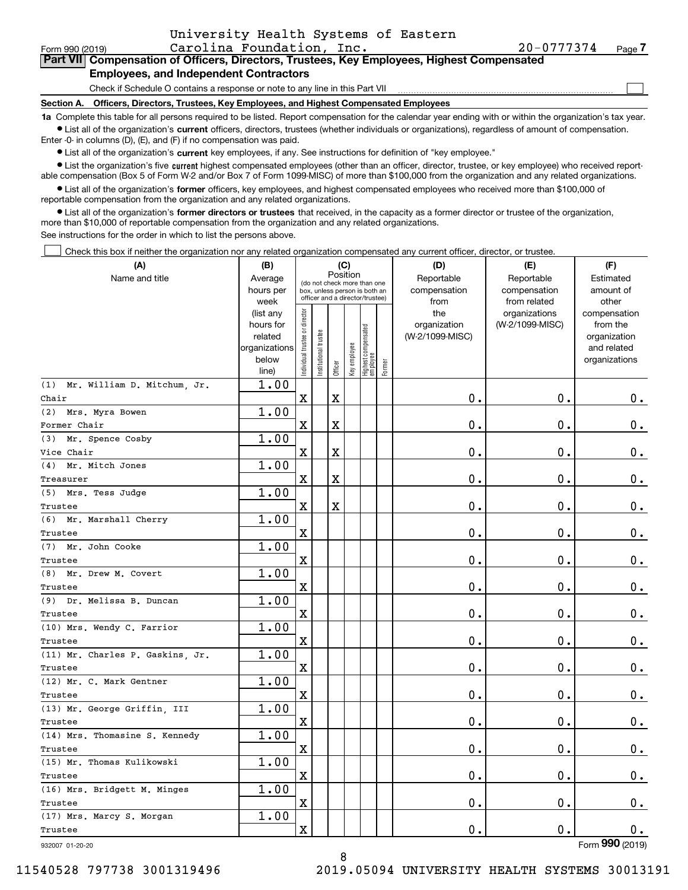University Health Systems of Eastern Carolina Foundation, Inc. 20-0777374

Form 990 (2019)

## Part VII Compensation of Officers, Directors, Trustees, Key Employees, Highest Compensated Employees, and Independent Contractors

Check if Schedule O contains a response or note to any line in this Part VII

### Section A. Officers, Directors, Trustees, Key Employees, and Highest Compensated Employees

**1a** Complete this table for all persons required to be listed. Report compensation for the calendar year ending with or within the organization's tax year.

- List all of the organization's **current** officers, directors, trustees (whether individuals or organizations), regardless of amount of compensation. Enter -0- in columns (D), (E), and (F) if no compensation was paid.
- List all of the organization's **current** key employees, if any. See instructions for definition of "key employee."
- List the organization's five **current** highest compensated employees (other than an officer, director, trustee, or key employee) who received reportable compensation (Box 5 of Form W-2 and/or Box 7 of Form 1099-MISC) of more than $100,000 from the organization and any related organizations.
- List all of the organization's **former** officers, key employees, and highest compensated employees who received more than $100,000 of reportable compensation from the organization and any related organizations.
- List all of the organization's **former directors or trustees** that received, in the capacity as a former director or trustee of the organization, more than $10,000 of reportable compensation from the organization and any related organizations.

See instructions for the order in which to list the persons above.

Check this box if neither the organization nor any related organization compensated any current officer, director, or trustee.

| (A) Name and title | (B) Average hours per week (list any hours for related organizations below line) | (C) Position: Individual trustee or director | Institutional trustee | Officer | Key employee | Highest compensated employee | Former | (D) Reportable compensation from the organization (W-2/1099-MISC) | (E) Reportable compensation from related organizations (W-2/1099-MISC) | (F) Estimated amount of other compensation from the organization and related organizations |
|---|---|---|---|---|---|---|---|---|---|---|
| (1) Mr. William D. Mitchum, Jr. Chair | 1.00 | X | | X | | | | 0. | 0. | 0. |
| (2) Mrs. Myra Bowen Former Chair | 1.00 | X | | X | | | | 0. | 0. | 0. |
| (3) Mr. Spence Cosby Vice Chair | 1.00 | X | | X | | | | 0. | 0. | 0. |
| (4) Mr. Mitch Jones Treasurer | 1.00 | X | | X | | | | 0. | 0. | 0. |
| (5) Mrs. Tess Judge Trustee | 1.00 | X | | X | | | | 0. | 0. | 0. |
| (6) Mr. Marshall Cherry Trustee | 1.00 | X | | | | | | 0. | 0. | 0. |
| (7) Mr. John Cooke Trustee | 1.00 | X | | | | | | 0. | 0. | 0. |
| (8) Mr. Drew M. Covert Trustee | 1.00 | X | | | | | | 0. | 0. | 0. |
| (9) Dr. Melissa B. Duncan Trustee | 1.00 | X | | | | | | 0. | 0. | 0. |
| (10) Mrs. Wendy C. Farrior Trustee | 1.00 | X | | | | | | 0. | 0. | 0. |
| (11) Mr. Charles P. Gaskins, Jr. Trustee | 1.00 | X | | | | | | 0. | 0. | 0. |
| (12) Mr. C. Mark Gentner Trustee | 1.00 | X | | | | | | 0. | 0. | 0. |
| (13) Mr. George Griffin, III Trustee | 1.00 | X | | | | | | 0. | 0. | 0. |
| (14) Mrs. Thomasine S. Kennedy Trustee | 1.00 | X | | | | | | 0. | 0. | 0. |
| (15) Mr. Thomas Kulikowski Trustee | 1.00 | X | | | | | | 0. | 0. | 0. |
| (16) Mrs. Bridgett M. Minges Trustee | 1.00 | X | | | | | | 0. | 0. | 0. |
| (17) Mrs. Marcy S. Morgan Trustee | 1.00 | X | | | | | | 0. | 0. | 0. |

932007 01-20-20

Form **990** (2019)

11540528 797738 3001319496 2019.05094 UNIVERSITY HEALTH SYSTEMS 30013191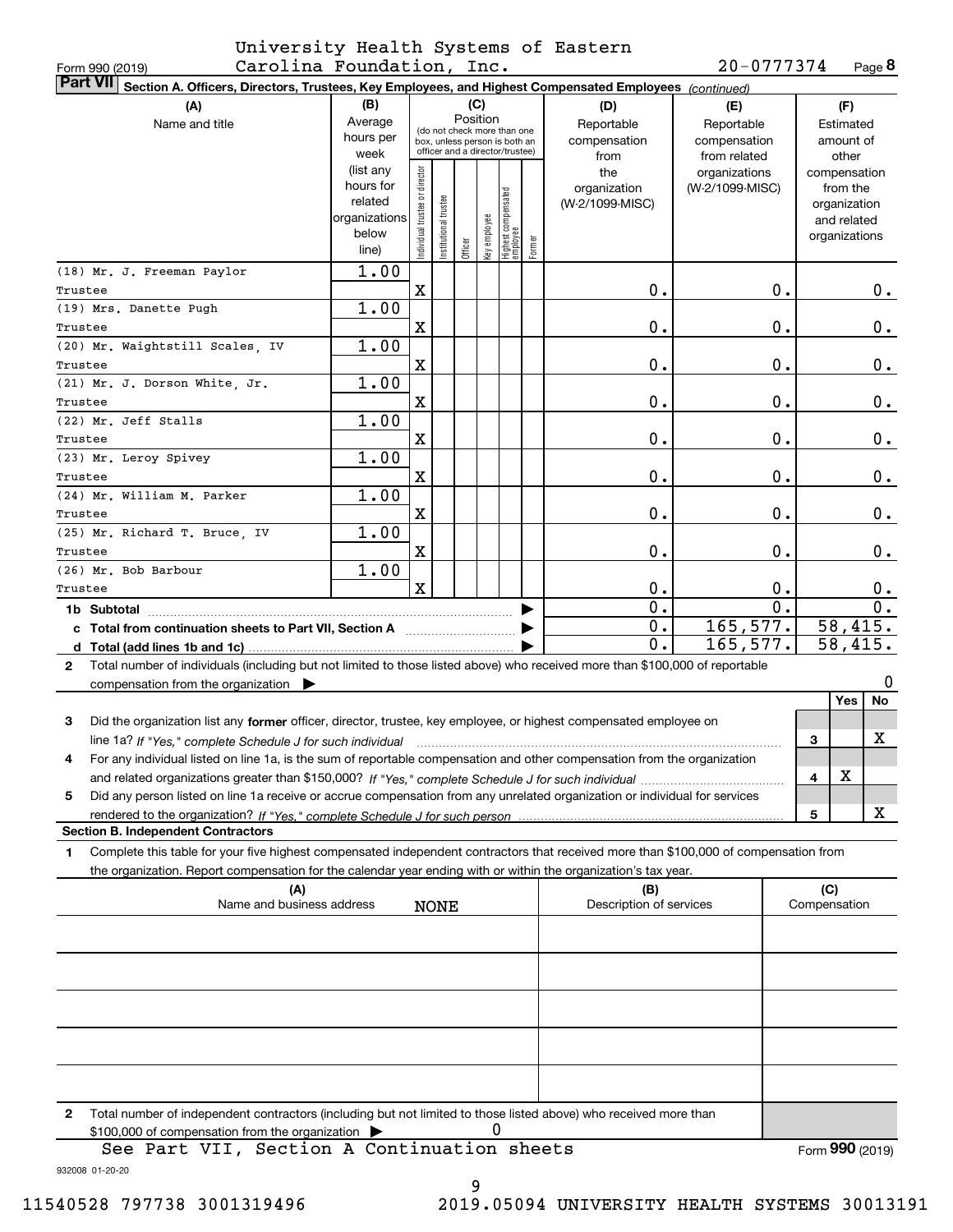Form 990 (2019) University Health Systems of Eastern Carolina Foundation, Inc. 20-0777374 Page 8

**Part VII Section A. Officers, Directors, Trustees, Key Employees, and Highest Compensated Employees** *(continued)*

| (A) Name and title | (B) Average hours per week (list any hours for related organizations below line) | Individual trustee or director | Institutional trustee | Officer | Key employee | Highest compensated employee | Former | (D) Reportable compensation from the organization (W-2/1099-MISC) | (E) Reportable compensation from related organizations (W-2/1099-MISC) | (F) Estimated amount of other compensation from the organization and related organizations |
|---|---|---|---|---|---|---|---|---|---|---|
| (18) Mr. J. Freeman Paylor<br>Trustee | 1.00 | X | | | | | | 0. | 0. | 0. |
| (19) Mrs. Danette Pugh<br>Trustee | 1.00 | X | | | | | | 0. | 0. | 0. |
| (20) Mr. Waightstill Scales, IV<br>Trustee | 1.00 | X | | | | | | 0. | 0. | 0. |
| (21) Mr. J. Dorson White, Jr.<br>Trustee | 1.00 | X | | | | | | 0. | 0. | 0. |
| (22) Mr. Jeff Stalls<br>Trustee | 1.00 | X | | | | | | 0. | 0. | 0. |
| (23) Mr. Leroy Spivey<br>Trustee | 1.00 | X | | | | | | 0. | 0. | 0. |
| (24) Mr. William M. Parker<br>Trustee | 1.00 | X | | | | | | 0. | 0. | 0. |
| (25) Mr. Richard T. Bruce, IV<br>Trustee | 1.00 | X | | | | | | 0. | 0. | 0. |
| (26) Mr. Bob Barbour<br>Trustee | 1.00 | X | | | | | | 0. | 0. | 0. |
| 1b Subtotal | | | | | | | | 0. | 0. | 0. |
| c Total from continuation sheets to Part VII, Section A | | | | | | | | 0. | 165,577. | 58,415. |
| d Total (add lines 1b and 1c) | | | | | | | | 0. | 165,577. | 58,415. |

2 Total number of individuals (including but not limited to those listed above) who received more than $100,000 of reportable compensation from the organization ▶ 0

| | | Yes | No |
|---|---|---|---|
| 3 Did the organization list any **former** officer, director, trustee, key employee, or highest compensated employee on line 1a? *If "Yes," complete Schedule J for such individual* | 3 | | X |
| 4 For any individual listed on line 1a, is the sum of reportable compensation and other compensation from the organization and related organizations greater than $150,000? *If "Yes," complete Schedule J for such individual* | 4 | X | |
| 5 Did any person listed on line 1a receive or accrue compensation from any unrelated organization or individual for services rendered to the organization? *If "Yes," complete Schedule J for such person* | 5 | | X |

**Section B. Independent Contractors**

1 Complete this table for your five highest compensated independent contractors that received more than $100,000 of compensation from the organization. Report compensation for the calendar year ending with or within the organization's tax year.

| (A) Name and business address | (B) Description of services | (C) Compensation |
|---|---|---|
| NONE | | |
| | | |
| | | |
| | | |
| | | |

2 Total number of independent contractors (including but not limited to those listed above) who received more than $100,000 of compensation from the organization ▶ 0

See Part VII, Section A Continuation sheets

Form **990** (2019)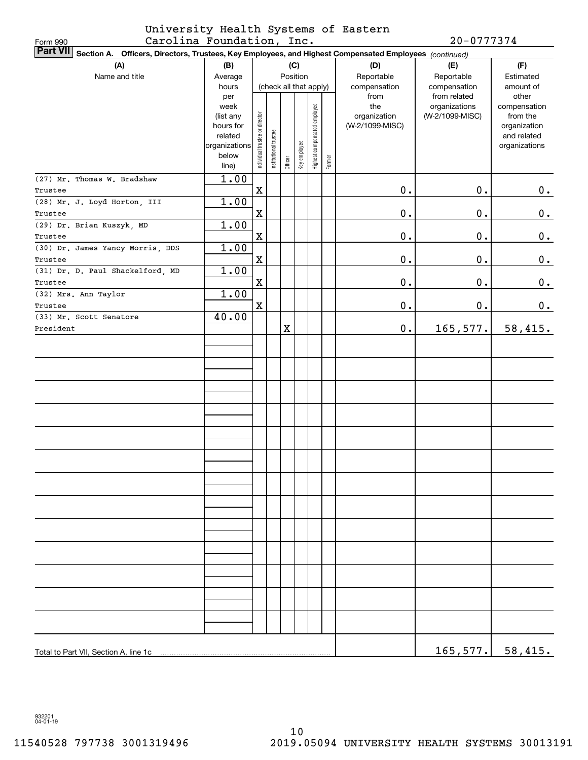Form 990

University Health Systems of Eastern Carolina Foundation, Inc. 20-0777374

**Part VII** Section A. Officers, Directors, Trustees, Key Employees, and Highest Compensated Employees *(continued)*

| (A) Name and title | (B) Average hours per week (list any hours for related organizations below line) | (C) Position: Individual trustee or director | Institutional trustee | Officer | Key employee | Highest compensated employee | Former | (D) Reportable compensation from the organization (W-2/1099-MISC) | (E) Reportable compensation from related organizations (W-2/1099-MISC) | (F) Estimated amount of other compensation from the organization and related organizations |
|---|---|---|---|---|---|---|---|---|---|---|
| (27) Mr. Thomas W. Bradshaw<br>Trustee | 1.00 | X | | | | | | 0. | 0. | 0. |
| (28) Mr. J. Loyd Horton, III<br>Trustee | 1.00 | X | | | | | | 0. | 0. | 0. |
| (29) Dr. Brian Kuszyk, MD<br>Trustee | 1.00 | X | | | | | | 0. | 0. | 0. |
| (30) Dr. James Yancy Morris, DDS<br>Trustee | 1.00 | X | | | | | | 0. | 0. | 0. |
| (31) Dr. D. Paul Shackelford, MD<br>Trustee | 1.00 | X | | | | | | 0. | 0. | 0. |
| (32) Mrs. Ann Taylor<br>Trustee | 1.00 | X | | | | | | 0. | 0. | 0. |
| (33) Mr. Scott Senatore<br>President | 40.00 | | | X | | | | 0. | 165,577. | 58,415. |
| Total to Part VII, Section A, line 1c | | | | | | | | | 165,577. | 58,415. |

932201 04-01-19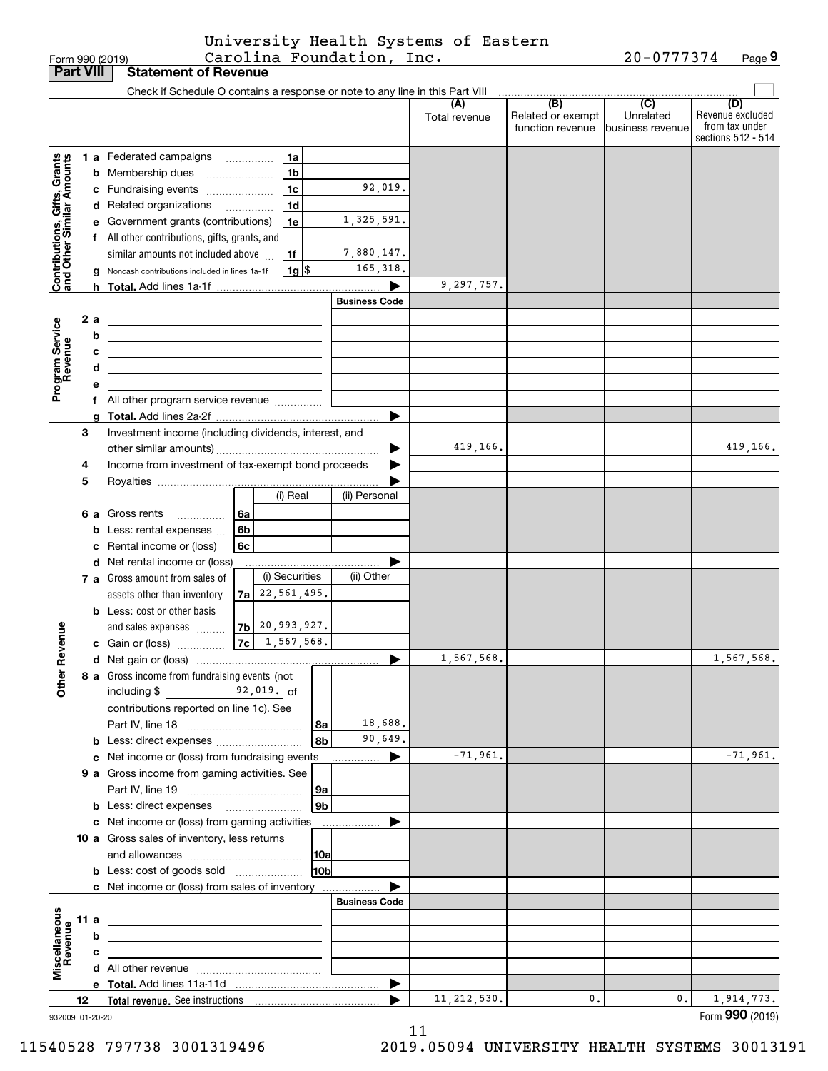Form 990 (2019) University Health Systems of Eastern Carolina Foundation, Inc. 20-0777374 Page **9**

## Part VIII Statement of Revenue

Check if Schedule O contains a response or note to any line in this Part VIII

| | | | (A) Total revenue | (B) Related or exempt function revenue | (C) Unrelated business revenue | (D) Revenue excluded from tax under sections 512 - 514 |
|---|---|---|---|---|---|---|
| **Contributions, Gifts, Grants and Other Similar Amounts** | | | | | | |
| 1 a | Federated campaigns | 1a | | | | |
| b | Membership dues | 1b | | | | |
| c | Fundraising events | 1c 92,019. | | | | |
| d | Related organizations | 1d | | | | |
| e | Government grants (contributions) | 1e 1,325,591. | | | | |
| f | All other contributions, gifts, grants, and similar amounts not included above | 1f 7,880,147. | | | | |
| g | Noncash contributions included in lines 1a-1f | 1g $ 165,318. | | | | |
| h | **Total.** Add lines 1a-1f | ▶ | 9,297,757. | | | |
| **Program Service Revenue** | | Business Code | | | | |
| 2 a | | | | | | |
| b | | | | | | |
| c | | | | | | |
| d | | | | | | |
| e | | | | | | |
| f | All other program service revenue | | | | | |
| g | **Total.** Add lines 2a-2f | ▶ | | | | |
| **Other Revenue** | | | | | | |
| 3 | Investment income (including dividends, interest, and other similar amounts) | ▶ | 419,166. | | | 419,166. |
| 4 | Income from investment of tax-exempt bond proceeds | ▶ | | | | |
| 5 | Royalties | ▶ | | | | |
| | | (i) Real / (ii) Personal | | | | |
| 6 a | Gross rents | 6a | | | | |
| b | Less: rental expenses | 6b | | | | |
| c | Rental income or (loss) | 6c | | | | |
| d | Net rental income or (loss) | ▶ | | | | |
| | | (i) Securities / (ii) Other | | | | |
| 7 a | Gross amount from sales of assets other than inventory | 7a 22,561,495. | | | | |
| b | Less: cost or other basis and sales expenses | 7b 20,993,927. | | | | |
| c | Gain or (loss) | 7c 1,567,568. | | | | |
| d | Net gain or (loss) | ▶ | 1,567,568. | | | 1,567,568. |
| 8 a | Gross income from fundraising events (not including $ 92,019. of contributions reported on line 1c). See Part IV, line 18 | 8a 18,688. | | | | |
| b | Less: direct expenses | 8b 90,649. | | | | |
| c | Net income or (loss) from fundraising events | ▶ | -71,961. | | | -71,961. |
| 9 a | Gross income from gaming activities. See Part IV, line 19 | 9a | | | | |
| b | Less: direct expenses | 9b | | | | |
| c | Net income or (loss) from gaming activities | ▶ | | | | |
| 10 a | Gross sales of inventory, less returns and allowances | 10a | | | | |
| b | Less: cost of goods sold | 10b | | | | |
| c | Net income or (loss) from sales of inventory | ▶ | | | | |
| **Miscellaneous Revenue** | | Business Code | | | | |
| 11 a | | | | | | |
| b | | | | | | |
| c | | | | | | |
| d | All other revenue | | | | | |
| e | **Total.** Add lines 11a-11d | ▶ | | | | |
| 12 | **Total revenue.** See instructions | ▶ | 11,212,530. | 0. | 0. | 1,914,773. |

932009 01-20-20 Form **990** (2019)

11540528 797738 3001319496 2019.05094 UNIVERSITY HEALTH SYSTEMS 30013191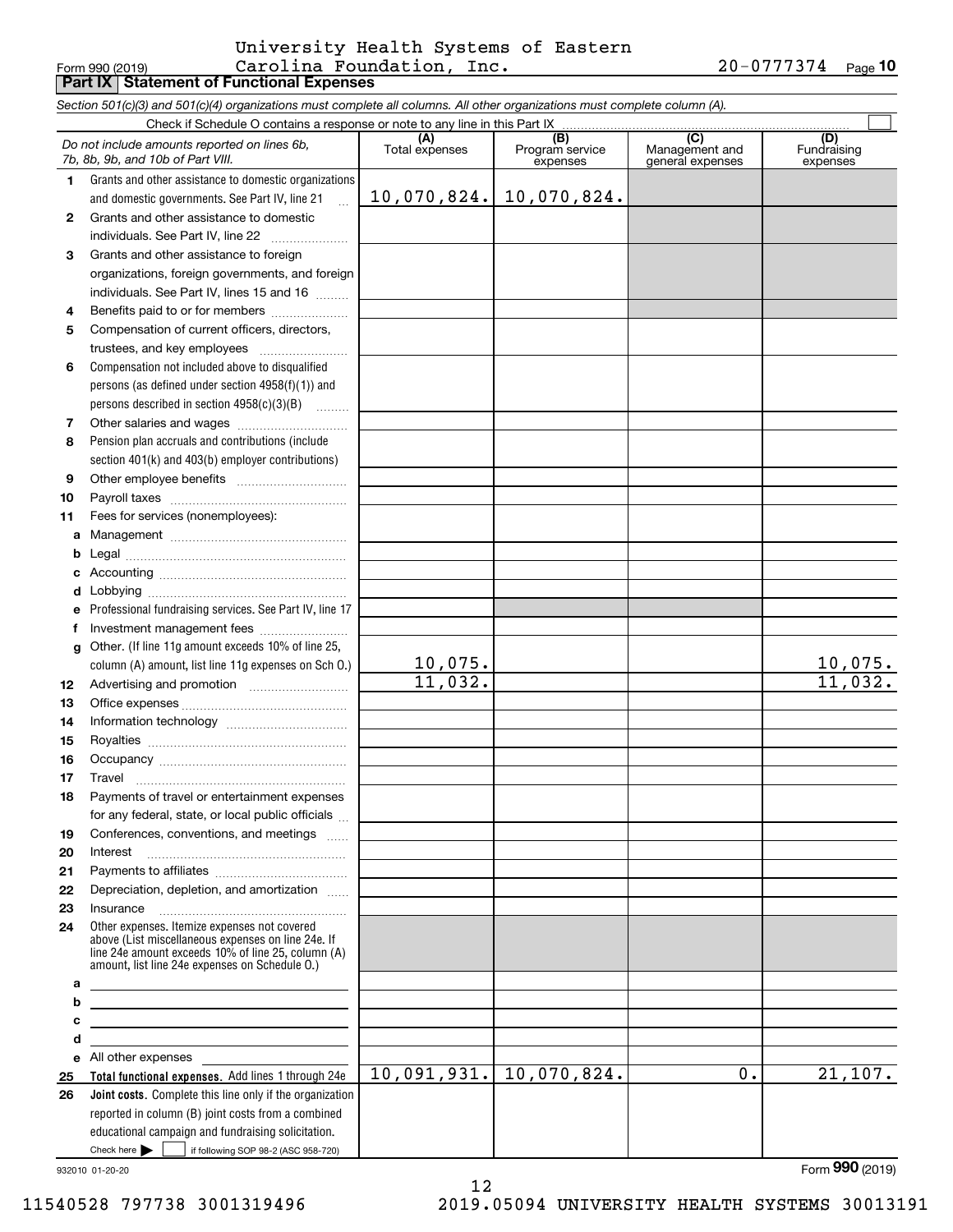Form 990 (2019) University Health Systems of Eastern Carolina Foundation, Inc. 20-0777374 Page **10**

**Part IX | Statement of Functional Expenses**

*Section 501(c)(3) and 501(c)(4) organizations must complete all columns. All other organizations must complete column (A).*

Check if Schedule O contains a response or note to any line in this Part IX

| *Do not include amounts reported on lines 6b, 7b, 8b, 9b, and 10b of Part VIII.* | (A) Total expenses | (B) Program service expenses | (C) Management and general expenses | (D) Fundraising expenses |
|---|---|---|---|---|
| **1** Grants and other assistance to domestic organizations and domestic governments. See Part IV, line 21 | 10,070,824. | 10,070,824. | | |
| **2** Grants and other assistance to domestic individuals. See Part IV, line 22 | | | | |
| **3** Grants and other assistance to foreign organizations, foreign governments, and foreign individuals. See Part IV, lines 15 and 16 | | | | |
| **4** Benefits paid to or for members | | | | |
| **5** Compensation of current officers, directors, trustees, and key employees | | | | |
| **6** Compensation not included above to disqualified persons (as defined under section 4958(f)(1)) and persons described in section 4958(c)(3)(B) | | | | |
| **7** Other salaries and wages | | | | |
| **8** Pension plan accruals and contributions (include section 401(k) and 403(b) employer contributions) | | | | |
| **9** Other employee benefits | | | | |
| **10** Payroll taxes | | | | |
| **11** Fees for services (nonemployees): | | | | |
| **a** Management | | | | |
| **b** Legal | | | | |
| **c** Accounting | | | | |
| **d** Lobbying | | | | |
| **e** Professional fundraising services. See Part IV, line 17 | | | | |
| **f** Investment management fees | | | | |
| **g** Other. (If line 11g amount exceeds 10% of line 25, column (A) amount, list line 11g expenses on Sch O.) | 10,075. | | | 10,075. |
| **12** Advertising and promotion | 11,032. | | | 11,032. |
| **13** Office expenses | | | | |
| **14** Information technology | | | | |
| **15** Royalties | | | | |
| **16** Occupancy | | | | |
| **17** Travel | | | | |
| **18** Payments of travel or entertainment expenses for any federal, state, or local public officials | | | | |
| **19** Conferences, conventions, and meetings | | | | |
| **20** Interest | | | | |
| **21** Payments to affiliates | | | | |
| **22** Depreciation, depletion, and amortization | | | | |
| **23** Insurance | | | | |
| **24** Other expenses. Itemize expenses not covered above (List miscellaneous expenses on line 24e. If line 24e amount exceeds 10% of line 25, column (A) amount, list line 24e expenses on Schedule O.) | | | | |
| **a** | | | | |
| **b** | | | | |
| **c** | | | | |
| **d** | | | | |
| **e** All other expenses | | | | |
| **25** **Total functional expenses.** Add lines 1 through 24e | 10,091,931. | 10,070,824. | 0. | 21,107. |
| **26** **Joint costs.** Complete this line only if the organization reported in column (B) joint costs from a combined educational campaign and fundraising solicitation. Check here ▶ ☐ if following SOP 98-2 (ASC 958-720) | | | | |

932010 01-20-20 Form **990** (2019)

11540528 797738 3001319496 2019.05094 UNIVERSITY HEALTH SYSTEMS 30013191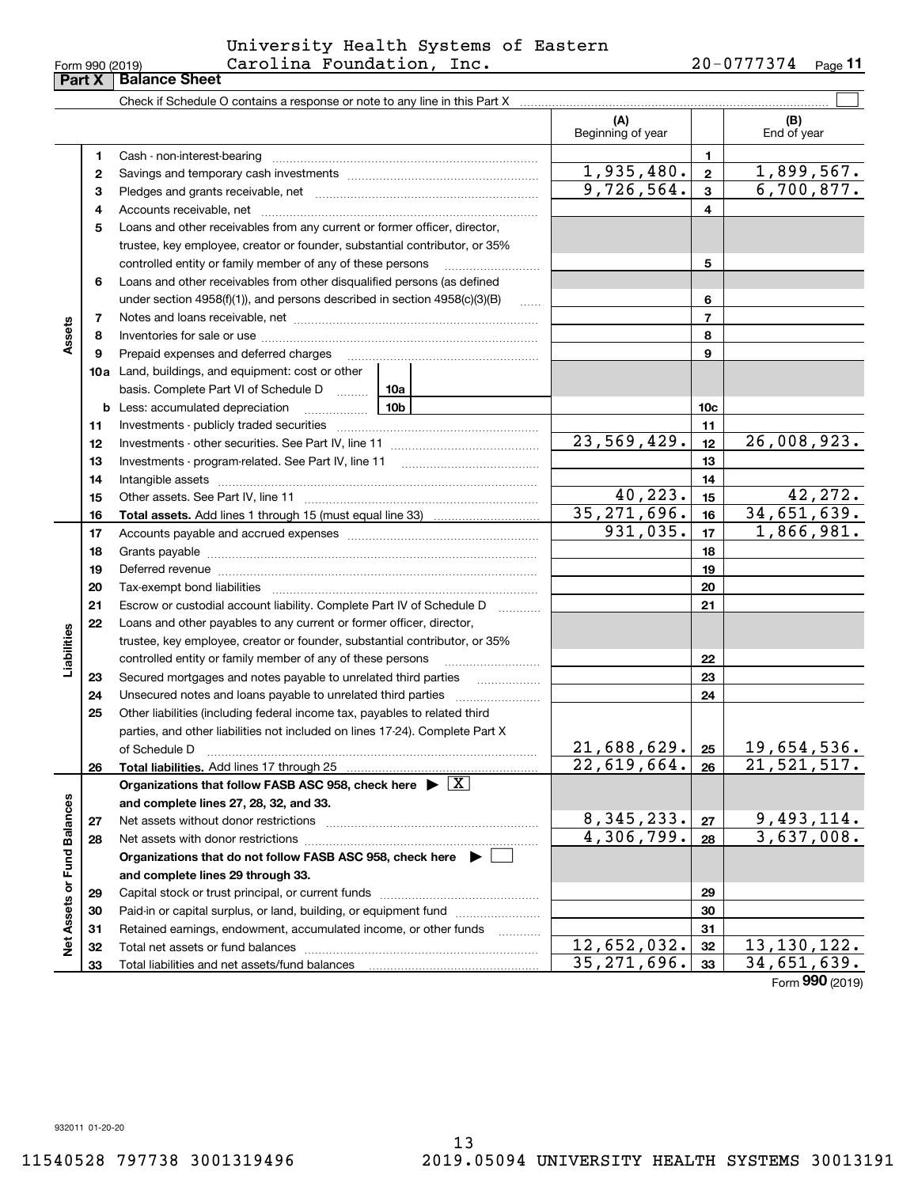Form 990 (2019) University Health Systems of Eastern Carolina Foundation, Inc. 20-0777374 Page 11

**Part X | Balance Sheet**

Check if Schedule O contains a response or note to any line in this Part X ☐

| | | | (A) Beginning of year | | (B) End of year |
|---|---|---|---|---|---|
| **Assets** | 1 | Cash - non-interest-bearing | | 1 | |
| | 2 | Savings and temporary cash investments | 1,935,480. | 2 | 1,899,567. |
| | 3 | Pledges and grants receivable, net | 9,726,564. | 3 | 6,700,877. |
| | 4 | Accounts receivable, net | | 4 | |
| | 5 | Loans and other receivables from any current or former officer, director, trustee, key employee, creator or founder, substantial contributor, or 35% controlled entity or family member of any of these persons | | 5 | |
| | 6 | Loans and other receivables from other disqualified persons (as defined under section 4958(f)(1)), and persons described in section 4958(c)(3)(B) | | 6 | |
| | 7 | Notes and loans receivable, net | | 7 | |
| | 8 | Inventories for sale or use | | 8 | |
| | 9 | Prepaid expenses and deferred charges | | 9 | |
| | 10a | Land, buildings, and equipment: cost or other basis. Complete Part VI of Schedule D — 10a | | | |
| | b | Less: accumulated depreciation — 10b | | 10c | |
| | 11 | Investments - publicly traded securities | | 11 | |
| | 12 | Investments - other securities. See Part IV, line 11 | 23,569,429. | 12 | 26,008,923. |
| | 13 | Investments - program-related. See Part IV, line 11 | | 13 | |
| | 14 | Intangible assets | | 14 | |
| | 15 | Other assets. See Part IV, line 11 | 40,223. | 15 | 42,272. |
| | 16 | **Total assets.** Add lines 1 through 15 (must equal line 33) | 35,271,696. | 16 | 34,651,639. |
| **Liabilities** | 17 | Accounts payable and accrued expenses | 931,035. | 17 | 1,866,981. |
| | 18 | Grants payable | | 18 | |
| | 19 | Deferred revenue | | 19 | |
| | 20 | Tax-exempt bond liabilities | | 20 | |
| | 21 | Escrow or custodial account liability. Complete Part IV of Schedule D | | 21 | |
| | 22 | Loans and other payables to any current or former officer, director, trustee, key employee, creator or founder, substantial contributor, or 35% controlled entity or family member of any of these persons | | 22 | |
| | 23 | Secured mortgages and notes payable to unrelated third parties | | 23 | |
| | 24 | Unsecured notes and loans payable to unrelated third parties | | 24 | |
| | 25 | Other liabilities (including federal income tax, payables to related third parties, and other liabilities not included on lines 17-24). Complete Part X of Schedule D | 21,688,629. | 25 | 19,654,536. |
| | 26 | **Total liabilities.** Add lines 17 through 25 | 22,619,664. | 26 | 21,521,517. |
| **Net Assets or Fund Balances** | | **Organizations that follow FASB ASC 958, check here ▶ ☒ and complete lines 27, 28, 32, and 33.** | | | |
| | 27 | Net assets without donor restrictions | 8,345,233. | 27 | 9,493,114. |
| | 28 | Net assets with donor restrictions | 4,306,799. | 28 | 3,637,008. |
| | | **Organizations that do not follow FASB ASC 958, check here ▶ ☐ and complete lines 29 through 33.** | | | |
| | 29 | Capital stock or trust principal, or current funds | | 29 | |
| | 30 | Paid-in or capital surplus, or land, building, or equipment fund | | 30 | |
| | 31 | Retained earnings, endowment, accumulated income, or other funds | | 31 | |
| | 32 | Total net assets or fund balances | 12,652,032. | 32 | 13,130,122. |
| | 33 | Total liabilities and net assets/fund balances | 35,271,696. | 33 | 34,651,639. |

Form **990** (2019)

932011 01-20-20

11540528 797738 3001319496 2019.05094 UNIVERSITY HEALTH SYSTEMS 30013191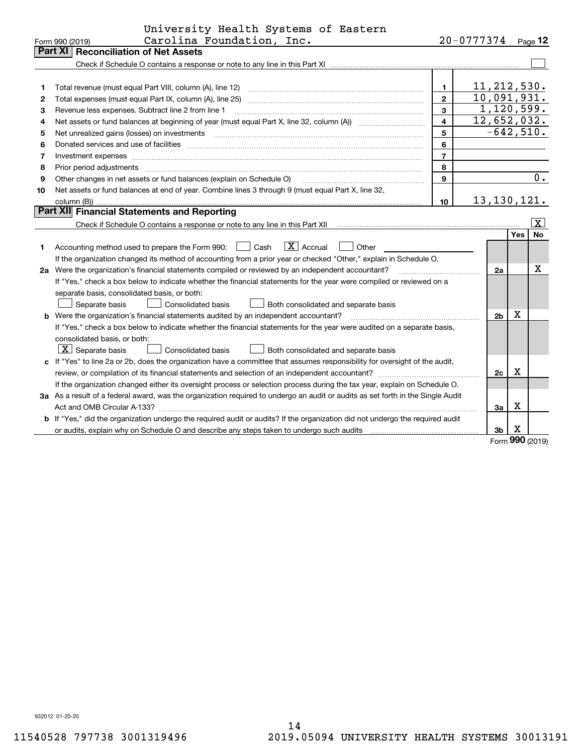Form 990 (2019) University Health Systems of Eastern Carolina Foundation, Inc. 20-0777374 Page 12

## Part XI Reconciliation of Net Assets

Check if Schedule O contains a response or note to any line in this Part XI ☐

| | | | |
|---|---|---|---|
| 1 | Total revenue (must equal Part VIII, column (A), line 12) | 1 | 11,212,530. |
| 2 | Total expenses (must equal Part IX, column (A), line 25) | 2 | 10,091,931. |
| 3 | Revenue less expenses. Subtract line 2 from line 1 | 3 | 1,120,599. |
| 4 | Net assets or fund balances at beginning of year (must equal Part X, line 32, column (A)) | 4 | 12,652,032. |
| 5 | Net unrealized gains (losses) on investments | 5 | -642,510. |
| 6 | Donated services and use of facilities | 6 | |
| 7 | Investment expenses | 7 | |
| 8 | Prior period adjustments | 8 | |
| 9 | Other changes in net assets or fund balances (explain on Schedule O) | 9 | 0. |
| 10 | Net assets or fund balances at end of year. Combine lines 3 through 9 (must equal Part X, line 32, column (B)) | 10 | 13,130,121. |

## Part XII Financial Statements and Reporting

Check if Schedule O contains a response or note to any line in this Part XII ☒

| | | | Yes | No |
|---|---|---|---|---|
| 1 | Accounting method used to prepare the Form 990: ☐ Cash ☒ Accrual ☐ Other | | | |
| | If the organization changed its method of accounting from a prior year or checked "Other," explain in Schedule O. | | | |
| 2a | Were the organization's financial statements compiled or reviewed by an independent accountant? | 2a | | X |
| | If "Yes," check a box below to indicate whether the financial statements for the year were compiled or reviewed on a separate basis, consolidated basis, or both: ☐ Separate basis ☐ Consolidated basis ☐ Both consolidated and separate basis | | | |
| b | Were the organization's financial statements audited by an independent accountant? | 2b | X | |
| | If "Yes," check a box below to indicate whether the financial statements for the year were audited on a separate basis, consolidated basis, or both: ☒ Separate basis ☐ Consolidated basis ☐ Both consolidated and separate basis | | | |
| c | If "Yes" to line 2a or 2b, does the organization have a committee that assumes responsibility for oversight of the audit, review, or compilation of its financial statements and selection of an independent accountant? | 2c | X | |
| | If the organization changed either its oversight process or selection process during the tax year, explain on Schedule O. | | | |
| 3a | As a result of a federal award, was the organization required to undergo an audit or audits as set forth in the Single Audit Act and OMB Circular A-133? | 3a | X | |
| b | If "Yes," did the organization undergo the required audit or audits? If the organization did not undergo the required audit or audits, explain why on Schedule O and describe any steps taken to undergo such audits | 3b | X | |

Form 990 (2019)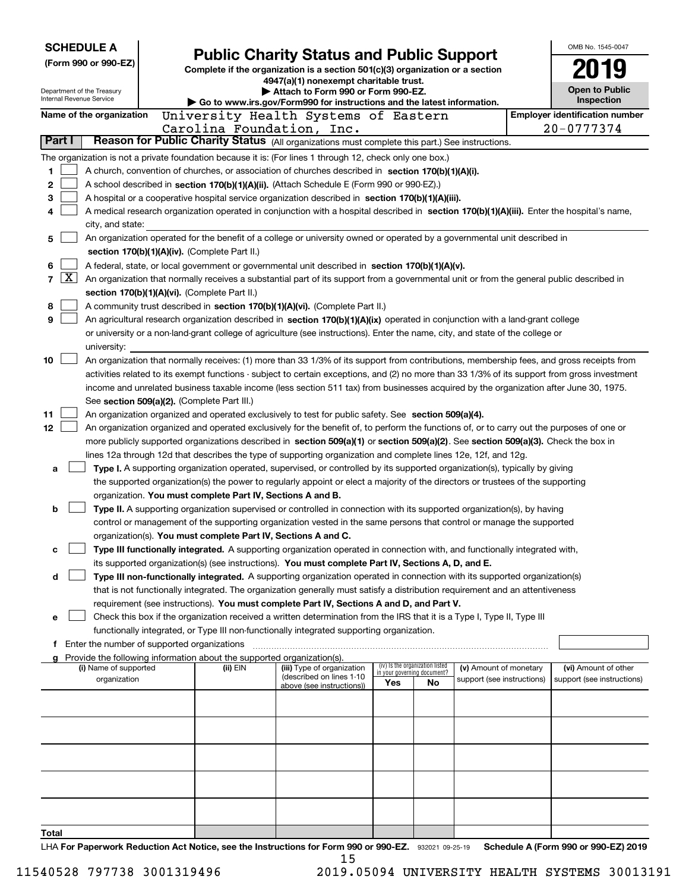**SCHEDULE A**
**(Form 990 or 990-EZ)**

Department of the Treasury
Internal Revenue Service

# Public Charity Status and Public Support

**Complete if the organization is a section 501(c)(3) organization or a section 4947(a)(1) nonexempt charitable trust.**
**▶ Attach to Form 990 or Form 990-EZ.**
**▶ Go to www.irs.gov/Form990 for instructions and the latest information.**

OMB No. 1545-0047

**2019**

**Open to Public Inspection**

**Name of the organization** University Health Systems of Eastern Carolina Foundation, Inc.

**Employer identification number** 20-0777374

## Part I — Reason for Public Charity Status (All organizations must complete this part.) See instructions.

The organization is not a private foundation because it is: (For lines 1 through 12, check only one box.)

1. [ ] A church, convention of churches, or association of churches described in **section 170(b)(1)(A)(i).**
2. [ ] A school described in **section 170(b)(1)(A)(ii).** (Attach Schedule E (Form 990 or 990-EZ).)
3. [ ] A hospital or a cooperative hospital service organization described in **section 170(b)(1)(A)(iii).**
4. [ ] A medical research organization operated in conjunction with a hospital described in **section 170(b)(1)(A)(iii).** Enter the hospital's name, city, and state:
5. [ ] An organization operated for the benefit of a college or university owned or operated by a governmental unit described in **section 170(b)(1)(A)(iv).** (Complete Part II.)
6. [ ] A federal, state, or local government or governmental unit described in **section 170(b)(1)(A)(v).**
7. [X] An organization that normally receives a substantial part of its support from a governmental unit or from the general public described in **section 170(b)(1)(A)(vi).** (Complete Part II.)
8. [ ] A community trust described in **section 170(b)(1)(A)(vi).** (Complete Part II.)
9. [ ] An agricultural research organization described in **section 170(b)(1)(A)(ix)** operated in conjunction with a land-grant college or university or a non-land-grant college of agriculture (see instructions). Enter the name, city, and state of the college or university:
10. [ ] An organization that normally receives: (1) more than 33 1/3% of its support from contributions, membership fees, and gross receipts from activities related to its exempt functions - subject to certain exceptions, and (2) no more than 33 1/3% of its support from gross investment income and unrelated business taxable income (less section 511 tax) from businesses acquired by the organization after June 30, 1975. See **section 509(a)(2).** (Complete Part III.)
11. [ ] An organization organized and operated exclusively to test for public safety. See **section 509(a)(4).**
12. [ ] An organization organized and operated exclusively for the benefit of, to perform the functions of, or to carry out the purposes of one or more publicly supported organizations described in **section 509(a)(1)** or **section 509(a)(2).** See **section 509(a)(3).** Check the box in lines 12a through 12d that describes the type of supporting organization and complete lines 12e, 12f, and 12g.
   - **a** [ ] **Type I.** A supporting organization operated, supervised, or controlled by its supported organization(s), typically by giving the supported organization(s) the power to regularly appoint or elect a majority of the directors or trustees of the supporting organization. **You must complete Part IV, Sections A and B.**
   - **b** [ ] **Type II.** A supporting organization supervised or controlled in connection with its supported organization(s), by having control or management of the supporting organization vested in the same persons that control or manage the supported organization(s). **You must complete Part IV, Sections A and C.**
   - **c** [ ] **Type III functionally integrated.** A supporting organization operated in connection with, and functionally integrated with, its supported organization(s) (see instructions). **You must complete Part IV, Sections A, D, and E.**
   - **d** [ ] **Type III non-functionally integrated.** A supporting organization operated in connection with its supported organization(s) that is not functionally integrated. The organization generally must satisfy a distribution requirement and an attentiveness requirement (see instructions). **You must complete Part IV, Sections A and D, and Part V.**
   - **e** [ ] Check this box if the organization received a written determination from the IRS that it is a Type I, Type II, Type III functionally integrated, or Type III non-functionally integrated supporting organization.
   - **f** Enter the number of supported organizations
   - **g** Provide the following information about the supported organization(s).

| (i) Name of supported organization | (ii) EIN | (iii) Type of organization (described on lines 1-10 above (see instructions)) | (iv) Is the organization listed in your governing document? Yes | No | (v) Amount of monetary support (see instructions) | (vi) Amount of other support (see instructions) |
|---|---|---|---|---|---|---|
| | | | | | | |
| | | | | | | |
| | | | | | | |
| | | | | | | |
| | | | | | | |
| **Total** | | | | | | |

LHA **For Paperwork Reduction Act Notice, see the Instructions for Form 990 or 990-EZ.** 932021 09-25-19 **Schedule A (Form 990 or 990-EZ) 2019**

11540528 797738 3001319496 2019.05094 UNIVERSITY HEALTH SYSTEMS 30013191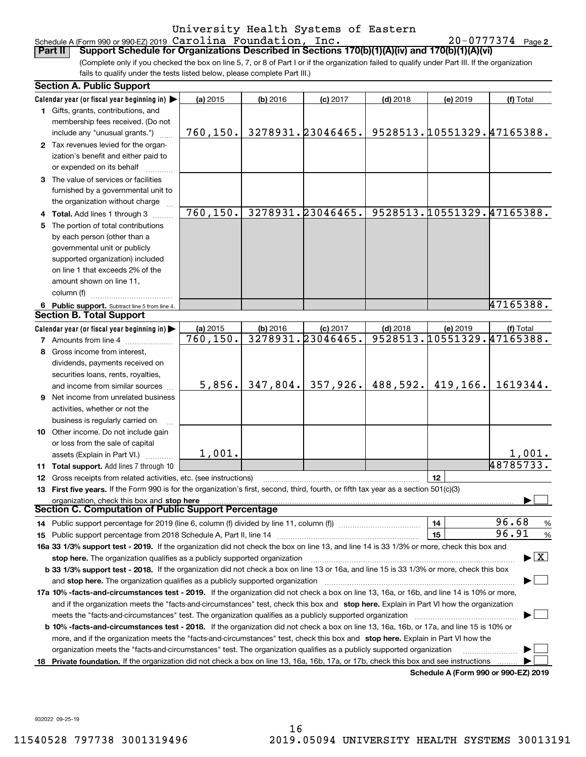Schedule A (Form 990 or 990-EZ) 2019 University Health Systems of Eastern Carolina Foundation, Inc. 20-0777374 Page 2

## Part II Support Schedule for Organizations Described in Sections 170(b)(1)(A)(iv) and 170(b)(1)(A)(vi)

(Complete only if you checked the box on line 5, 7, or 8 of Part I or if the organization failed to qualify under Part III. If the organization fails to qualify under the tests listed below, please complete Part III.)

### Section A. Public Support

| Calendar year (or fiscal year beginning in) ▶ | (a) 2015 | (b) 2016 | (c) 2017 | (d) 2018 | (e) 2019 | (f) Total |
|---|---|---|---|---|---|---|
| 1 Gifts, grants, contributions, and membership fees received. (Do not include any "unusual grants.") | 760,150. | 3278931. | 23046465. | 9528513. | 10551329. | 47165388. |
| 2 Tax revenues levied for the organization's benefit and either paid to or expended on its behalf | | | | | | |
| 3 The value of services or facilities furnished by a governmental unit to the organization without charge | | | | | | |
| 4 Total. Add lines 1 through 3 | 760,150. | 3278931. | 23046465. | 9528513. | 10551329. | 47165388. |
| 5 The portion of total contributions by each person (other than a governmental unit or publicly supported organization) included on line 1 that exceeds 2% of the amount shown on line 11, column (f) | | | | | | |
| 6 Public support. Subtract line 5 from line 4. | | | | | | 47165388. |

### Section B. Total Support

| Calendar year (or fiscal year beginning in) ▶ | (a) 2015 | (b) 2016 | (c) 2017 | (d) 2018 | (e) 2019 | (f) Total |
|---|---|---|---|---|---|---|
| 7 Amounts from line 4 | 760,150. | 3278931. | 23046465. | 9528513. | 10551329. | 47165388. |
| 8 Gross income from interest, dividends, payments received on securities loans, rents, royalties, and income from similar sources | 5,856. | 347,804. | 357,926. | 488,592. | 419,166. | 1619344. |
| 9 Net income from unrelated business activities, whether or not the business is regularly carried on | | | | | | |
| 10 Other income. Do not include gain or loss from the sale of capital assets (Explain in Part VI.) | 1,001. | | | | | 1,001. |
| 11 Total support. Add lines 7 through 10 | | | | | | 48785733. |

12 Gross receipts from related activities, etc. (see instructions) | 12 |

13 **First five years.** If the Form 990 is for the organization's first, second, third, fourth, or fifth tax year as a section 501(c)(3) organization, check this box and **stop here** ▶ ☐

### Section C. Computation of Public Support Percentage

14 Public support percentage for 2019 (line 6, column (f) divided by line 11, column (f)) | 14 | 96.68 %

15 Public support percentage from 2018 Schedule A, Part II, line 14 | 15 | 96.91 %

**16a 33 1/3% support test - 2019.** If the organization did not check the box on line 13, and line 14 is 33 1/3% or more, check this box and **stop here.** The organization qualifies as a publicly supported organization ▶ ☒

**b 33 1/3% support test - 2018.** If the organization did not check a box on line 13 or 16a, and line 15 is 33 1/3% or more, check this box and **stop here.** The organization qualifies as a publicly supported organization ▶ ☐

**17a 10% -facts-and-circumstances test - 2019.** If the organization did not check a box on line 13, 16a, or 16b, and line 14 is 10% or more, and if the organization meets the "facts-and-circumstances" test, check this box and **stop here.** Explain in Part VI how the organization meets the "facts-and-circumstances" test. The organization qualifies as a publicly supported organization ▶ ☐

**b 10% -facts-and-circumstances test - 2018.** If the organization did not check a box on line 13, 16a, 16b, or 17a, and line 15 is 10% or more, and if the organization meets the "facts-and-circumstances" test, check this box and **stop here.** Explain in Part VI how the organization meets the "facts-and-circumstances" test. The organization qualifies as a publicly supported organization ▶ ☐

**18 Private foundation.** If the organization did not check a box on line 13, 16a, 16b, 17a, or 17b, check this box and see instructions ▶ ☐

**Schedule A (Form 990 or 990-EZ) 2019**

932022 09-25-19

11540528 797738 3001319496 2019.05094 UNIVERSITY HEALTH SYSTEMS 30013191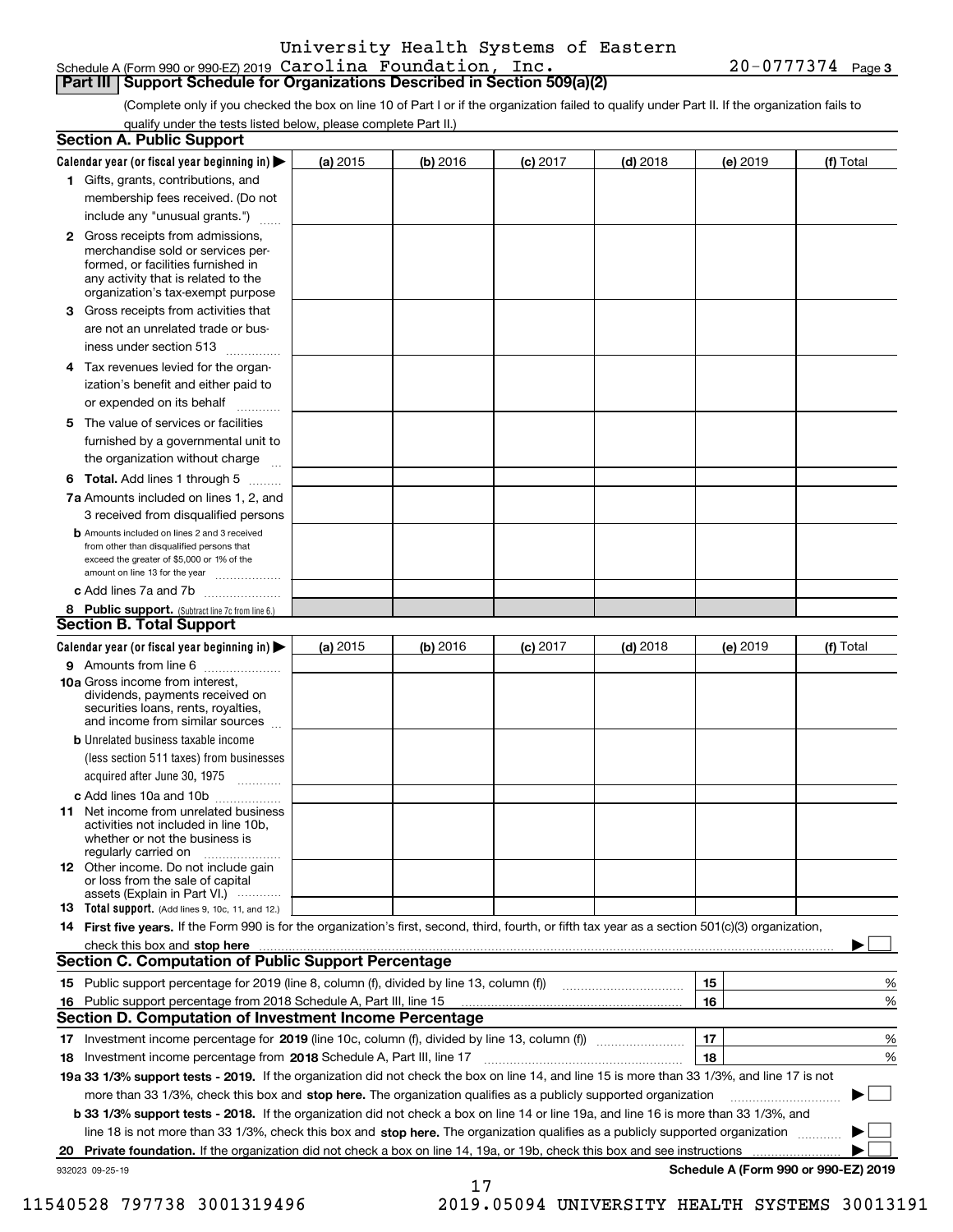University Health Systems of Eastern
Schedule A (Form 990 or 990-EZ) 2019 Carolina Foundation, Inc. 20-0777374 Page 3

**Part III | Support Schedule for Organizations Described in Section 509(a)(2)**

(Complete only if you checked the box on line 10 of Part I or if the organization failed to qualify under Part II. If the organization fails to qualify under the tests listed below, please complete Part II.)

## Section A. Public Support

| Calendar year (or fiscal year beginning in) ▶ | (a) 2015 | (b) 2016 | (c) 2017 | (d) 2018 | (e) 2019 | (f) Total |
|---|---|---|---|---|---|---|
| 1 Gifts, grants, contributions, and membership fees received. (Do not include any "unusual grants.") | | | | | | |
| 2 Gross receipts from admissions, merchandise sold or services performed, or facilities furnished in any activity that is related to the organization's tax-exempt purpose | | | | | | |
| 3 Gross receipts from activities that are not an unrelated trade or business under section 513 | | | | | | |
| 4 Tax revenues levied for the organization's benefit and either paid to or expended on its behalf | | | | | | |
| 5 The value of services or facilities furnished by a governmental unit to the organization without charge | | | | | | |
| 6 **Total.** Add lines 1 through 5 | | | | | | |
| 7a Amounts included on lines 1, 2, and 3 received from disqualified persons | | | | | | |
| b Amounts included on lines 2 and 3 received from other than disqualified persons that exceed the greater of $5,000 or 1% of the amount on line 13 for the year | | | | | | |
| c Add lines 7a and 7b | | | | | | |
| 8 **Public support.** (Subtract line 7c from line 6.) | | | | | | |

## Section B. Total Support

| Calendar year (or fiscal year beginning in) ▶ | (a) 2015 | (b) 2016 | (c) 2017 | (d) 2018 | (e) 2019 | (f) Total |
|---|---|---|---|---|---|---|
| 9 Amounts from line 6 | | | | | | |
| 10a Gross income from interest, dividends, payments received on securities loans, rents, royalties, and income from similar sources | | | | | | |
| b Unrelated business taxable income (less section 511 taxes) from businesses acquired after June 30, 1975 | | | | | | |
| c Add lines 10a and 10b | | | | | | |
| 11 Net income from unrelated business activities not included in line 10b, whether or not the business is regularly carried on | | | | | | |
| 12 Other income. Do not include gain or loss from the sale of capital assets (Explain in Part VI.) | | | | | | |
| 13 **Total support.** (Add lines 9, 10c, 11, and 12.) | | | | | | |

14 **First five years.** If the Form 990 is for the organization's first, second, third, fourth, or fifth tax year as a section 501(c)(3) organization, check this box and **stop here** ▶ ☐

## Section C. Computation of Public Support Percentage

15 Public support percentage for 2019 (line 8, column (f), divided by line 13, column (f)) | 15 | %

16 Public support percentage from 2018 Schedule A, Part III, line 15 | 16 | %

## Section D. Computation of Investment Income Percentage

17 Investment income percentage for **2019** (line 10c, column (f), divided by line 13, column (f)) | 17 | %

18 Investment income percentage from **2018** Schedule A, Part III, line 17 | 18 | %

**19a 33 1/3% support tests - 2019.** If the organization did not check the box on line 14, and line 15 is more than 33 1/3%, and line 17 is not more than 33 1/3%, check this box and **stop here.** The organization qualifies as a publicly supported organization ▶ ☐

**b 33 1/3% support tests - 2018.** If the organization did not check a box on line 14 or line 19a, and line 16 is more than 33 1/3%, and line 18 is not more than 33 1/3%, check this box and **stop here.** The organization qualifies as a publicly supported organization ▶ ☐

**20 Private foundation.** If the organization did not check a box on line 14, 19a, or 19b, check this box and see instructions ▶ ☐

932023 09-25-19 **Schedule A (Form 990 or 990-EZ) 2019**

11540528 797738 3001319496 2019.05094 UNIVERSITY HEALTH SYSTEMS 30013191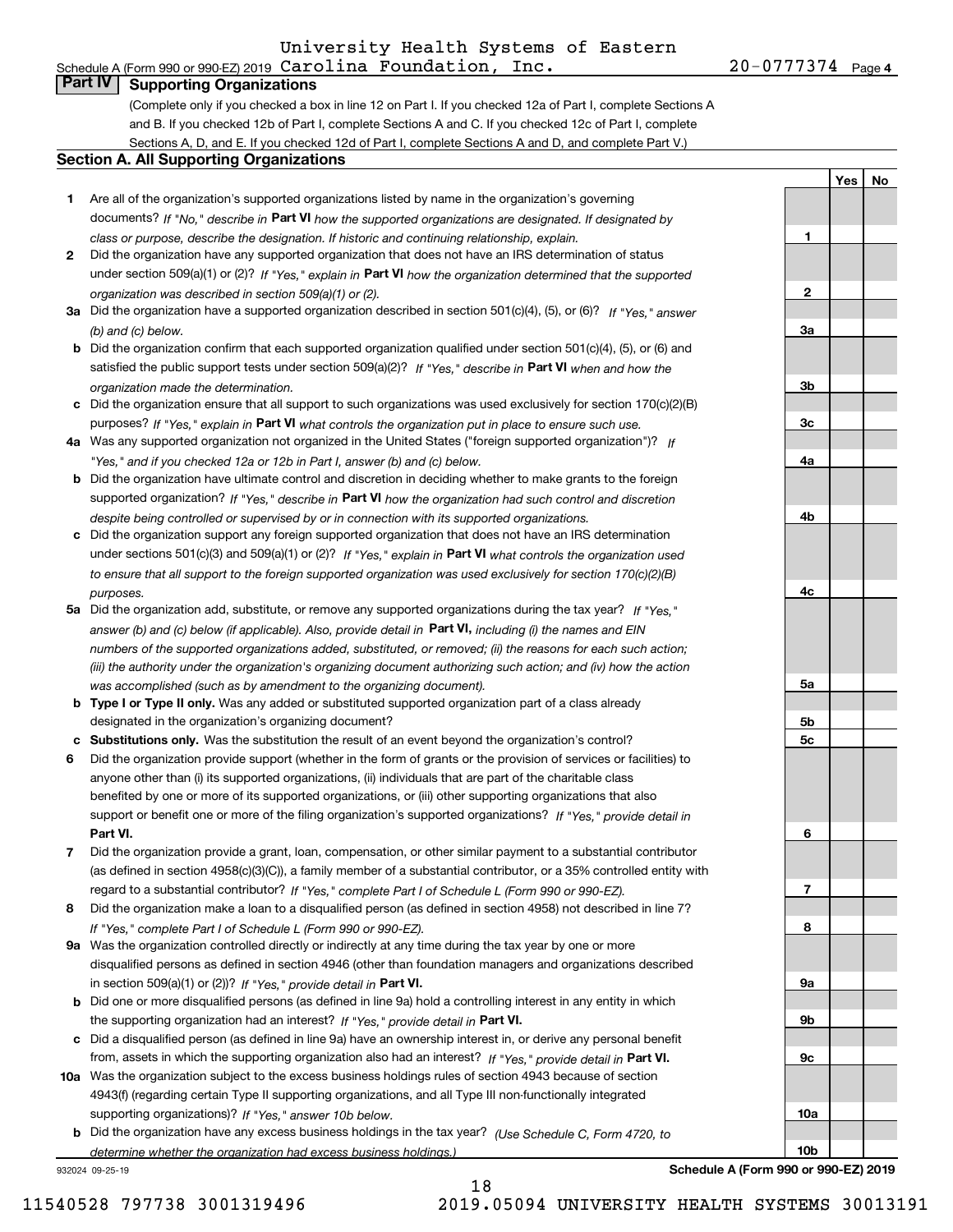University Health Systems of Eastern

Schedule A (Form 990 or 990-EZ) 2019 Carolina Foundation, Inc. 20-0777374 Page 4

## Part IV Supporting Organizations

(Complete only if you checked a box in line 12 on Part I. If you checked 12a of Part I, complete Sections A and B. If you checked 12b of Part I, complete Sections A and C. If you checked 12c of Part I, complete Sections A, D, and E. If you checked 12d of Part I, complete Sections A and D, and complete Part V.)

### Section A. All Supporting Organizations

| | | | Yes | No |
|---|---|---|---|---|
| 1 | Are all of the organization's supported organizations listed by name in the organization's governing documents? *If "No," describe in* **Part VI** *how the supported organizations are designated. If designated by class or purpose, describe the designation. If historic and continuing relationship, explain.* | 1 | | |
| 2 | Did the organization have any supported organization that does not have an IRS determination of status under section 509(a)(1) or (2)? *If "Yes," explain in* **Part VI** *how the organization determined that the supported organization was described in section 509(a)(1) or (2).* | 2 | | |
| 3a | Did the organization have a supported organization described in section 501(c)(4), (5), or (6)? *If "Yes," answer (b) and (c) below.* | 3a | | |
| b | Did the organization confirm that each supported organization qualified under section 501(c)(4), (5), or (6) and satisfied the public support tests under section 509(a)(2)? *If "Yes," describe in* **Part VI** *when and how the organization made the determination.* | 3b | | |
| c | Did the organization ensure that all support to such organizations was used exclusively for section 170(c)(2)(B) purposes? *If "Yes," explain in* **Part VI** *what controls the organization put in place to ensure such use.* | 3c | | |
| 4a | Was any supported organization not organized in the United States ("foreign supported organization")? *If "Yes," and if you checked 12a or 12b in Part I, answer (b) and (c) below.* | 4a | | |
| b | Did the organization have ultimate control and discretion in deciding whether to make grants to the foreign supported organization? *If "Yes," describe in* **Part VI** *how the organization had such control and discretion despite being controlled or supervised by or in connection with its supported organizations.* | 4b | | |
| c | Did the organization support any foreign supported organization that does not have an IRS determination under sections 501(c)(3) and 509(a)(1) or (2)? *If "Yes," explain in* **Part VI** *what controls the organization used to ensure that all support to the foreign supported organization was used exclusively for section 170(c)(2)(B) purposes.* | 4c | | |
| 5a | Did the organization add, substitute, or remove any supported organizations during the tax year? *If "Yes," answer (b) and (c) below (if applicable). Also, provide detail in* **Part VI,** *including (i) the names and EIN numbers of the supported organizations added, substituted, or removed; (ii) the reasons for each such action; (iii) the authority under the organization's organizing document authorizing such action; and (iv) how the action was accomplished (such as by amendment to the organizing document).* | 5a | | |
| b | **Type I or Type II only.** Was any added or substituted supported organization part of a class already designated in the organization's organizing document? | 5b | | |
| c | **Substitutions only.** Was the substitution the result of an event beyond the organization's control? | 5c | | |
| 6 | Did the organization provide support (whether in the form of grants or the provision of services or facilities) to anyone other than (i) its supported organizations, (ii) individuals that are part of the charitable class benefited by one or more of its supported organizations, or (iii) other supporting organizations that also support or benefit one or more of the filing organization's supported organizations? *If "Yes," provide detail in* **Part VI.** | 6 | | |
| 7 | Did the organization provide a grant, loan, compensation, or other similar payment to a substantial contributor (as defined in section 4958(c)(3)(C)), a family member of a substantial contributor, or a 35% controlled entity with regard to a substantial contributor? *If "Yes," complete Part I of Schedule L (Form 990 or 990-EZ).* | 7 | | |
| 8 | Did the organization make a loan to a disqualified person (as defined in section 4958) not described in line 7? *If "Yes," complete Part I of Schedule L (Form 990 or 990-EZ).* | 8 | | |
| 9a | Was the organization controlled directly or indirectly at any time during the tax year by one or more disqualified persons as defined in section 4946 (other than foundation managers and organizations described in section 509(a)(1) or (2))? *If "Yes," provide detail in* **Part VI.** | 9a | | |
| b | Did one or more disqualified persons (as defined in line 9a) hold a controlling interest in any entity in which the supporting organization had an interest? *If "Yes," provide detail in* **Part VI.** | 9b | | |
| c | Did a disqualified person (as defined in line 9a) have an ownership interest in, or derive any personal benefit from, assets in which the supporting organization also had an interest? *If "Yes," provide detail in* **Part VI.** | 9c | | |
| 10a | Was the organization subject to the excess business holdings rules of section 4943 because of section 4943(f) (regarding certain Type II supporting organizations, and all Type III non-functionally integrated supporting organizations)? *If "Yes," answer 10b below.* | 10a | | |
| b | Did the organization have any excess business holdings in the tax year? *(Use Schedule C, Form 4720, to determine whether the organization had excess business holdings.)* | 10b | | |

932024 09-25-19 **Schedule A (Form 990 or 990-EZ) 2019**

11540528 797738 3001319496 2019.05094 UNIVERSITY HEALTH SYSTEMS 30013191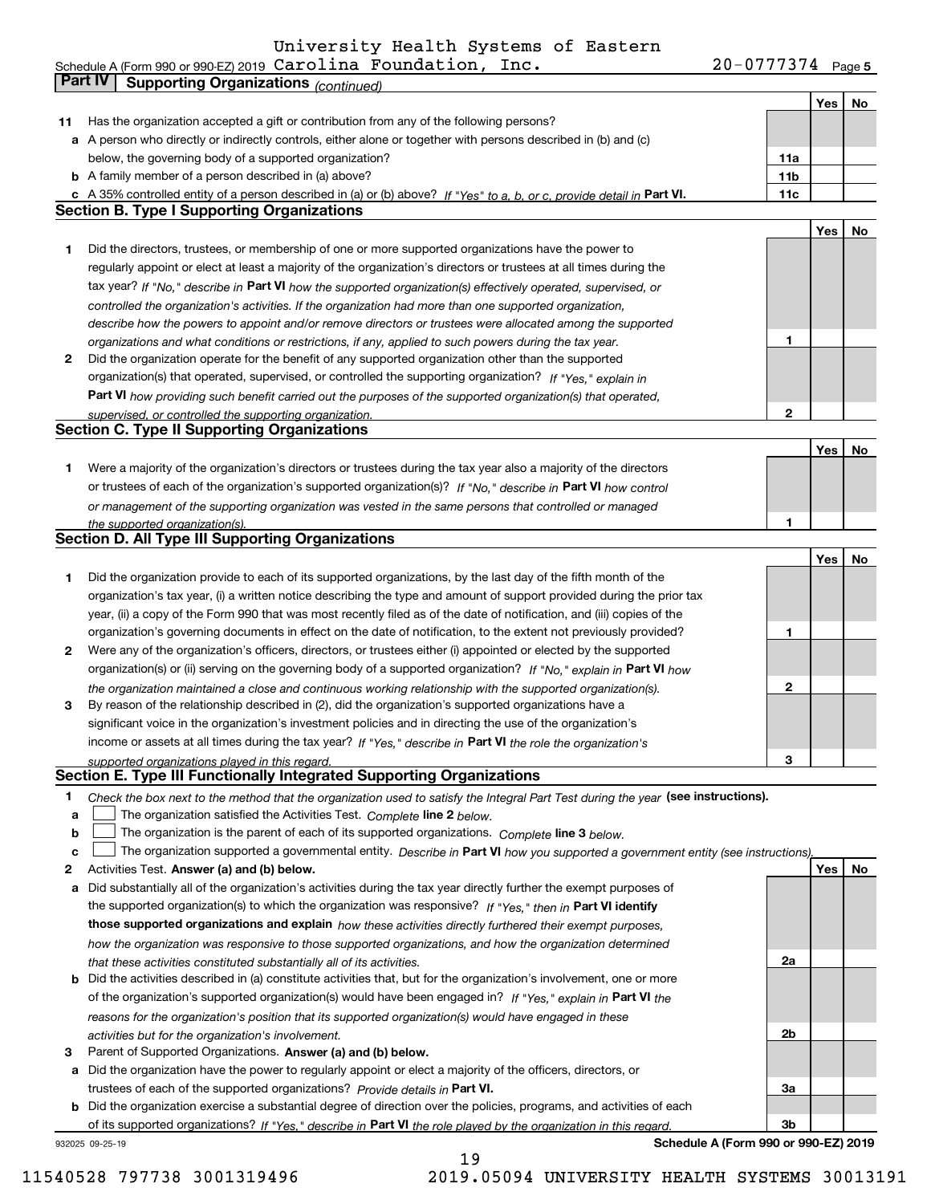University Health Systems of Eastern
Schedule A (Form 990 or 990-EZ) 2019 Carolina Foundation, Inc. 20-0777374 Page 5

**Part IV | Supporting Organizations** *(continued)*

| | | | Yes | No |
|---|---|---|---|---|
| **11** | Has the organization accepted a gift or contribution from any of the following persons? | | | |
| **a** | A person who directly or indirectly controls, either alone or together with persons described in (b) and (c) below, the governing body of a supported organization? | **11a** | | |
| **b** | A family member of a person described in (a) above? | **11b** | | |
| **c** | A 35% controlled entity of a person described in (a) or (b) above? *If "Yes" to a, b, or c, provide detail in* **Part VI.** | **11c** | | |

## Section B. Type I Supporting Organizations

| | | | Yes | No |
|---|---|---|---|---|
| **1** | Did the directors, trustees, or membership of one or more supported organizations have the power to regularly appoint or elect at least a majority of the organization's directors or trustees at all times during the tax year? *If "No," describe in* **Part VI** *how the supported organization(s) effectively operated, supervised, or controlled the organization's activities. If the organization had more than one supported organization, describe how the powers to appoint and/or remove directors or trustees were allocated among the supported organizations and what conditions or restrictions, if any, applied to such powers during the tax year.* | **1** | | |
| **2** | Did the organization operate for the benefit of any supported organization other than the supported organization(s) that operated, supervised, or controlled the supporting organization? *If "Yes," explain in* **Part VI** *how providing such benefit carried out the purposes of the supported organization(s) that operated, supervised, or controlled the supporting organization.* | **2** | | |

## Section C. Type II Supporting Organizations

| | | | Yes | No |
|---|---|---|---|---|
| **1** | Were a majority of the organization's directors or trustees during the tax year also a majority of the directors or trustees of each of the organization's supported organization(s)? *If "No," describe in* **Part VI** *how control or management of the supporting organization was vested in the same persons that controlled or managed the supported organization(s).* | **1** | | |

## Section D. All Type III Supporting Organizations

| | | | Yes | No |
|---|---|---|---|---|
| **1** | Did the organization provide to each of its supported organizations, by the last day of the fifth month of the organization's tax year, (i) a written notice describing the type and amount of support provided during the prior tax year, (ii) a copy of the Form 990 that was most recently filed as of the date of notification, and (iii) copies of the organization's governing documents in effect on the date of notification, to the extent not previously provided? | **1** | | |
| **2** | Were any of the organization's officers, directors, or trustees either (i) appointed or elected by the supported organization(s) or (ii) serving on the governing body of a supported organization? *If "No," explain in* **Part VI** *how the organization maintained a close and continuous working relationship with the supported organization(s).* | **2** | | |
| **3** | By reason of the relationship described in (2), did the organization's supported organizations have a significant voice in the organization's investment policies and in directing the use of the organization's income or assets at all times during the tax year? *If "Yes," describe in* **Part VI** *the role the organization's supported organizations played in this regard.* | **3** | | |

## Section E. Type III Functionally Integrated Supporting Organizations

**1** *Check the box next to the method that the organization used to satisfy the Integral Part Test during the year* **(see instructions).**

- **a** ☐ The organization satisfied the Activities Test. *Complete* **line 2** *below.*
- **b** ☐ The organization is the parent of each of its supported organizations. *Complete* **line 3** *below.*
- **c** ☐ The organization supported a governmental entity. *Describe in* **Part VI** *how you supported a government entity (see instructions).*

| | | | Yes | No |
|---|---|---|---|---|
| **2** | Activities Test. **Answer (a) and (b) below.** | | | |
| **a** | Did substantially all of the organization's activities during the tax year directly further the exempt purposes of the supported organization(s) to which the organization was responsive? *If "Yes," then in* **Part VI identify those supported organizations and explain** *how these activities directly furthered their exempt purposes, how the organization was responsive to those supported organizations, and how the organization determined that these activities constituted substantially all of its activities.* | **2a** | | |
| **b** | Did the activities described in (a) constitute activities that, but for the organization's involvement, one or more of the organization's supported organization(s) would have been engaged in? *If "Yes," explain in* **Part VI** *the reasons for the organization's position that its supported organization(s) would have engaged in these activities but for the organization's involvement.* | **2b** | | |
| **3** | Parent of Supported Organizations. **Answer (a) and (b) below.** | | | |
| **a** | Did the organization have the power to regularly appoint or elect a majority of the officers, directors, or trustees of each of the supported organizations? *Provide details in* **Part VI.** | **3a** | | |
| **b** | Did the organization exercise a substantial degree of direction over the policies, programs, and activities of each of its supported organizations? *If "Yes," describe in* **Part VI** *the role played by the organization in this regard.* | **3b** | | |

932025 09-25-19 **Schedule A (Form 990 or 990-EZ) 2019**

11540528 797738 3001319496 2019.05094 UNIVERSITY HEALTH SYSTEMS 30013191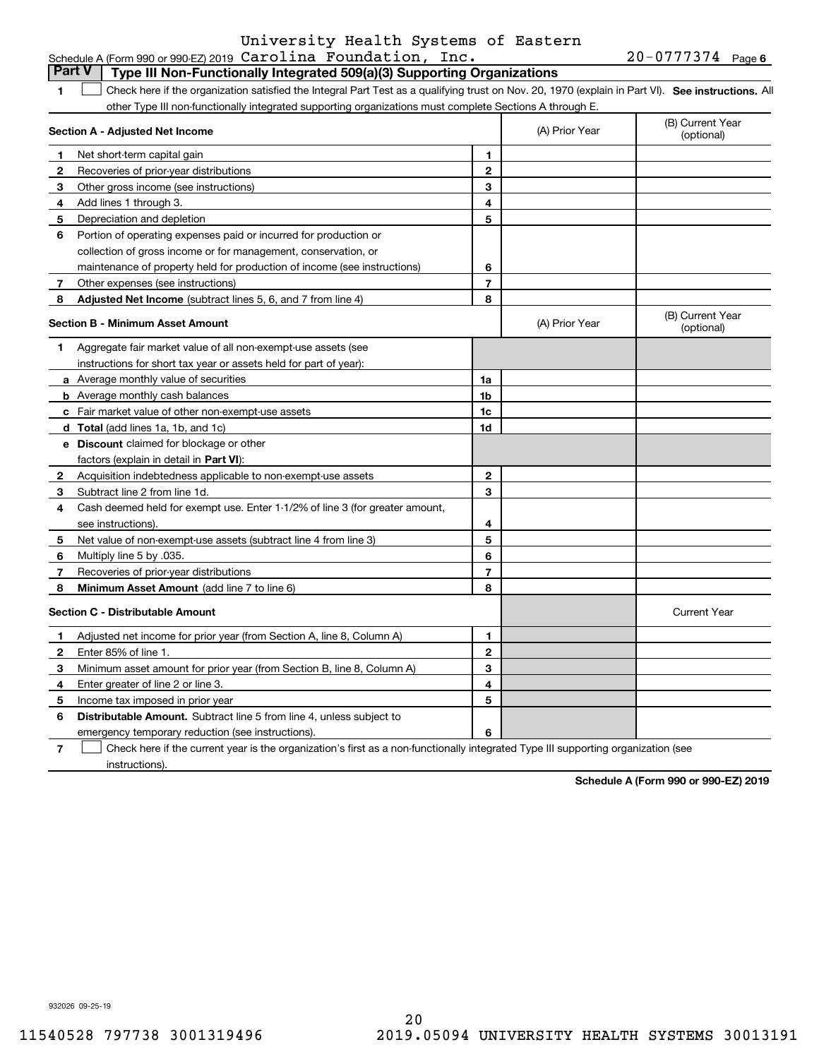Schedule A (Form 990 or 990-EZ) 2019 University Health Systems of Eastern Carolina Foundation, Inc. 20-0777374 Page 6

## Part V Type III Non-Functionally Integrated 509(a)(3) Supporting Organizations

**1** ☐ Check here if the organization satisfied the Integral Part Test as a qualifying trust on Nov. 20, 1970 (explain in Part VI). **See instructions.** All other Type III non-functionally integrated supporting organizations must complete Sections A through E.

| **Section A - Adjusted Net Income** | | | (A) Prior Year | (B) Current Year (optional) |
|---|---|---|---|---|
| **1** | Net short-term capital gain | 1 | | |
| **2** | Recoveries of prior-year distributions | 2 | | |
| **3** | Other gross income (see instructions) | 3 | | |
| **4** | Add lines 1 through 3. | 4 | | |
| **5** | Depreciation and depletion | 5 | | |
| **6** | Portion of operating expenses paid or incurred for production or collection of gross income or for management, conservation, or maintenance of property held for production of income (see instructions) | 6 | | |
| **7** | Other expenses (see instructions) | 7 | | |
| **8** | **Adjusted Net Income** (subtract lines 5, 6, and 7 from line 4) | 8 | | |

| **Section B - Minimum Asset Amount** | | | (A) Prior Year | (B) Current Year (optional) |
|---|---|---|---|---|
| **1** | Aggregate fair market value of all non-exempt-use assets (see instructions for short tax year or assets held for part of year): | | | |
| **a** | Average monthly value of securities | 1a | | |
| **b** | Average monthly cash balances | 1b | | |
| **c** | Fair market value of other non-exempt-use assets | 1c | | |
| **d** | **Total** (add lines 1a, 1b, and 1c) | 1d | | |
| **e** | **Discount** claimed for blockage or other factors (explain in detail in **Part VI**): | | | |
| **2** | Acquisition indebtedness applicable to non-exempt-use assets | 2 | | |
| **3** | Subtract line 2 from line 1d. | 3 | | |
| **4** | Cash deemed held for exempt use. Enter 1-1/2% of line 3 (for greater amount, see instructions). | 4 | | |
| **5** | Net value of non-exempt-use assets (subtract line 4 from line 3) | 5 | | |
| **6** | Multiply line 5 by .035. | 6 | | |
| **7** | Recoveries of prior-year distributions | 7 | | |
| **8** | **Minimum Asset Amount** (add line 7 to line 6) | 8 | | |

| **Section C - Distributable Amount** | | | | Current Year |
|---|---|---|---|---|
| **1** | Adjusted net income for prior year (from Section A, line 8, Column A) | 1 | | |
| **2** | Enter 85% of line 1. | 2 | | |
| **3** | Minimum asset amount for prior year (from Section B, line 8, Column A) | 3 | | |
| **4** | Enter greater of line 2 or line 3. | 4 | | |
| **5** | Income tax imposed in prior year | 5 | | |
| **6** | **Distributable Amount.** Subtract line 5 from line 4, unless subject to emergency temporary reduction (see instructions). | 6 | | |

**7** ☐ Check here if the current year is the organization's first as a non-functionally integrated Type III supporting organization (see instructions).

**Schedule A (Form 990 or 990-EZ) 2019**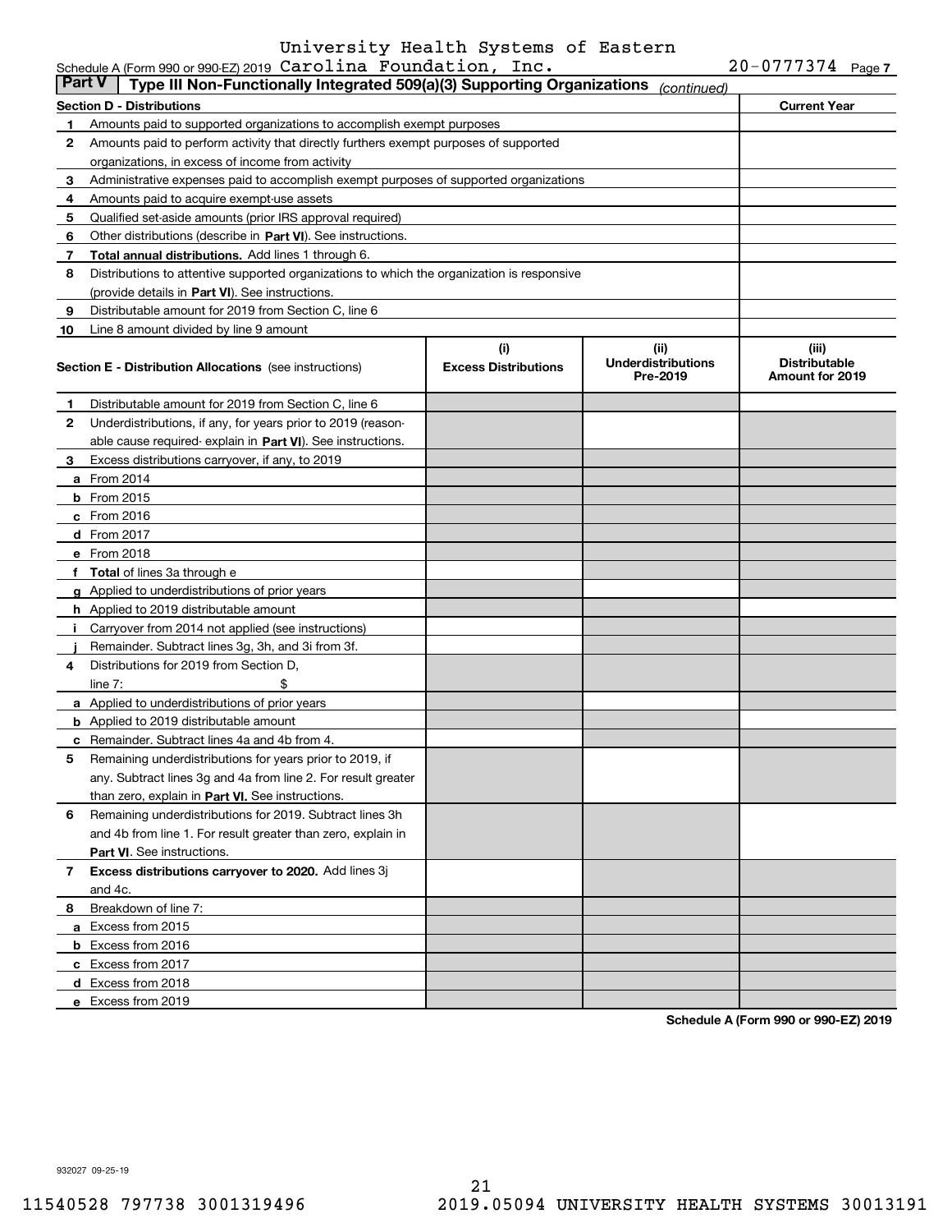Schedule A (Form 990 or 990-EZ) 2019 University Health Systems of Eastern Carolina Foundation, Inc. 20-0777374 Page 7

**Part V | Type III Non-Functionally Integrated 509(a)(3) Supporting Organizations** *(continued)*

| Section D - Distributions | | Current Year |
|---|---|---|
| 1 | Amounts paid to supported organizations to accomplish exempt purposes | |
| 2 | Amounts paid to perform activity that directly furthers exempt purposes of supported organizations, in excess of income from activity | |
| 3 | Administrative expenses paid to accomplish exempt purposes of supported organizations | |
| 4 | Amounts paid to acquire exempt-use assets | |
| 5 | Qualified set-aside amounts (prior IRS approval required) | |
| 6 | Other distributions (describe in **Part VI**). See instructions. | |
| 7 | **Total annual distributions.** Add lines 1 through 6. | |
| 8 | Distributions to attentive supported organizations to which the organization is responsive (provide details in **Part VI**). See instructions. | |
| 9 | Distributable amount for 2019 from Section C, line 6 | |
| 10 | Line 8 amount divided by line 9 amount | |

| Section E - Distribution Allocations (see instructions) | (i) Excess Distributions | (ii) Underdistributions Pre-2019 | (iii) Distributable Amount for 2019 |
|---|---|---|---|
| **1** Distributable amount for 2019 from Section C, line 6 | | | |
| **2** Underdistributions, if any, for years prior to 2019 (reasonable cause required- explain in **Part VI**). See instructions. | | | |
| **3** Excess distributions carryover, if any, to 2019 | | | |
| **a** From 2014 | | | |
| **b** From 2015 | | | |
| **c** From 2016 | | | |
| **d** From 2017 | | | |
| **e** From 2018 | | | |
| **f** **Total** of lines 3a through e | | | |
| **g** Applied to underdistributions of prior years | | | |
| **h** Applied to 2019 distributable amount | | | |
| **i** Carryover from 2014 not applied (see instructions) | | | |
| **j** Remainder. Subtract lines 3g, 3h, and 3i from 3f. | | | |
| **4** Distributions for 2019 from Section D, line 7: $ | | | |
| **a** Applied to underdistributions of prior years | | | |
| **b** Applied to 2019 distributable amount | | | |
| **c** Remainder. Subtract lines 4a and 4b from 4. | | | |
| **5** Remaining underdistributions for years prior to 2019, if any. Subtract lines 3g and 4a from line 2. For result greater than zero, explain in **Part VI.** See instructions. | | | |
| **6** Remaining underdistributions for 2019. Subtract lines 3h and 4b from line 1. For result greater than zero, explain in **Part VI**. See instructions. | | | |
| **7** **Excess distributions carryover to 2020.** Add lines 3j and 4c. | | | |
| **8** Breakdown of line 7: | | | |
| **a** Excess from 2015 | | | |
| **b** Excess from 2016 | | | |
| **c** Excess from 2017 | | | |
| **d** Excess from 2018 | | | |
| **e** Excess from 2019 | | | |

**Schedule A (Form 990 or 990-EZ) 2019**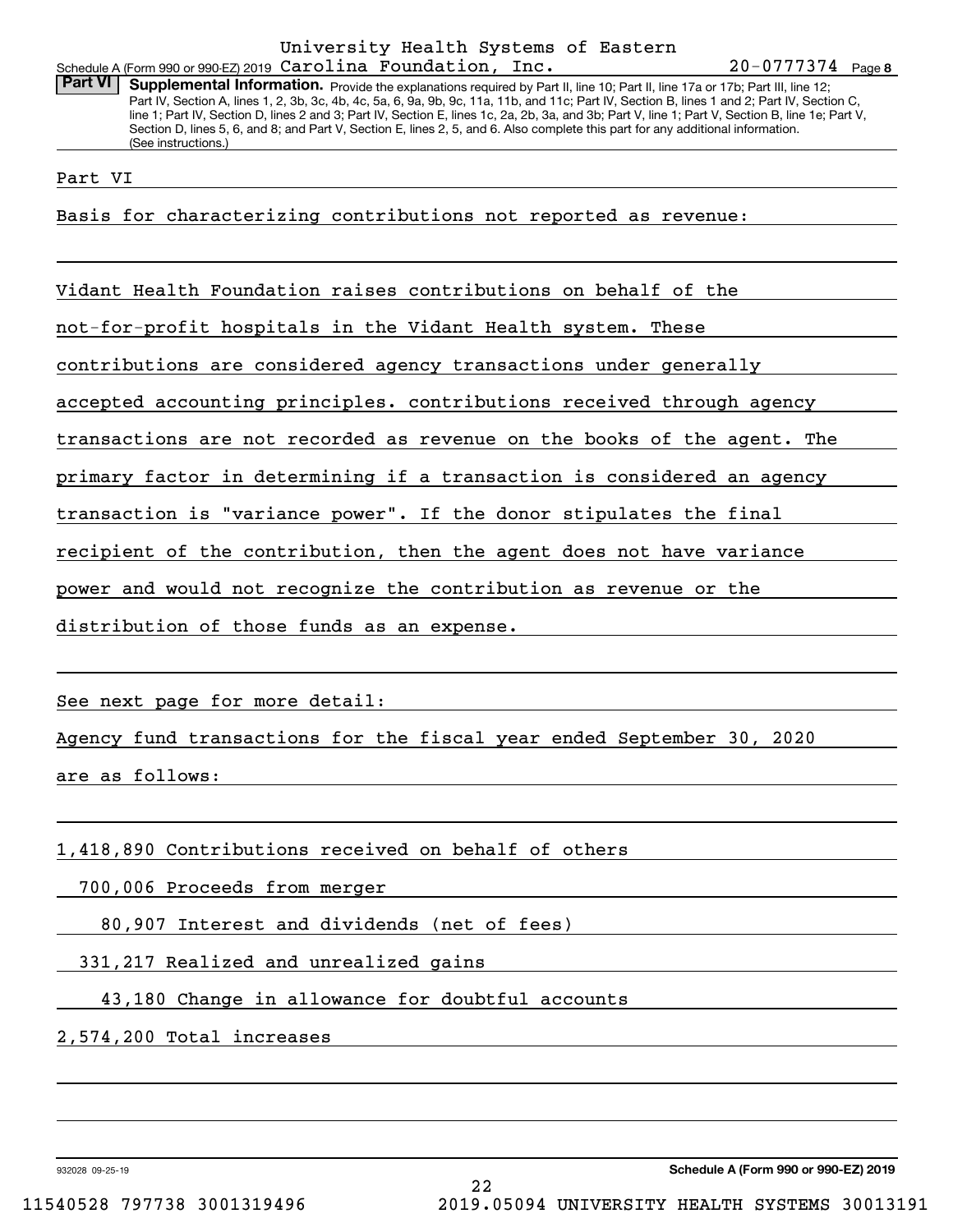University Health Systems of Eastern
Schedule A (Form 990 or 990-EZ) 2019 Carolina Foundation, Inc. 20-0777374 Page 8

**Part VI** **Supplemental Information.** Provide the explanations required by Part II, line 10; Part II, line 17a or 17b; Part III, line 12; Part IV, Section A, lines 1, 2, 3b, 3c, 4b, 4c, 5a, 6, 9a, 9b, 9c, 11a, 11b, and 11c; Part IV, Section B, lines 1 and 2; Part IV, Section C, line 1; Part IV, Section D, lines 2 and 3; Part IV, Section E, lines 1c, 2a, 2b, 3a, and 3b; Part V, line 1; Part V, Section B, line 1e; Part V, Section D, lines 5, 6, and 8; and Part V, Section E, lines 2, 5, and 6. Also complete this part for any additional information. (See instructions.)

Part VI

Basis for characterizing contributions not reported as revenue:

Vidant Health Foundation raises contributions on behalf of the not-for-profit hospitals in the Vidant Health system. These contributions are considered agency transactions under generally accepted accounting principles. contributions received through agency transactions are not recorded as revenue on the books of the agent. The primary factor in determining if a transaction is considered an agency transaction is "variance power". If the donor stipulates the final recipient of the contribution, then the agent does not have variance power and would not recognize the contribution as revenue or the distribution of those funds as an expense.

See next page for more detail:

Agency fund transactions for the fiscal year ended September 30, 2020 are as follows:

| | |
|---|---|
| 1,418,890 | Contributions received on behalf of others |
| 700,006 | Proceeds from merger |
| 80,907 | Interest and dividends (net of fees) |
| 331,217 | Realized and unrealized gains |
| 43,180 | Change in allowance for doubtful accounts |
| 2,574,200 | Total increases |

932028 09-25-19 **Schedule A (Form 990 or 990-EZ) 2019**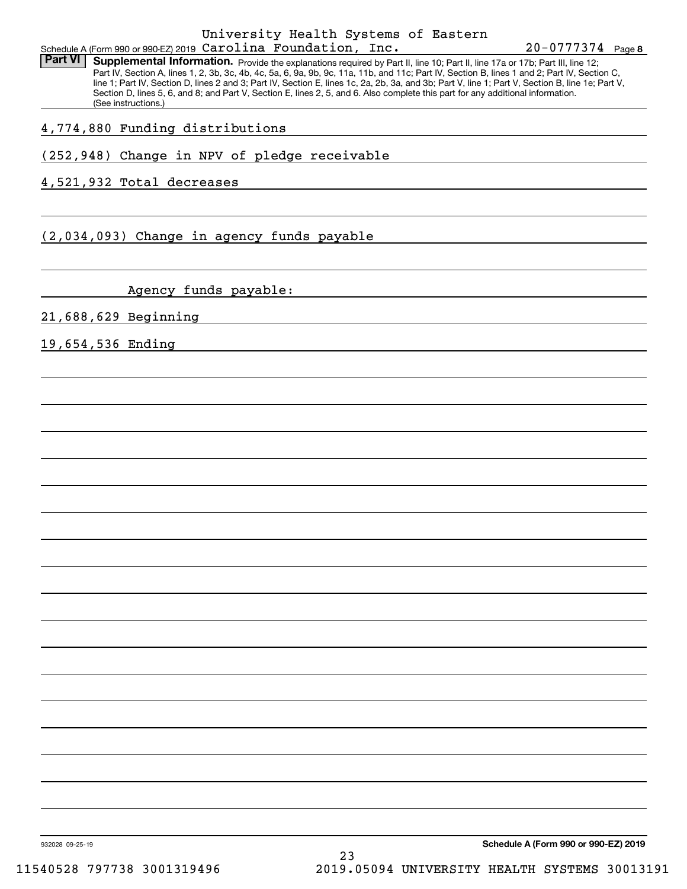Schedule A (Form 990 or 990-EZ) 2019 University Health Systems of Eastern Carolina Foundation, Inc. 20-0777374 Page 8

**Part VI** **Supplemental Information.** Provide the explanations required by Part II, line 10; Part II, line 17a or 17b; Part III, line 12; Part IV, Section A, lines 1, 2, 3b, 3c, 4b, 4c, 5a, 6, 9a, 9b, 9c, 11a, 11b, and 11c; Part IV, Section B, lines 1 and 2; Part IV, Section C, line 1; Part IV, Section D, lines 2 and 3; Part IV, Section E, lines 1c, 2a, 2b, 3a, and 3b; Part V, line 1; Part V, Section B, line 1e; Part V, Section D, lines 5, 6, and 8; and Part V, Section E, lines 2, 5, and 6. Also complete this part for any additional information. (See instructions.)

4,774,880 Funding distributions

(252,948) Change in NPV of pledge receivable

4,521,932 Total decreases

(2,034,093) Change in agency funds payable

Agency funds payable:

21,688,629 Beginning

19,654,536 Ending

932028 09-25-19

**Schedule A (Form 990 or 990-EZ) 2019**

11540528 797738 3001319496 2019.05094 UNIVERSITY HEALTH SYSTEMS 30013191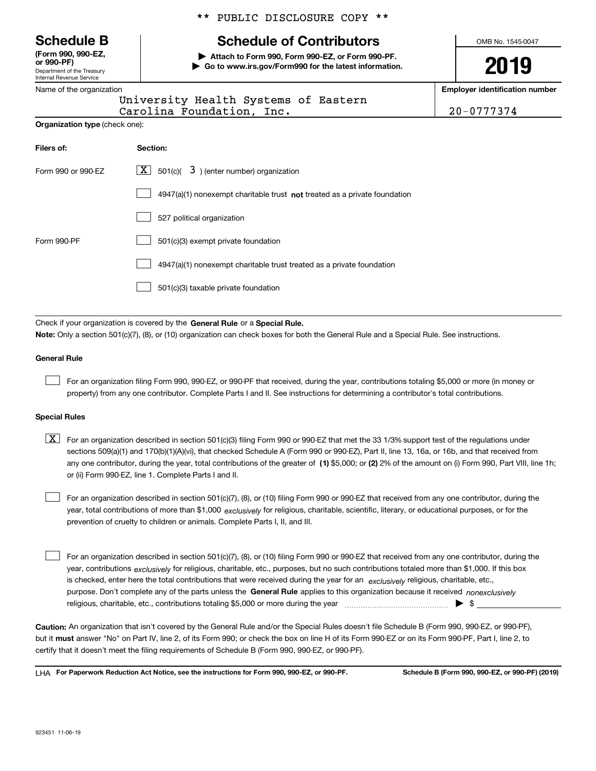** PUBLIC DISCLOSURE COPY **

**Schedule B**
**(Form 990, 990-EZ, or 990-PF)**
Department of the Treasury
Internal Revenue Service

# Schedule of Contributors

▶ **Attach to Form 990, Form 990-EZ, or Form 990-PF.**
▶ **Go to www.irs.gov/Form990 for the latest information.**

OMB No. 1545-0047

**2019**

Name of the organization: University Health Systems of Eastern Carolina Foundation, Inc.

**Employer identification number:** 20-0777374

**Organization type** (check one):

| **Filers of:** | **Section:** |
|---|---|
| Form 990 or 990-EZ | [X] 501(c)( 3 ) (enter number) organization |
| | [ ] 4947(a)(1) nonexempt charitable trust **not** treated as a private foundation |
| | [ ] 527 political organization |
| Form 990-PF | [ ] 501(c)(3) exempt private foundation |
| | [ ] 4947(a)(1) nonexempt charitable trust treated as a private foundation |
| | [ ] 501(c)(3) taxable private foundation |

Check if your organization is covered by the **General Rule** or a **Special Rule.**

**Note:** Only a section 501(c)(7), (8), or (10) organization can check boxes for both the General Rule and a Special Rule. See instructions.

**General Rule**

[ ] For an organization filing Form 990, 990-EZ, or 990-PF that received, during the year, contributions totaling $5,000 or more (in money or property) from any one contributor. Complete Parts I and II. See instructions for determining a contributor's total contributions.

**Special Rules**

[X] For an organization described in section 501(c)(3) filing Form 990 or 990-EZ that met the 33 1/3% support test of the regulations under sections 509(a)(1) and 170(b)(1)(A)(vi), that checked Schedule A (Form 990 or 990-EZ), Part II, line 13, 16a, or 16b, and that received from any one contributor, during the year, total contributions of the greater of **(1)** $5,000; or **(2)** 2% of the amount on (i) Form 990, Part VIII, line 1h; or (ii) Form 990-EZ, line 1. Complete Parts I and II.

[ ] For an organization described in section 501(c)(7), (8), or (10) filing Form 990 or 990-EZ that received from any one contributor, during the year, total contributions of more than $1,000 *exclusively* for religious, charitable, scientific, literary, or educational purposes, or for the prevention of cruelty to children or animals. Complete Parts I, II, and III.

[ ] For an organization described in section 501(c)(7), (8), or (10) filing Form 990 or 990-EZ that received from any one contributor, during the year, contributions *exclusively* for religious, charitable, etc., purposes, but no such contributions totaled more than $1,000. If this box is checked, enter here the total contributions that were received during the year for an *exclusively* religious, charitable, etc., purpose. Don't complete any of the parts unless the **General Rule** applies to this organization because it received *nonexclusively* religious, charitable, etc., contributions totaling $5,000 or more during the year ▶ $ ____________

**Caution:** An organization that isn't covered by the General Rule and/or the Special Rules doesn't file Schedule B (Form 990, 990-EZ, or 990-PF), but it **must** answer "No" on Part IV, line 2, of its Form 990; or check the box on line H of its Form 990-EZ or on its Form 990-PF, Part I, line 2, to certify that it doesn't meet the filing requirements of Schedule B (Form 990, 990-EZ, or 990-PF).

LHA **For Paperwork Reduction Act Notice, see the instructions for Form 990, 990-EZ, or 990-PF.** **Schedule B (Form 990, 990-EZ, or 990-PF) (2019)**

923451 11-06-19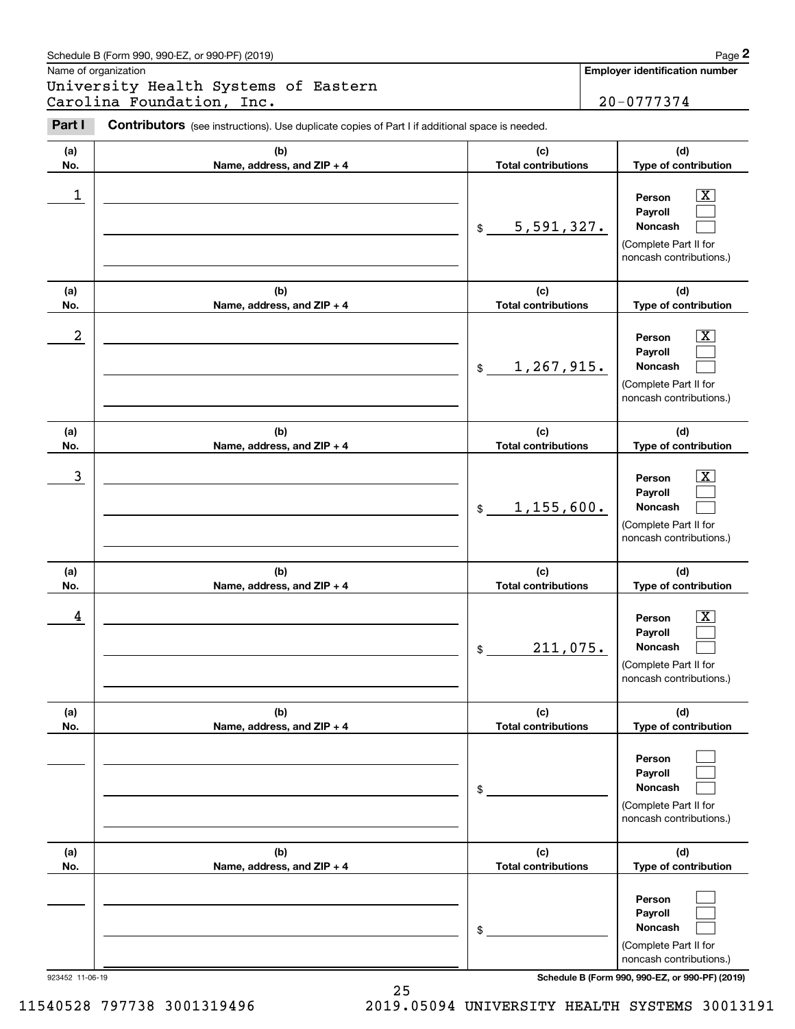Schedule B (Form 990, 990-EZ, or 990-PF) (2019)

Name of organization: University Health Systems of Eastern Carolina Foundation, Inc.

Employer identification number: 20-0777374

## Part I Contributors

(see instructions). Use duplicate copies of Part I if additional space is needed.

| (a) No. | (b) Name, address, and ZIP + 4 | (c) Total contributions | (d) Type of contribution |
|---|---|---|---|
| 1 | | $ 5,591,327. | Person [X] Payroll [ ] Noncash [ ] (Complete Part II for noncash contributions.) |
| 2 | | $ 1,267,915. | Person [X] Payroll [ ] Noncash [ ] (Complete Part II for noncash contributions.) |
| 3 | | $ 1,155,600. | Person [X] Payroll [ ] Noncash [ ] (Complete Part II for noncash contributions.) |
| 4 | | $ 211,075. | Person [X] Payroll [ ] Noncash [ ] (Complete Part II for noncash contributions.) |
| | | $ | Person [ ] Payroll [ ] Noncash [ ] (Complete Part II for noncash contributions.) |
| | | $ | Person [ ] Payroll [ ] Noncash [ ] (Complete Part II for noncash contributions.) |

923452 11-06-19

Schedule B (Form 990, 990-EZ, or 990-PF) (2019)

11540528 797738 3001319496 2019.05094 UNIVERSITY HEALTH SYSTEMS 30013191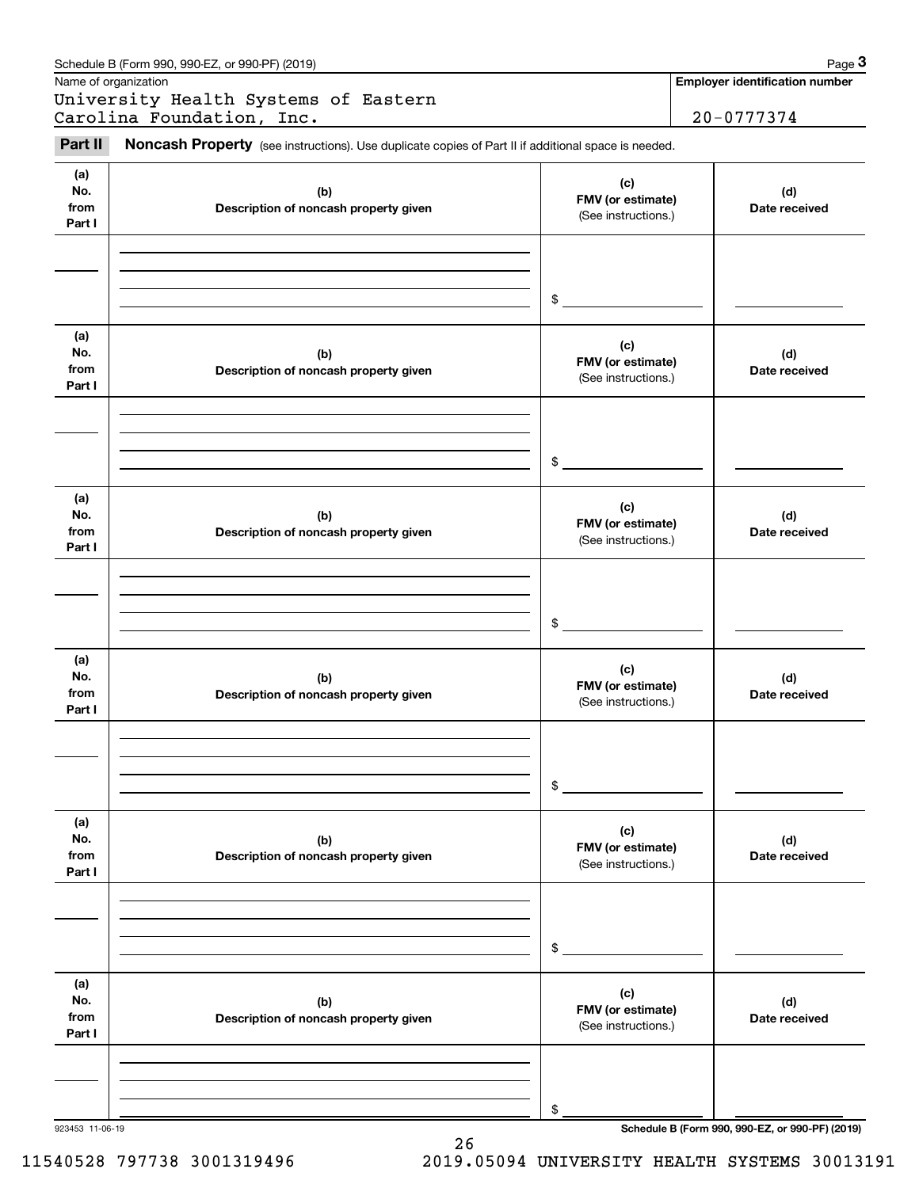Schedule B (Form 990, 990-EZ, or 990-PF) (2019)

Name of organization: University Health Systems of Eastern Carolina Foundation, Inc.

Employer identification number: 20-0777374

## Part II Noncash Property

(see instructions). Use duplicate copies of Part II if additional space is needed.

| (a) No. from Part I | (b) Description of noncash property given | (c) FMV (or estimate) (See instructions.) | (d) Date received |
|---|---|---|---|
| | | $ | |

| (a) No. from Part I | (b) Description of noncash property given | (c) FMV (or estimate) (See instructions.) | (d) Date received |
|---|---|---|---|
| | | $ | |

| (a) No. from Part I | (b) Description of noncash property given | (c) FMV (or estimate) (See instructions.) | (d) Date received |
|---|---|---|---|
| | | $ | |

| (a) No. from Part I | (b) Description of noncash property given | (c) FMV (or estimate) (See instructions.) | (d) Date received |
|---|---|---|---|
| | | $ | |

| (a) No. from Part I | (b) Description of noncash property given | (c) FMV (or estimate) (See instructions.) | (d) Date received |
|---|---|---|---|
| | | $ | |

| (a) No. from Part I | (b) Description of noncash property given | (c) FMV (or estimate) (See instructions.) | (d) Date received |
|---|---|---|---|
| | | $ | |

923453 11-06-19

Schedule B (Form 990, 990-EZ, or 990-PF) (2019)

11540528 797738 3001319496 2019.05094 UNIVERSITY HEALTH SYSTEMS 30013191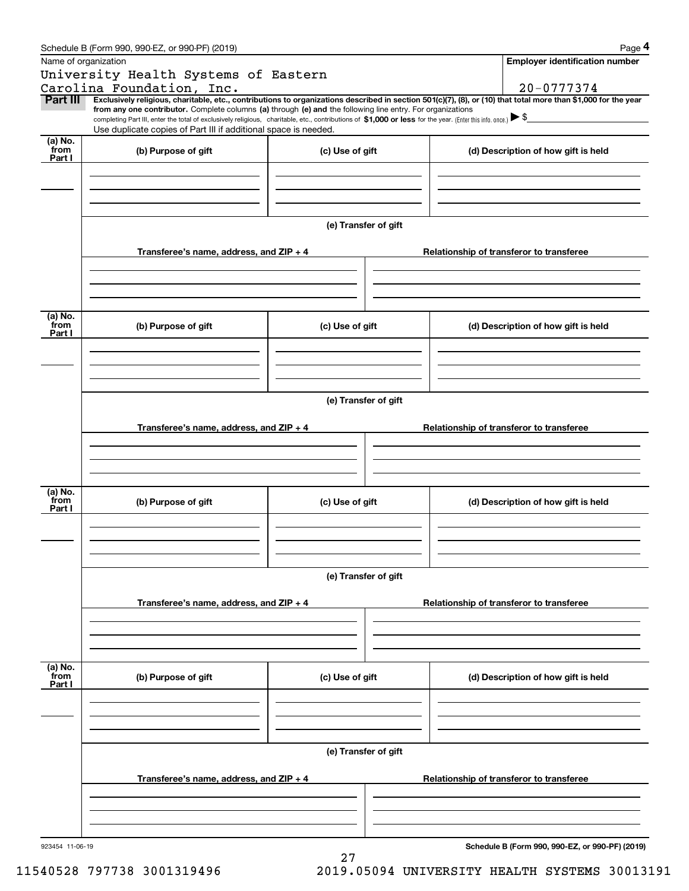Schedule B (Form 990, 990-EZ, or 990-PF) (2019) Page **4**

Name of organization: University Health Systems of Eastern Carolina Foundation, Inc.

**Employer identification number:** 20-0777374

**Part III** **Exclusively religious, charitable, etc., contributions to organizations described in section 501(c)(7), (8), or (10) that total more than $1,000 for the year from any one contributor.** Complete columns **(a)** through **(e) and** the following line entry. For organizations completing Part III, enter the total of exclusively religious, charitable, etc., contributions of **$1,000 or less** for the year. (Enter this info. once.) ▶ $

Use duplicate copies of Part III if additional space is needed.

| (a) No. from Part I | (b) Purpose of gift | (c) Use of gift | (d) Description of how gift is held |
|---|---|---|---|
| | | | |

**(e) Transfer of gift**

| Transferee's name, address, and ZIP + 4 | Relationship of transferor to transferee |
|---|---|
| | |

| (a) No. from Part I | (b) Purpose of gift | (c) Use of gift | (d) Description of how gift is held |
|---|---|---|---|
| | | | |

**(e) Transfer of gift**

| Transferee's name, address, and ZIP + 4 | Relationship of transferor to transferee |
|---|---|
| | |

| (a) No. from Part I | (b) Purpose of gift | (c) Use of gift | (d) Description of how gift is held |
|---|---|---|---|
| | | | |

**(e) Transfer of gift**

| Transferee's name, address, and ZIP + 4 | Relationship of transferor to transferee |
|---|---|
| | |

| (a) No. from Part I | (b) Purpose of gift | (c) Use of gift | (d) Description of how gift is held |
|---|---|---|---|
| | | | |

**(e) Transfer of gift**

| Transferee's name, address, and ZIP + 4 | Relationship of transferor to transferee |
|---|---|
| | |

923454 11-06-19 **Schedule B (Form 990, 990-EZ, or 990-PF) (2019)**

11540528 797738 3001319496 2019.05094 UNIVERSITY HEALTH SYSTEMS 30013191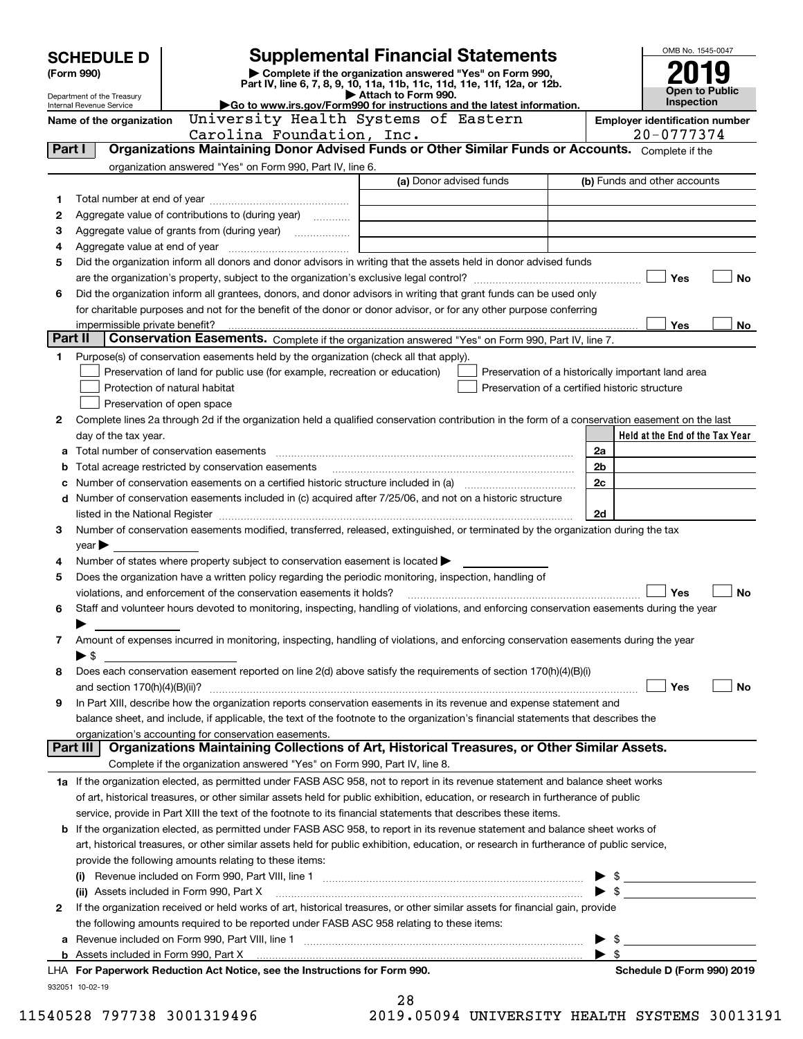# SCHEDULE D (Form 990)

Department of the Treasury
Internal Revenue Service

## Supplemental Financial Statements

▶ Complete if the organization answered "Yes" on Form 990, Part IV, line 6, 7, 8, 9, 10, 11a, 11b, 11c, 11d, 11e, 11f, 12a, or 12b.
▶ Attach to Form 990.
▶Go to www.irs.gov/Form990 for instructions and the latest information.

OMB No. 1545-0047
**2019**
**Open to Public Inspection**

**Name of the organization:** University Health Systems of Eastern Carolina Foundation, Inc.

**Employer identification number:** 20-0777374

### Part I — Organizations Maintaining Donor Advised Funds or Other Similar Funds or Accounts.
Complete if the organization answered "Yes" on Form 990, Part IV, line 6.

| | | (a) Donor advised funds | (b) Funds and other accounts |
|---|---|---|---|
| 1 | Total number at end of year | | |
| 2 | Aggregate value of contributions to (during year) | | |
| 3 | Aggregate value of grants from (during year) | | |
| 4 | Aggregate value at end of year | | |

5 Did the organization inform all donors and donor advisors in writing that the assets held in donor advised funds are the organization's property, subject to the organization's exclusive legal control? ☐ Yes ☐ No

6 Did the organization inform all grantees, donors, and donor advisors in writing that grant funds can be used only for charitable purposes and not for the benefit of the donor or donor advisor, or for any other purpose conferring impermissible private benefit? ☐ Yes ☐ No

### Part II — Conservation Easements.
Complete if the organization answered "Yes" on Form 990, Part IV, line 7.

1 Purpose(s) of conservation easements held by the organization (check all that apply).

- ☐ Preservation of land for public use (for example, recreation or education)
- ☐ Protection of natural habitat
- ☐ Preservation of open space
- ☐ Preservation of a historically important land area
- ☐ Preservation of a certified historic structure

2 Complete lines 2a through 2d if the organization held a qualified conservation contribution in the form of a conservation easement on the last day of the tax year.

| | | | Held at the End of the Tax Year |
|---|---|---|---|
| a | Total number of conservation easements | 2a | |
| b | Total acreage restricted by conservation easements | 2b | |
| c | Number of conservation easements on a certified historic structure included in (a) | 2c | |
| d | Number of conservation easements included in (c) acquired after 7/25/06, and not on a historic structure listed in the National Register | 2d | |

3 Number of conservation easements modified, transferred, released, extinguished, or terminated by the organization during the tax year ▶

4 Number of states where property subject to conservation easement is located ▶

5 Does the organization have a written policy regarding the periodic monitoring, inspection, handling of violations, and enforcement of the conservation easements it holds? ☐ Yes ☐ No

6 Staff and volunteer hours devoted to monitoring, inspecting, handling of violations, and enforcing conservation easements during the year ▶

7 Amount of expenses incurred in monitoring, inspecting, handling of violations, and enforcing conservation easements during the year ▶ $

8 Does each conservation easement reported on line 2(d) above satisfy the requirements of section 170(h)(4)(B)(i) and section 170(h)(4)(B)(ii)? ☐ Yes ☐ No

9 In Part XIII, describe how the organization reports conservation easements in its revenue and expense statement and balance sheet, and include, if applicable, the text of the footnote to the organization's financial statements that describes the organization's accounting for conservation easements.

### Part III — Organizations Maintaining Collections of Art, Historical Treasures, or Other Similar Assets.
Complete if the organization answered "Yes" on Form 990, Part IV, line 8.

1a If the organization elected, as permitted under FASB ASC 958, not to report in its revenue statement and balance sheet works of art, historical treasures, or other similar assets held for public exhibition, education, or research in furtherance of public service, provide in Part XIII the text of the footnote to its financial statements that describes these items.

b If the organization elected, as permitted under FASB ASC 958, to report in its revenue statement and balance sheet works of art, historical treasures, or other similar assets held for public exhibition, education, or research in furtherance of public service, provide the following amounts relating to these items:

(i) Revenue included on Form 990, Part VIII, line 1 ▶ $

(ii) Assets included in Form 990, Part X ▶ $

2 If the organization received or held works of art, historical treasures, or other similar assets for financial gain, provide the following amounts required to be reported under FASB ASC 958 relating to these items:

a Revenue included on Form 990, Part VIII, line 1 ▶ $

b Assets included in Form 990, Part X ▶ $

LHA For Paperwork Reduction Act Notice, see the Instructions for Form 990.

Schedule D (Form 990) 2019

932051 10-02-19

11540528 797738 3001319496 2019.05094 UNIVERSITY HEALTH SYSTEMS 30013191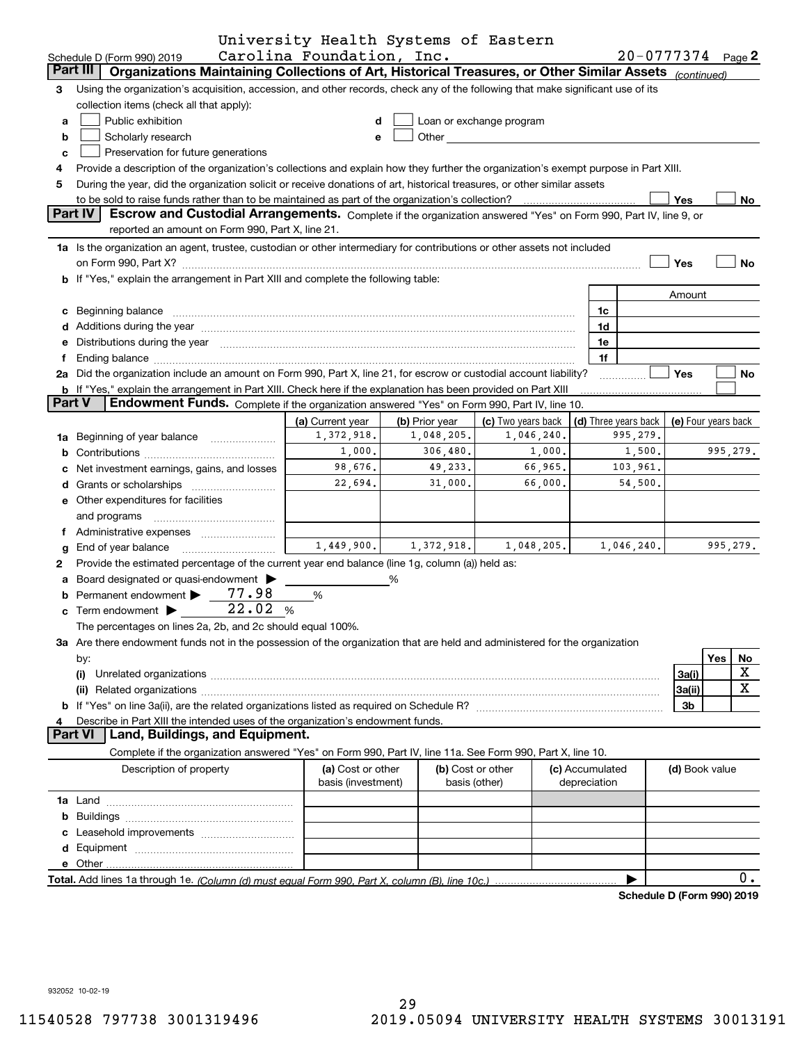Schedule D (Form 990) 2019 University Health Systems of Eastern Carolina Foundation, Inc. 20-0777374 Page 2

## Part III Organizations Maintaining Collections of Art, Historical Treasures, or Other Similar Assets *(continued)*

3 Using the organization's acquisition, accession, and other records, check any of the following that make significant use of its collection items (check all that apply):

a ☐ Public exhibition  d ☐ Loan or exchange program

b ☐ Scholarly research  e ☐ Other

c ☐ Preservation for future generations

4 Provide a description of the organization's collections and explain how they further the organization's exempt purpose in Part XIII.

5 During the year, did the organization solicit or receive donations of art, historical treasures, or other similar assets to be sold to raise funds rather than to be maintained as part of the organization's collection? ☐ Yes ☐ No

## Part IV Escrow and Custodial Arrangements.

Complete if the organization answered "Yes" on Form 990, Part IV, line 9, or reported an amount on Form 990, Part X, line 21.

1a Is the organization an agent, trustee, custodian or other intermediary for contributions or other assets not included on Form 990, Part X? ☐ Yes ☐ No

b If "Yes," explain the arrangement in Part XIII and complete the following table:

| | | Amount |
|---|---|---|
| c Beginning balance | 1c | |
| d Additions during the year | 1d | |
| e Distributions during the year | 1e | |
| f Ending balance | 1f | |

2a Did the organization include an amount on Form 990, Part X, line 21, for escrow or custodial account liability? ☐ Yes ☐ No

b If "Yes," explain the arrangement in Part XIII. Check here if the explanation has been provided on Part XIII ☐

## Part V Endowment Funds.

Complete if the organization answered "Yes" on Form 990, Part IV, line 10.

| | (a) Current year | (b) Prior year | (c) Two years back | (d) Three years back | (e) Four years back |
|---|---|---|---|---|---|
| 1a Beginning of year balance | 1,372,918. | 1,048,205. | 1,046,240. | 995,279. | |
| b Contributions | 1,000. | 306,480. | 1,000. | 1,500. | 995,279. |
| c Net investment earnings, gains, and losses | 98,676. | 49,233. | 66,965. | 103,961. | |
| d Grants or scholarships | 22,694. | 31,000. | 66,000. | 54,500. | |
| e Other expenditures for facilities and programs | | | | | |
| f Administrative expenses | | | | | |
| g End of year balance | 1,449,900. | 1,372,918. | 1,048,205. | 1,046,240. | 995,279. |

2 Provide the estimated percentage of the current year end balance (line 1g, column (a)) held as:

a Board designated or quasi-endowment ▶ ______ %

b Permanent endowment ▶ 77.98 %

c Term endowment ▶ 22.02 %

The percentages on lines 2a, 2b, and 2c should equal 100%.

3a Are there endowment funds not in the possession of the organization that are held and administered for the organization by:

| | | Yes | No |
|---|---|---|---|
| (i) Unrelated organizations | 3a(i) | | X |
| (ii) Related organizations | 3a(ii) | | X |
| b If "Yes" on line 3a(ii), are the related organizations listed as required on Schedule R? | 3b | | |

4 Describe in Part XIII the intended uses of the organization's endowment funds.

## Part VI Land, Buildings, and Equipment.

Complete if the organization answered "Yes" on Form 990, Part IV, line 11a. See Form 990, Part X, line 10.

| Description of property | (a) Cost or other basis (investment) | (b) Cost or other basis (other) | (c) Accumulated depreciation | (d) Book value |
|---|---|---|---|---|
| 1a Land | | | | |
| b Buildings | | | | |
| c Leasehold improvements | | | | |
| d Equipment | | | | |
| e Other | | | | |

**Total.** Add lines 1a through 1e. *(Column (d) must equal Form 990, Part X, column (B), line 10c.)* ▶ 0.

**Schedule D (Form 990) 2019**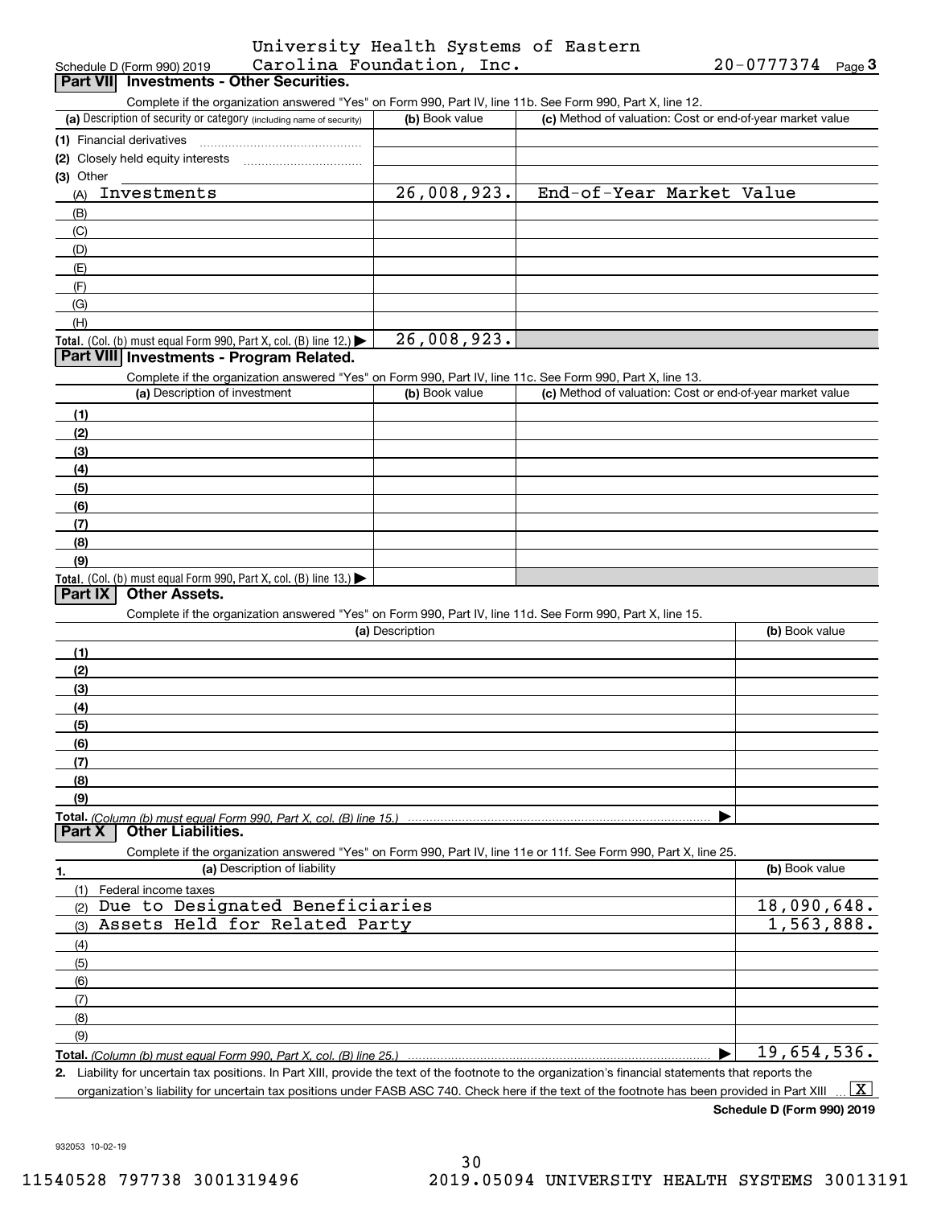Schedule D (Form 990) 2019 University Health Systems of Eastern Carolina Foundation, Inc. 20-0777374 Page 3

## Part VII Investments - Other Securities.

Complete if the organization answered "Yes" on Form 990, Part IV, line 11b. See Form 990, Part X, line 12.

| (a) Description of security or category (including name of security) | (b) Book value | (c) Method of valuation: Cost or end-of-year market value |
|---|---|---|
| (1) Financial derivatives | | |
| (2) Closely held equity interests | | |
| (3) Other | | |
| (A) Investments | 26,008,923. | End-of-Year Market Value |
| (B) | | |
| (C) | | |
| (D) | | |
| (E) | | |
| (F) | | |
| (G) | | |
| (H) | | |
| **Total.** (Col. (b) must equal Form 990, Part X, col. (B) line 12.) | 26,008,923. | |

## Part VIII Investments - Program Related.

Complete if the organization answered "Yes" on Form 990, Part IV, line 11c. See Form 990, Part X, line 13.

| (a) Description of investment | (b) Book value | (c) Method of valuation: Cost or end-of-year market value |
|---|---|---|
| (1) | | |
| (2) | | |
| (3) | | |
| (4) | | |
| (5) | | |
| (6) | | |
| (7) | | |
| (8) | | |
| (9) | | |
| **Total.** (Col. (b) must equal Form 990, Part X, col. (B) line 13.) | | |

## Part IX Other Assets.

Complete if the organization answered "Yes" on Form 990, Part IV, line 11d. See Form 990, Part X, line 15.

| (a) Description | (b) Book value |
|---|---|
| (1) | |
| (2) | |
| (3) | |
| (4) | |
| (5) | |
| (6) | |
| (7) | |
| (8) | |
| (9) | |
| **Total.** *(Column (b) must equal Form 990, Part X, col. (B) line 15.)* | |

## Part X Other Liabilities.

Complete if the organization answered "Yes" on Form 990, Part IV, line 11e or 11f. See Form 990, Part X, line 25.

| 1. (a) Description of liability | (b) Book value |
|---|---|
| (1) Federal income taxes | |
| (2) Due to Designated Beneficiaries | 18,090,648. |
| (3) Assets Held for Related Party | 1,563,888. |
| (4) | |
| (5) | |
| (6) | |
| (7) | |
| (8) | |
| (9) | |
| **Total.** *(Column (b) must equal Form 990, Part X, col. (B) line 25.)* | 19,654,536. |

2. Liability for uncertain tax positions. In Part XIII, provide the text of the footnote to the organization's financial statements that reports the organization's liability for uncertain tax positions under FASB ASC 740. Check here if the text of the footnote has been provided in Part XIII ... [X]

**Schedule D (Form 990) 2019**

932053 10-02-19

11540528 797738 3001319496 2019.05094 UNIVERSITY HEALTH SYSTEMS 30013191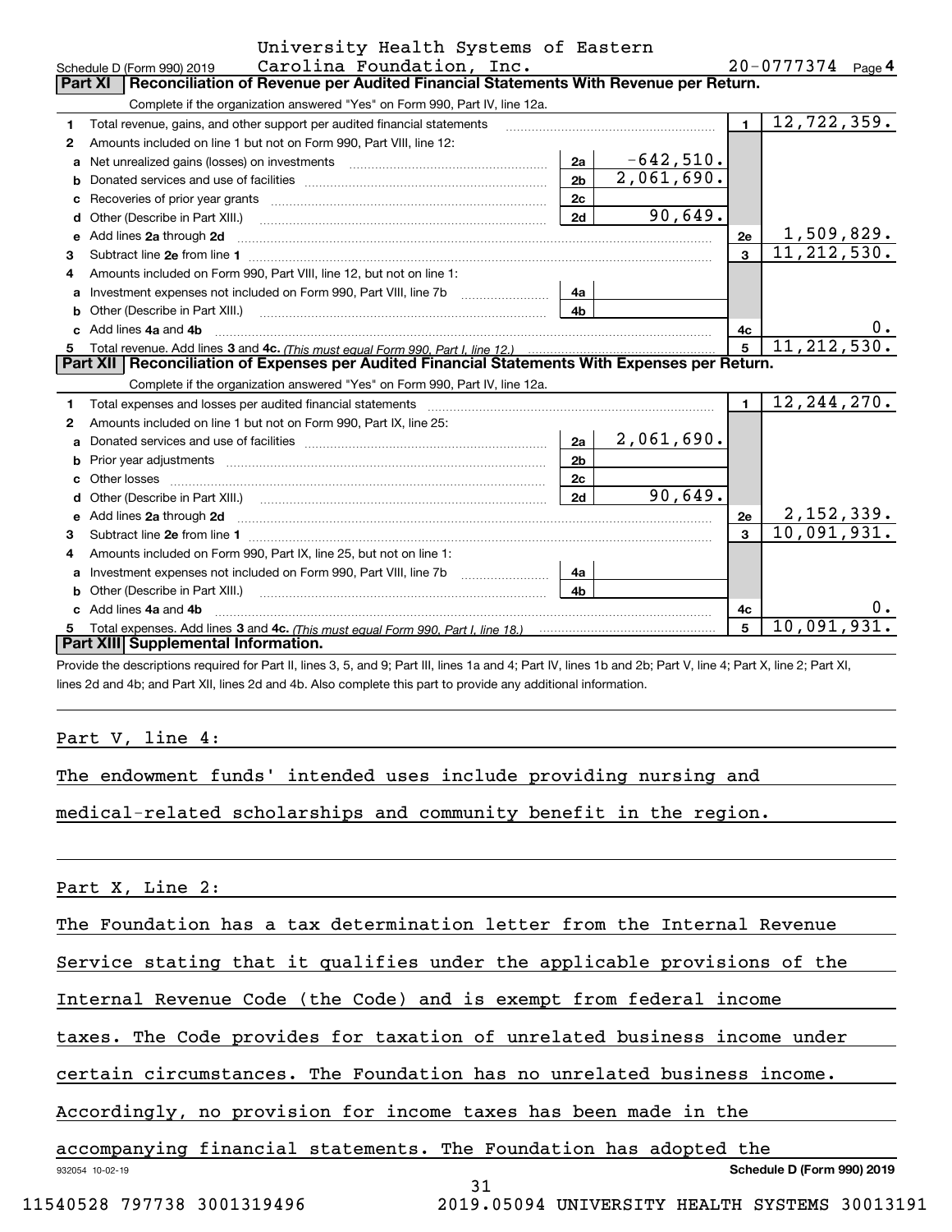Schedule D (Form 990) 2019 University Health Systems of Eastern Carolina Foundation, Inc. 20-0777374 Page 4

## Part XI Reconciliation of Revenue per Audited Financial Statements With Revenue per Return.

Complete if the organization answered "Yes" on Form 990, Part IV, line 12a.

| | | | | | |
|---|---|---|---|---|---|
| 1 | Total revenue, gains, and other support per audited financial statements | | | 1 | 12,722,359. |
| 2 | Amounts included on line 1 but not on Form 990, Part VIII, line 12: | | | | |
| a | Net unrealized gains (losses) on investments | 2a | -642,510. | | |
| b | Donated services and use of facilities | 2b | 2,061,690. | | |
| c | Recoveries of prior year grants | 2c | | | |
| d | Other (Describe in Part XIII.) | 2d | 90,649. | | |
| e | Add lines 2a through 2d | | | 2e | 1,509,829. |
| 3 | Subtract line 2e from line 1 | | | 3 | 11,212,530. |
| 4 | Amounts included on Form 990, Part VIII, line 12, but not on line 1: | | | | |
| a | Investment expenses not included on Form 990, Part VIII, line 7b | 4a | | | |
| b | Other (Describe in Part XIII.) | 4b | | | |
| c | Add lines 4a and 4b | | | 4c | 0. |
| 5 | Total revenue. Add lines 3 and 4c. *(This must equal Form 990, Part I, line 12.)* | | | 5 | 11,212,530. |

## Part XII Reconciliation of Expenses per Audited Financial Statements With Expenses per Return.

Complete if the organization answered "Yes" on Form 990, Part IV, line 12a.

| | | | | | |
|---|---|---|---|---|---|
| 1 | Total expenses and losses per audited financial statements | | | 1 | 12,244,270. |
| 2 | Amounts included on line 1 but not on Form 990, Part IX, line 25: | | | | |
| a | Donated services and use of facilities | 2a | 2,061,690. | | |
| b | Prior year adjustments | 2b | | | |
| c | Other losses | 2c | | | |
| d | Other (Describe in Part XIII.) | 2d | 90,649. | | |
| e | Add lines 2a through 2d | | | 2e | 2,152,339. |
| 3 | Subtract line 2e from line 1 | | | 3 | 10,091,931. |
| 4 | Amounts included on Form 990, Part IX, line 25, but not on line 1: | | | | |
| a | Investment expenses not included on Form 990, Part VIII, line 7b | 4a | | | |
| b | Other (Describe in Part XIII.) | 4b | | | |
| c | Add lines 4a and 4b | | | 4c | 0. |
| 5 | Total expenses. Add lines 3 and 4c. *(This must equal Form 990, Part I, line 18.)* | | | 5 | 10,091,931. |

## Part XIII Supplemental Information.

Provide the descriptions required for Part II, lines 3, 5, and 9; Part III, lines 1a and 4; Part IV, lines 1b and 2b; Part V, line 4; Part X, line 2; Part XI, lines 2d and 4b; and Part XII, lines 2d and 4b. Also complete this part to provide any additional information.

Part V, line 4:

The endowment funds' intended uses include providing nursing and medical-related scholarships and community benefit in the region.

Part X, Line 2:

The Foundation has a tax determination letter from the Internal Revenue Service stating that it qualifies under the applicable provisions of the Internal Revenue Code (the Code) and is exempt from federal income taxes. The Code provides for taxation of unrelated business income under certain circumstances. The Foundation has no unrelated business income. Accordingly, no provision for income taxes has been made in the accompanying financial statements. The Foundation has adopted the

932054 10-02-19 Schedule D (Form 990) 2019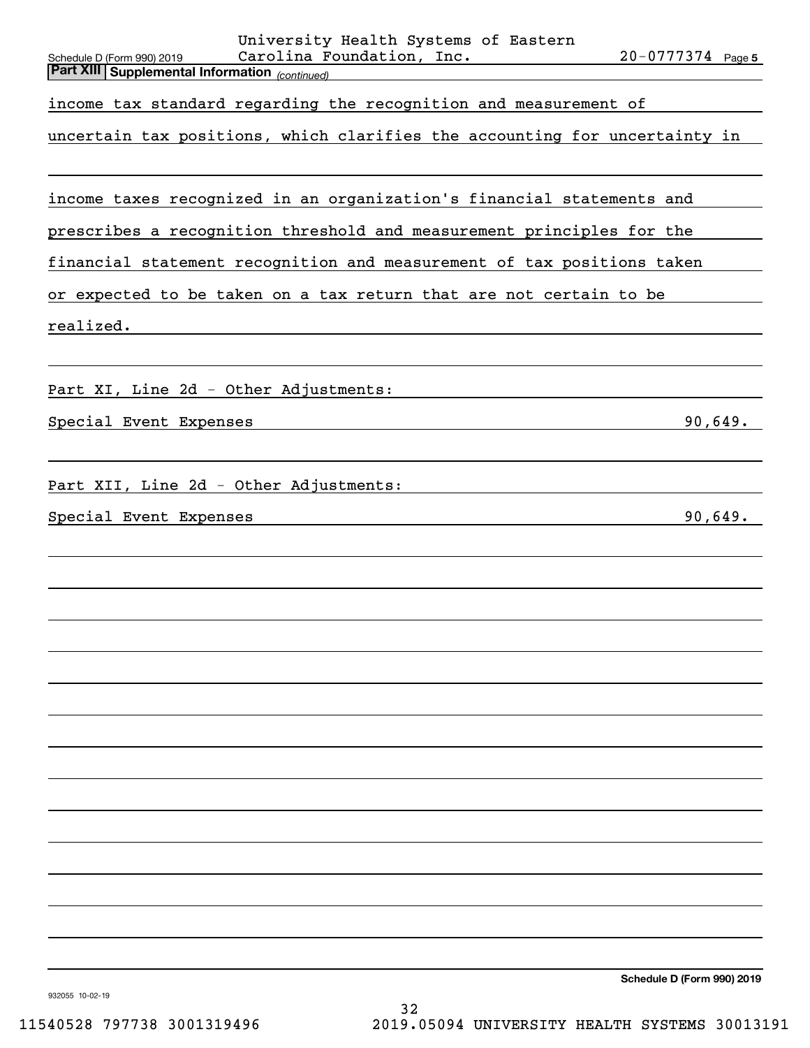**Part XIII | Supplemental Information** *(continued)*

income tax standard regarding the recognition and measurement of uncertain tax positions, which clarifies the accounting for uncertainty in income taxes recognized in an organization's financial statements and prescribes a recognition threshold and measurement principles for the financial statement recognition and measurement of tax positions taken or expected to be taken on a tax return that are not certain to be realized.

Part XI, Line 2d - Other Adjustments:

| | |
|---|---|
| Special Event Expenses | 90,649. |

Part XII, Line 2d - Other Adjustments:

| | |
|---|---|
| Special Event Expenses | 90,649. |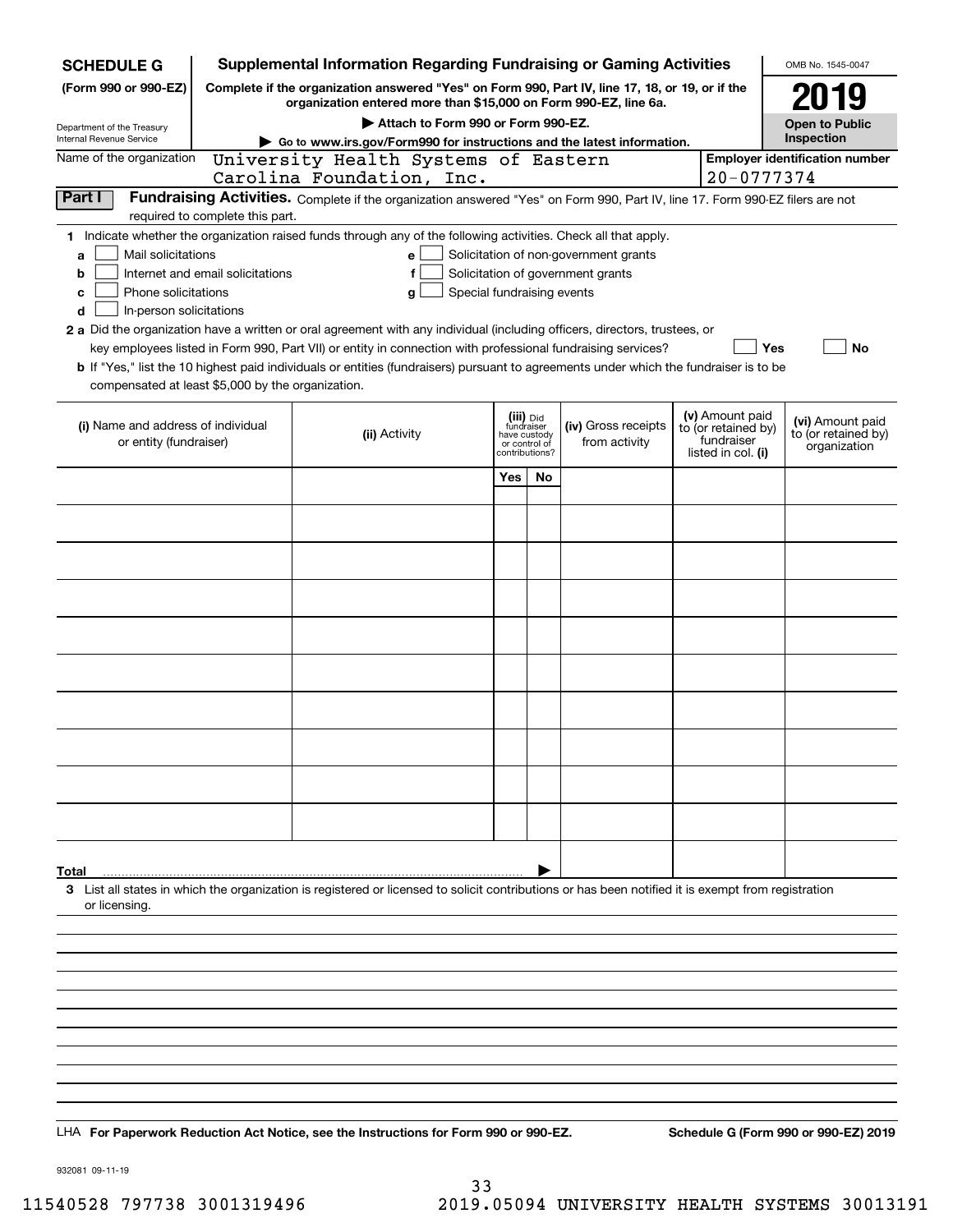**SCHEDULE G** (Form 990 or 990-EZ)

Department of the Treasury
Internal Revenue Service

# Supplemental Information Regarding Fundraising or Gaming Activities

**Complete if the organization answered "Yes" on Form 990, Part IV, line 17, 18, or 19, or if the organization entered more than $15,000 on Form 990-EZ, line 6a.**

**▶ Attach to Form 990 or Form 990-EZ.**

**▶ Go to www.irs.gov/Form990 for instructions and the latest information.**

OMB No. 1545-0047

**2019**

**Open to Public Inspection**

Name of the organization: University Health Systems of Eastern Carolina Foundation, Inc.

Employer identification number: 20-0777374

**Part I — Fundraising Activities.** Complete if the organization answered "Yes" on Form 990, Part IV, line 17. Form 990-EZ filers are not required to complete this part.

**1** Indicate whether the organization raised funds through any of the following activities. Check all that apply.

- **a** ☐ Mail solicitations
- **b** ☐ Internet and email solicitations
- **c** ☐ Phone solicitations
- **d** ☐ In-person solicitations
- **e** ☐ Solicitation of non-government grants
- **f** ☐ Solicitation of government grants
- **g** ☐ Special fundraising events

**2 a** Did the organization have a written or oral agreement with any individual (including officers, directors, trustees, or key employees listed in Form 990, Part VII) or entity in connection with professional fundraising services? ☐ Yes ☐ No

**b** If "Yes," list the 10 highest paid individuals or entities (fundraisers) pursuant to agreements under which the fundraiser is to be compensated at least $5,000 by the organization.

| (i) Name and address of individual or entity (fundraiser) | (ii) Activity | (iii) Did fundraiser have custody or control of contributions? Yes | No | (iv) Gross receipts from activity | (v) Amount paid to (or retained by) fundraiser listed in col. (i) | (vi) Amount paid to (or retained by) organization |
|---|---|---|---|---|---|---|
| | | | | | | |
| | | | | | | |
| | | | | | | |
| | | | | | | |
| | | | | | | |
| | | | | | | |
| | | | | | | |
| | | | | | | |
| | | | | | | |
| | | | | | | |
| **Total** ▶ | | | | | | |

**3** List all states in which the organization is registered or licensed to solicit contributions or has been notified it is exempt from registration or licensing.

LHA **For Paperwork Reduction Act Notice, see the Instructions for Form 990 or 990-EZ.** **Schedule G (Form 990 or 990-EZ) 2019**

932081 09-11-19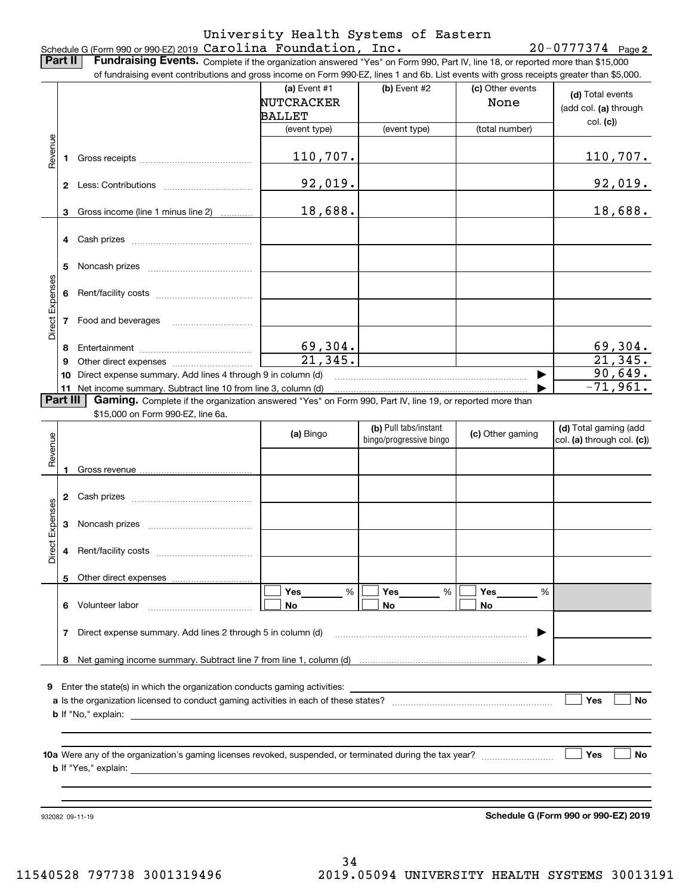Schedule G (Form 990 or 990-EZ) 2019 University Health Systems of Eastern Carolina Foundation, Inc. 20-0777374 Page **2**

**Part II** **Fundraising Events.** Complete if the organization answered "Yes" on Form 990, Part IV, line 18, or reported more than $15,000 of fundraising event contributions and gross income on Form 990-EZ, lines 1 and 6b. List events with gross receipts greater than $5,000.

| | | (a) Event #1 NUTCRACKER BALLET (event type) | (b) Event #2 (event type) | (c) Other events None (total number) | (d) Total events (add col. (a) through col. (c)) |
|---|---|---|---|---|---|
| Revenue | 1 Gross receipts | 110,707. | | | 110,707. |
| | 2 Less: Contributions | 92,019. | | | 92,019. |
| | 3 Gross income (line 1 minus line 2) | 18,688. | | | 18,688. |
| Direct Expenses | 4 Cash prizes | | | | |
| | 5 Noncash prizes | | | | |
| | 6 Rent/facility costs | | | | |
| | 7 Food and beverages | | | | |
| | 8 Entertainment | 69,304. | | | 69,304. |
| | 9 Other direct expenses | 21,345. | | | 21,345. |
| | 10 Direct expense summary. Add lines 4 through 9 in column (d) | | | ▶ | 90,649. |
| | 11 Net income summary. Subtract line 10 from line 3, column (d) | | | ▶ | -71,961. |

**Part III** **Gaming.** Complete if the organization answered "Yes" on Form 990, Part IV, line 19, or reported more than $15,000 on Form 990-EZ, line 6a.

| | | (a) Bingo | (b) Pull tabs/instant bingo/progressive bingo | (c) Other gaming | (d) Total gaming (add col. (a) through col. (c)) |
|---|---|---|---|---|---|
| Revenue | 1 Gross revenue | | | | |
| Direct Expenses | 2 Cash prizes | | | | |
| | 3 Noncash prizes | | | | |
| | 4 Rent/facility costs | | | | |
| | 5 Other direct expenses | | | | |
| | 6 Volunteer labor | ☐ Yes ____ % ☐ No | ☐ Yes ____ % ☐ No | ☐ Yes ____ % ☐ No | |
| | 7 Direct expense summary. Add lines 2 through 5 in column (d) | | | ▶ | |
| | 8 Net gaming income summary. Subtract line 7 from line 1, column (d) | | | ▶ | |

**9** Enter the state(s) in which the organization conducts gaming activities: ____________

**a** Is the organization licensed to conduct gaming activities in each of these states? ☐ Yes ☐ No

**b** If "No," explain: ____________

**10a** Were any of the organization's gaming licenses revoked, suspended, or terminated during the tax year? ☐ Yes ☐ No

**b** If "Yes," explain: ____________

932082 09-11-19 **Schedule G (Form 990 or 990-EZ) 2019**

11540528 797738 3001319496 2019.05094 UNIVERSITY HEALTH SYSTEMS 30013191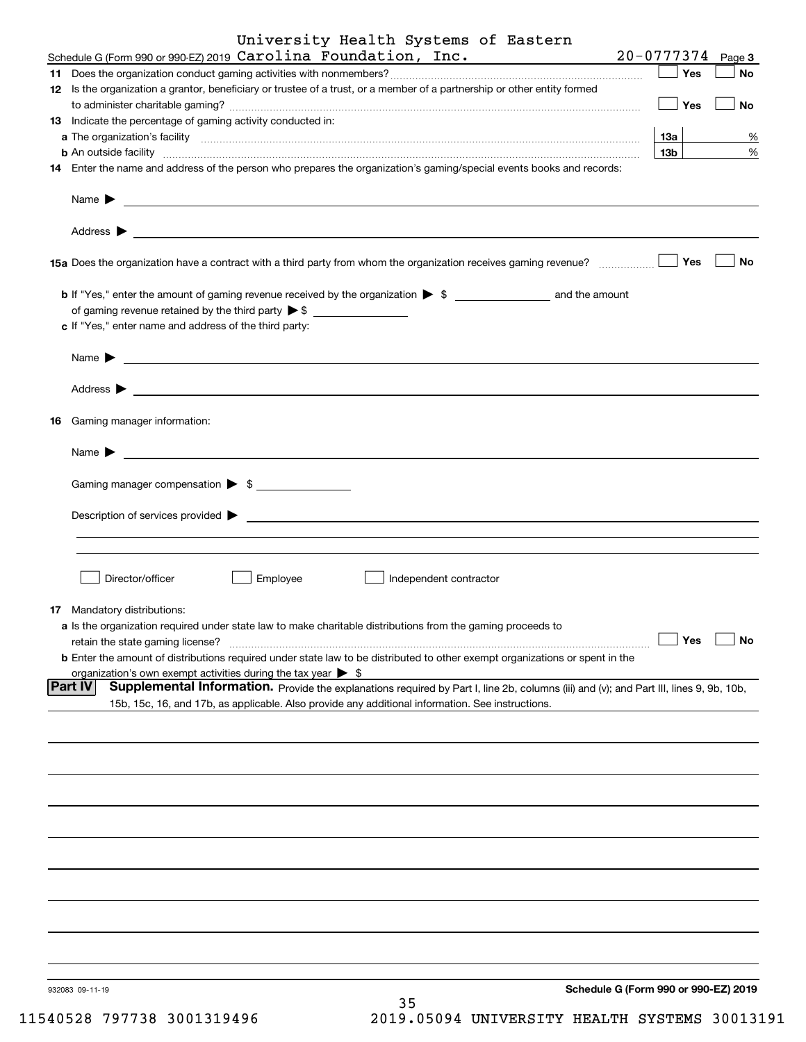Schedule G (Form 990 or 990-EZ) 2019 University Health Systems of Eastern Carolina Foundation, Inc. 20-0777374 Page 3

**11** Does the organization conduct gaming activities with nonmembers? ☐ Yes ☐ No

**12** Is the organization a grantor, beneficiary or trustee of a trust, or a member of a partnership or other entity formed to administer charitable gaming? ☐ Yes ☐ No

**13** Indicate the percentage of gaming activity conducted in:

**a** The organization's facility **13a** %

**b** An outside facility **13b** %

**14** Enter the name and address of the person who prepares the organization's gaming/special events books and records:

Name ▶

Address ▶

**15a** Does the organization have a contract with a third party from whom the organization receives gaming revenue? ☐ Yes ☐ No

**b** If "Yes," enter the amount of gaming revenue received by the organization ▶ $ ______ and the amount of gaming revenue retained by the third party ▶ $ ______

**c** If "Yes," enter name and address of the third party:

Name ▶

Address ▶

**16** Gaming manager information:

Name ▶

Gaming manager compensation ▶ $

Description of services provided ▶

☐ Director/officer ☐ Employee ☐ Independent contractor

**17** Mandatory distributions:

**a** Is the organization required under state law to make charitable distributions from the gaming proceeds to retain the state gaming license? ☐ Yes ☐ No

**b** Enter the amount of distributions required under state law to be distributed to other exempt organizations or spent in the organization's own exempt activities during the tax year ▶ $

**Part IV** **Supplemental Information.** Provide the explanations required by Part I, line 2b, columns (iii) and (v); and Part III, lines 9, 9b, 10b, 15b, 15c, 16, and 17b, as applicable. Also provide any additional information. See instructions.

932083 09-11-19 **Schedule G (Form 990 or 990-EZ) 2019**

11540528 797738 3001319496 2019.05094 UNIVERSITY HEALTH SYSTEMS 30013191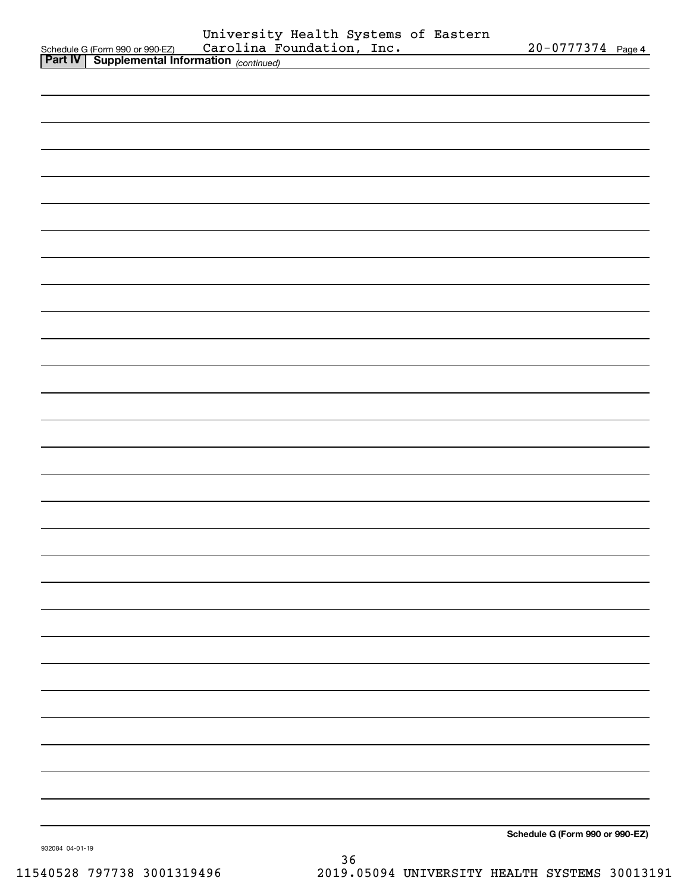University Health Systems of Eastern Carolina Foundation, Inc.

Schedule G (Form 990 or 990-EZ) 20-0777374 Page 4

**Part IV | Supplemental Information** *(continued)*

**Schedule G (Form 990 or 990-EZ)**

932084 04-01-19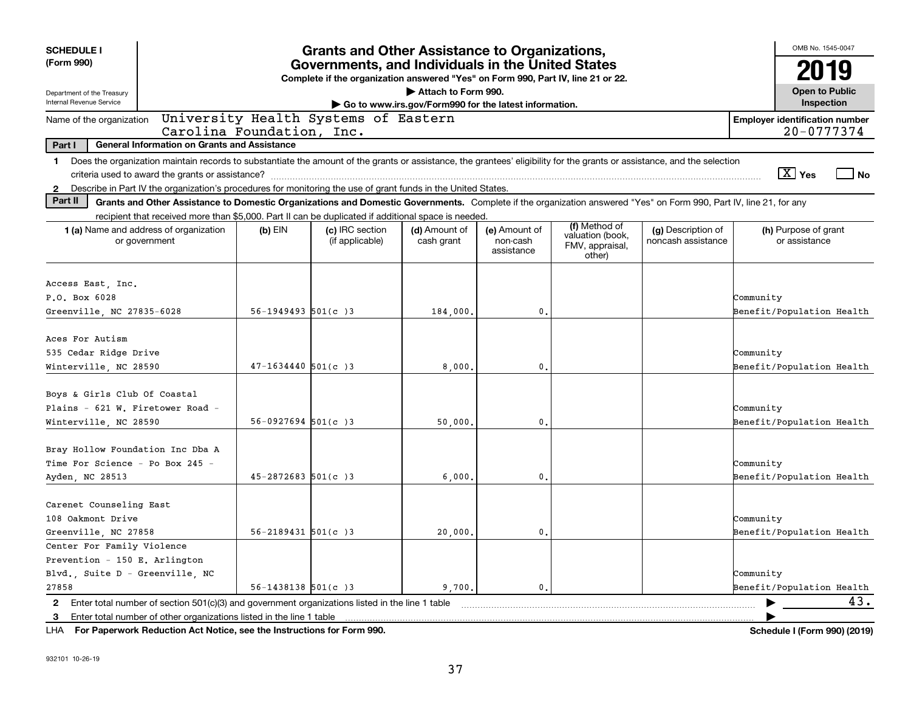**SCHEDULE I (Form 990)**

Department of the Treasury
Internal Revenue Service

# Grants and Other Assistance to Organizations, Governments, and Individuals in the United States

**Complete if the organization answered "Yes" on Form 990, Part IV, line 21 or 22.**

**▶ Attach to Form 990.**

**▶ Go to www.irs.gov/Form990 for the latest information.**

OMB No. 1545-0047

**2019**

**Open to Public Inspection**

Name of the organization: University Health Systems of Eastern Carolina Foundation, Inc.

**Employer identification number** 20-0777374

**Part I — General Information on Grants and Assistance**

1 Does the organization maintain records to substantiate the amount of the grants or assistance, the grantees' eligibility for the grants or assistance, and the selection criteria used to award the grants or assistance? [X] Yes [ ] No

2 Describe in Part IV the organization's procedures for monitoring the use of grant funds in the United States.

**Part II — Grants and Other Assistance to Domestic Organizations and Domestic Governments.** Complete if the organization answered "Yes" on Form 990, Part IV, line 21, for any recipient that received more than $5,000. Part II can be duplicated if additional space is needed.

| 1 (a) Name and address of organization or government | (b) EIN | (c) IRC section (if applicable) | (d) Amount of cash grant | (e) Amount of non-cash assistance | (f) Method of valuation (book, FMV, appraisal, other) | (g) Description of noncash assistance | (h) Purpose of grant or assistance |
|---|---|---|---|---|---|---|---|
| Access East, Inc. P.O. Box 6028 Greenville, NC 27835-6028 | 56-1949493 | 501(c )3 | 184,000. | 0. | | | Community Benefit/Population Health |
| Aces For Autism 535 Cedar Ridge Drive Winterville, NC 28590 | 47-1634440 | 501(c )3 | 8,000. | 0. | | | Community Benefit/Population Health |
| Boys & Girls Club Of Coastal Plains - 621 W. Firetower Road - Winterville, NC 28590 | 56-0927694 | 501(c )3 | 50,000. | 0. | | | Community Benefit/Population Health |
| Bray Hollow Foundation Inc Dba A Time For Science - Po Box 245 - Ayden, NC 28513 | 45-2872683 | 501(c )3 | 6,000. | 0. | | | Community Benefit/Population Health |
| Carenet Counseling East 108 Oakmont Drive Greenville, NC 27858 | 56-2189431 | 501(c )3 | 20,000. | 0. | | | Community Benefit/Population Health |
| Center For Family Violence Prevention - 150 E. Arlington Blvd., Suite D - Greenville, NC 27858 | 56-1438138 | 501(c )3 | 9,700. | 0. | | | Community Benefit/Population Health |

2 Enter total number of section 501(c)(3) and government organizations listed in the line 1 table ▶ 43.

3 Enter total number of other organizations listed in the line 1 table ▶

LHA **For Paperwork Reduction Act Notice, see the Instructions for Form 990.** **Schedule I (Form 990) (2019)**

932101 10-26-19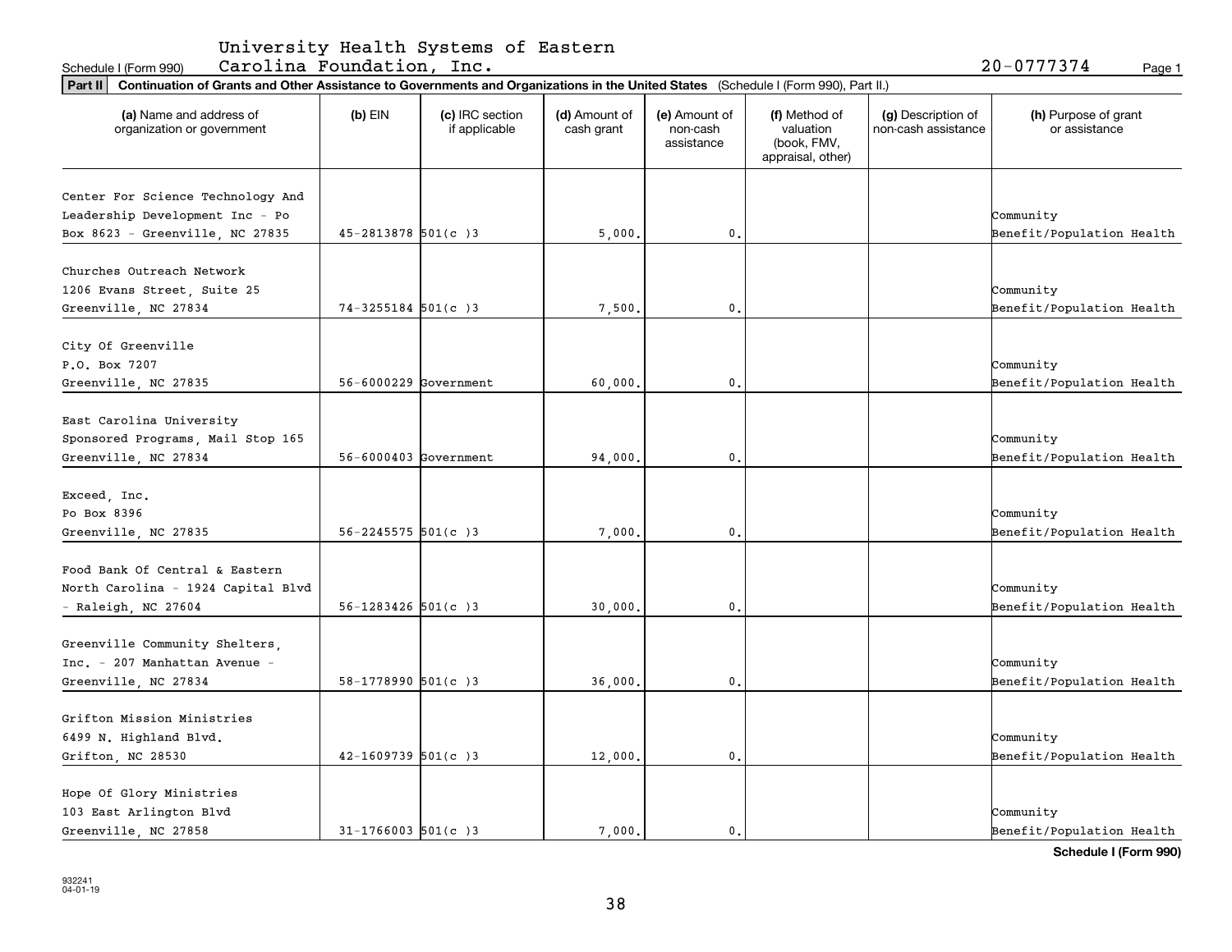Schedule I (Form 990)

University Health Systems of Eastern Carolina Foundation, Inc.

20-0777374

Page 1

**Part II** **Continuation of Grants and Other Assistance to Governments and Organizations in the United States** (Schedule I (Form 990), Part II.)

| (a) Name and address of organization or government | (b) EIN | (c) IRC section if applicable | (d) Amount of cash grant | (e) Amount of non-cash assistance | (f) Method of valuation (book, FMV, appraisal, other) | (g) Description of non-cash assistance | (h) Purpose of grant or assistance |
|---|---|---|---|---|---|---|---|
| Center For Science Technology And Leadership Development Inc - Po Box 8623 - Greenville, NC 27835 | 45-2813878 | 501(c )3 | 5,000. | 0. | | | Community Benefit/Population Health |
| Churches Outreach Network 1206 Evans Street, Suite 25 Greenville, NC 27834 | 74-3255184 | 501(c )3 | 7,500. | 0. | | | Community Benefit/Population Health |
| City Of Greenville P.O. Box 7207 Greenville, NC 27835 | 56-6000229 | Government | 60,000. | 0. | | | Community Benefit/Population Health |
| East Carolina University Sponsored Programs, Mail Stop 165 Greenville, NC 27834 | 56-6000403 | Government | 94,000. | 0. | | | Community Benefit/Population Health |
| Exceed, Inc. Po Box 8396 Greenville, NC 27835 | 56-2245575 | 501(c )3 | 7,000. | 0. | | | Community Benefit/Population Health |
| Food Bank Of Central & Eastern North Carolina - 1924 Capital Blvd - Raleigh, NC 27604 | 56-1283426 | 501(c )3 | 30,000. | 0. | | | Community Benefit/Population Health |
| Greenville Community Shelters, Inc. - 207 Manhattan Avenue - Greenville, NC 27834 | 58-1778990 | 501(c )3 | 36,000. | 0. | | | Community Benefit/Population Health |
| Grifton Mission Ministries 6499 N. Highland Blvd. Grifton, NC 28530 | 42-1609739 | 501(c )3 | 12,000. | 0. | | | Community Benefit/Population Health |
| Hope Of Glory Ministries 103 East Arlington Blvd Greenville, NC 27858 | 31-1766003 | 501(c )3 | 7,000. | 0. | | | Community Benefit/Population Health |

**Schedule I (Form 990)**

932241 04-01-19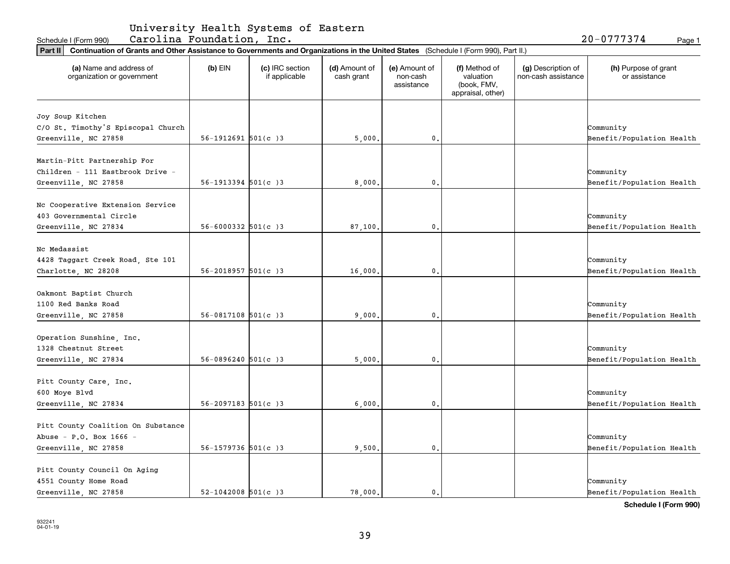University Health Systems of Eastern Carolina Foundation, Inc. 20-0777374

Schedule I (Form 990)

**Part II Continuation of Grants and Other Assistance to Governments and Organizations in the United States** (Schedule I (Form 990), Part II.)

| (a) Name and address of organization or government | (b) EIN | (c) IRC section if applicable | (d) Amount of cash grant | (e) Amount of non-cash assistance | (f) Method of valuation (book, FMV, appraisal, other) | (g) Description of non-cash assistance | (h) Purpose of grant or assistance |
|---|---|---|---|---|---|---|---|
| Joy Soup Kitchen C/O St. Timothy'S Episcopal Church Greenville, NC 27858 | 56-1912691 | 501(c )3 | 5,000. | 0. | | | Community Benefit/Population Health |
| Martin-Pitt Partnership For Children - 111 Eastbrook Drive - Greenville, NC 27858 | 56-1913394 | 501(c )3 | 8,000. | 0. | | | Community Benefit/Population Health |
| Nc Cooperative Extension Service 403 Governmental Circle Greenville, NC 27834 | 56-6000332 | 501(c )3 | 87,100. | 0. | | | Community Benefit/Population Health |
| Nc Medassist 4428 Taggart Creek Road, Ste 101 Charlotte, NC 28208 | 56-2018957 | 501(c )3 | 16,000. | 0. | | | Community Benefit/Population Health |
| Oakmont Baptist Church 1100 Red Banks Road Greenville, NC 27858 | 56-0817108 | 501(c )3 | 9,000. | 0. | | | Community Benefit/Population Health |
| Operation Sunshine, Inc. 1328 Chestnut Street Greenville, NC 27834 | 56-0896240 | 501(c )3 | 5,000. | 0. | | | Community Benefit/Population Health |
| Pitt County Care, Inc. 600 Moye Blvd Greenville, NC 27834 | 56-2097183 | 501(c )3 | 6,000. | 0. | | | Community Benefit/Population Health |
| Pitt County Coalition On Substance Abuse - P.O. Box 1666 - Greenville, NC 27858 | 56-1579736 | 501(c )3 | 9,500. | 0. | | | Community Benefit/Population Health |
| Pitt County Council On Aging 4551 County Home Road Greenville, NC 27858 | 52-1042008 | 501(c )3 | 78,000. | 0. | | | Community Benefit/Population Health |

**Schedule I (Form 990)**

932241 04-01-19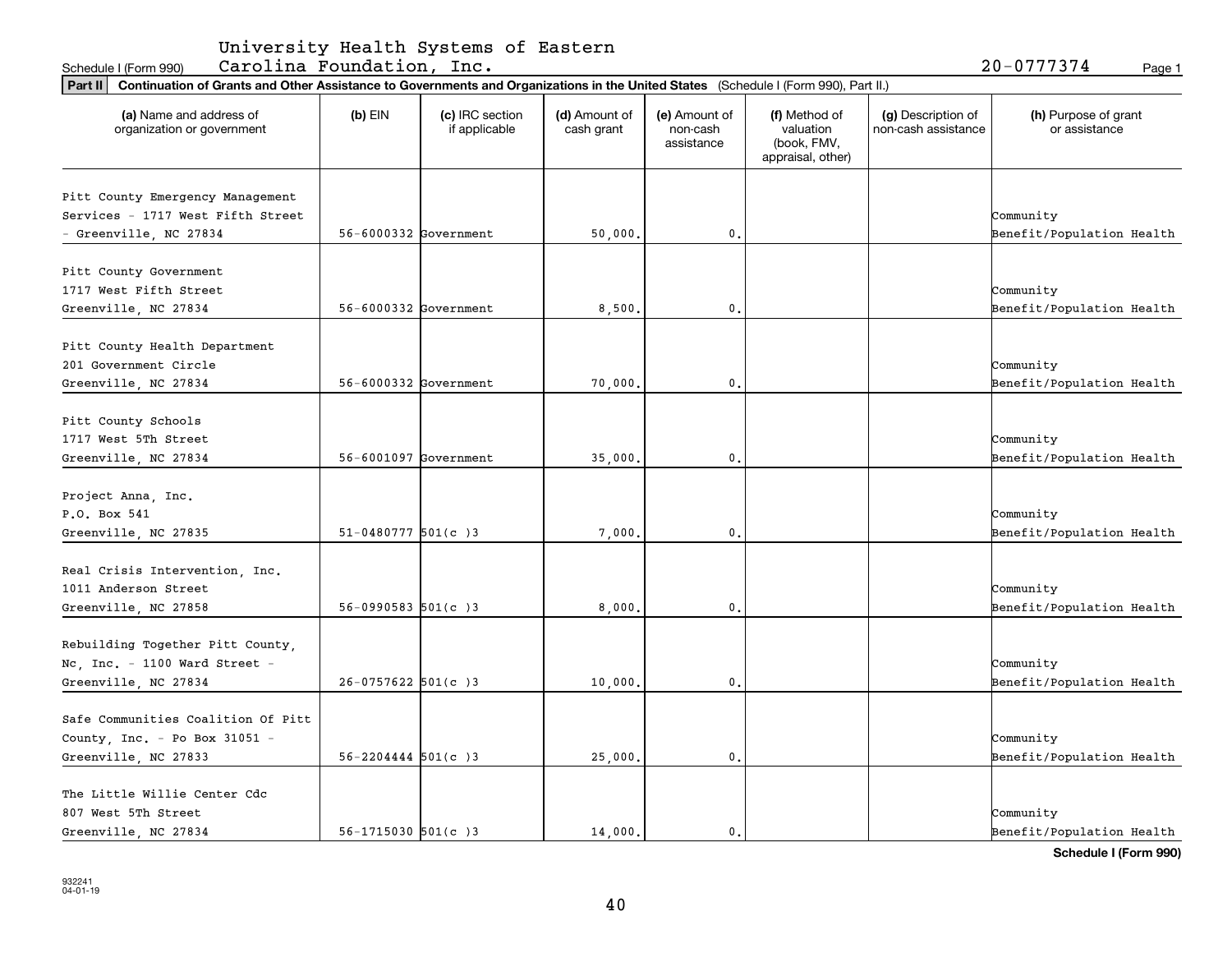Schedule I (Form 990) University Health Systems of Eastern Carolina Foundation, Inc. 20-0777374 Page 1

**Part II** **Continuation of Grants and Other Assistance to Governments and Organizations in the United States** (Schedule I (Form 990), Part II.)

| (a) Name and address of organization or government | (b) EIN | (c) IRC section if applicable | (d) Amount of cash grant | (e) Amount of non-cash assistance | (f) Method of valuation (book, FMV, appraisal, other) | (g) Description of non-cash assistance | (h) Purpose of grant or assistance |
|---|---|---|---|---|---|---|---|
| Pitt County Emergency Management Services - 1717 West Fifth Street - Greenville, NC 27834 | 56-6000332 | Government | 50,000. | 0. | | | Community Benefit/Population Health |
| Pitt County Government 1717 West Fifth Street Greenville, NC 27834 | 56-6000332 | Government | 8,500. | 0. | | | Community Benefit/Population Health |
| Pitt County Health Department 201 Government Circle Greenville, NC 27834 | 56-6000332 | Government | 70,000. | 0. | | | Community Benefit/Population Health |
| Pitt County Schools 1717 West 5Th Street Greenville, NC 27834 | 56-6001097 | Government | 35,000. | 0. | | | Community Benefit/Population Health |
| Project Anna, Inc. P.O. Box 541 Greenville, NC 27835 | 51-0480777 | 501(c )3 | 7,000. | 0. | | | Community Benefit/Population Health |
| Real Crisis Intervention, Inc. 1011 Anderson Street Greenville, NC 27858 | 56-0990583 | 501(c )3 | 8,000. | 0. | | | Community Benefit/Population Health |
| Rebuilding Together Pitt County, Nc, Inc. - 1100 Ward Street - Greenville, NC 27834 | 26-0757622 | 501(c )3 | 10,000. | 0. | | | Community Benefit/Population Health |
| Safe Communities Coalition Of Pitt County, Inc. - Po Box 31051 - Greenville, NC 27833 | 56-2204444 | 501(c )3 | 25,000. | 0. | | | Community Benefit/Population Health |
| The Little Willie Center Cdc 807 West 5Th Street Greenville, NC 27834 | 56-1715030 | 501(c )3 | 14,000. | 0. | | | Community Benefit/Population Health |

**Schedule I (Form 990)**

932241 04-01-19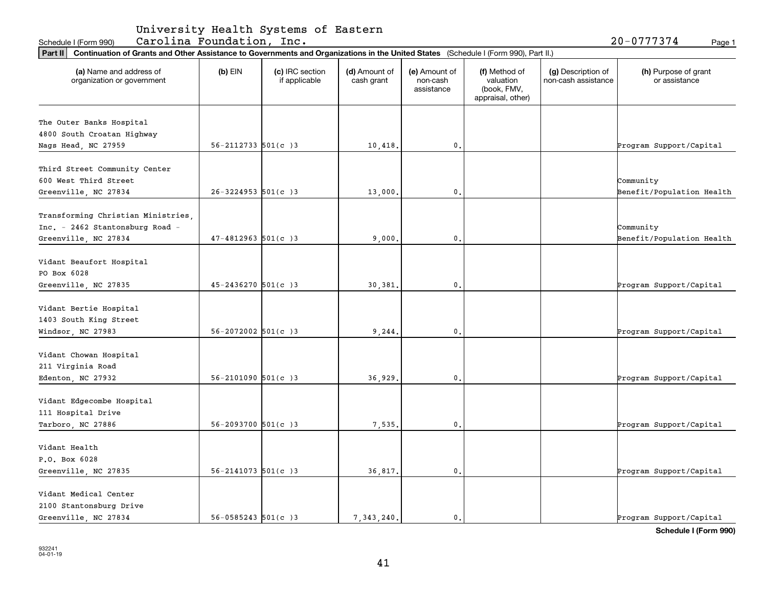Schedule I (Form 990)

University Health Systems of Eastern Carolina Foundation, Inc.

20-0777374

**Part II** **Continuation of Grants and Other Assistance to Governments and Organizations in the United States** (Schedule I (Form 990), Part II.)

| (a) Name and address of organization or government | (b) EIN | (c) IRC section if applicable | (d) Amount of cash grant | (e) Amount of non-cash assistance | (f) Method of valuation (book, FMV, appraisal, other) | (g) Description of non-cash assistance | (h) Purpose of grant or assistance |
|---|---|---|---|---|---|---|---|
| The Outer Banks Hospital 4800 South Croatan Highway Nags Head, NC 27959 | 56-2112733 | 501(c )3 | 10,418. | 0. | | | Program Support/Capital |
| Third Street Community Center 600 West Third Street Greenville, NC 27834 | 26-3224953 | 501(c )3 | 13,000. | 0. | | | Community Benefit/Population Health |
| Transforming Christian Ministries, Inc. - 2462 Stantonsburg Road - Greenville, NC 27834 | 47-4812963 | 501(c )3 | 9,000. | 0. | | | Community Benefit/Population Health |
| Vidant Beaufort Hospital PO Box 6028 Greenville, NC 27835 | 45-2436270 | 501(c )3 | 30,381. | 0. | | | Program Support/Capital |
| Vidant Bertie Hospital 1403 South King Street Windsor, NC 27983 | 56-2072002 | 501(c )3 | 9,244. | 0. | | | Program Support/Capital |
| Vidant Chowan Hospital 211 Virginia Road Edenton, NC 27932 | 56-2101090 | 501(c )3 | 36,929. | 0. | | | Program Support/Capital |
| Vidant Edgecombe Hospital 111 Hospital Drive Tarboro, NC 27886 | 56-2093700 | 501(c )3 | 7,535. | 0. | | | Program Support/Capital |
| Vidant Health P.O. Box 6028 Greenville, NC 27835 | 56-2141073 | 501(c )3 | 36,817. | 0. | | | Program Support/Capital |
| Vidant Medical Center 2100 Stantonsburg Drive Greenville, NC 27834 | 56-0585243 | 501(c )3 | 7,343,240. | 0. | | | Program Support/Capital |

**Schedule I (Form 990)**

932241 04-01-19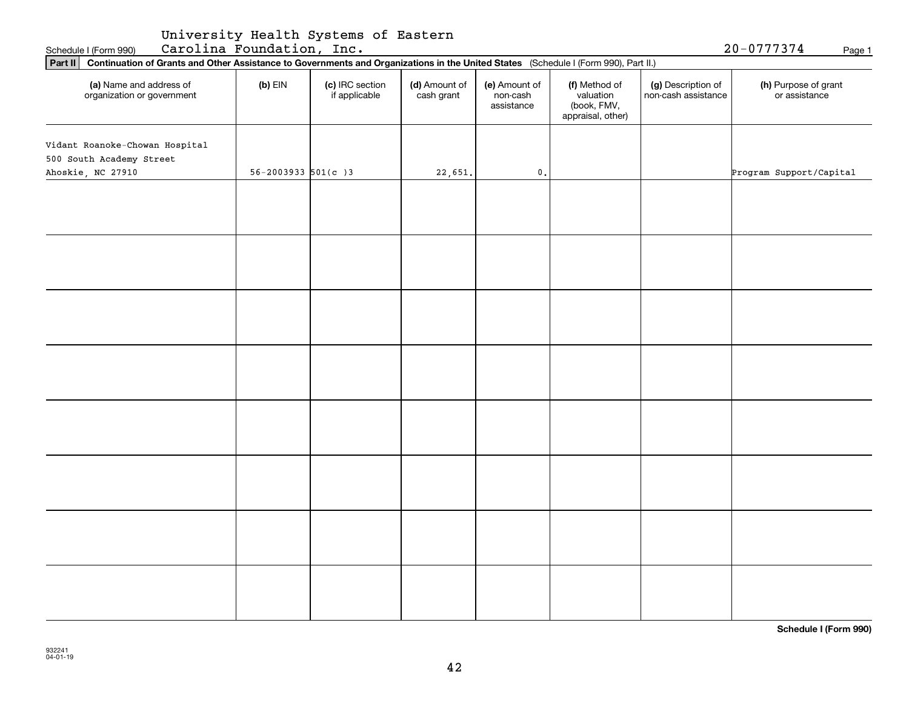Schedule I (Form 990) University Health Systems of Eastern Carolina Foundation, Inc. 20-0777374 Page 1

**Part II** **Continuation of Grants and Other Assistance to Governments and Organizations in the United States** (Schedule I (Form 990), Part II.)

| (a) Name and address of organization or government | (b) EIN | (c) IRC section if applicable | (d) Amount of cash grant | (e) Amount of non-cash assistance | (f) Method of valuation (book, FMV, appraisal, other) | (g) Description of non-cash assistance | (h) Purpose of grant or assistance |
|---|---|---|---|---|---|---|---|
| Vidant Roanoke-Chowan Hospital 500 South Academy Street Ahoskie, NC 27910 | 56-2003933 | 501(c )3 | 22,651. | 0. | | | Program Support/Capital |
| | | | | | | | |
| | | | | | | | |
| | | | | | | | |
| | | | | | | | |
| | | | | | | | |
| | | | | | | | |
| | | | | | | | |
| | | | | | | | |

**Schedule I (Form 990)**

932241
04-01-19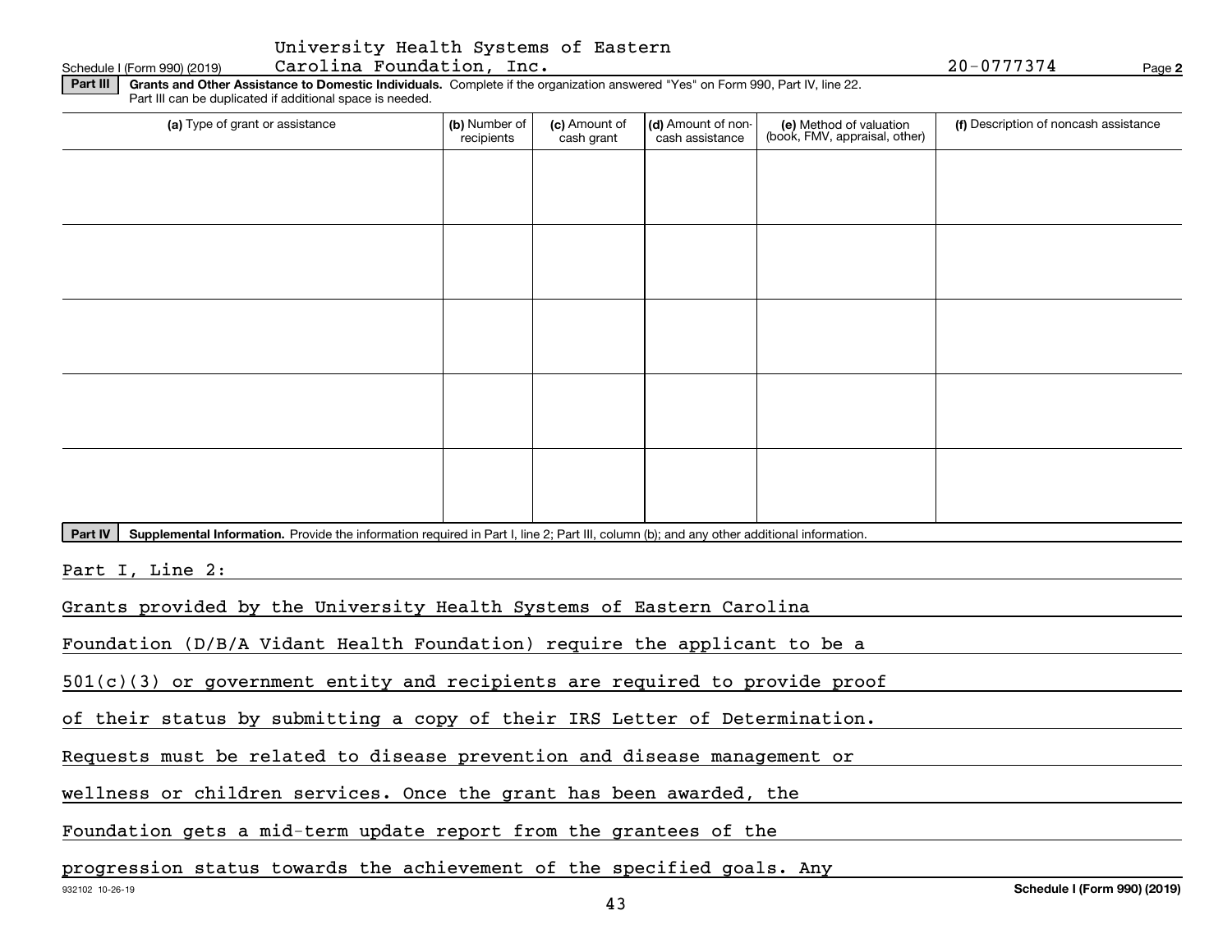University Health Systems of Eastern Carolina Foundation, Inc.

Schedule I (Form 990) (2019) 20-0777374 Page **2**

**Part III** **Grants and Other Assistance to Domestic Individuals.** Complete if the organization answered "Yes" on Form 990, Part IV, line 22. Part III can be duplicated if additional space is needed.

| (a) Type of grant or assistance | (b) Number of recipients | (c) Amount of cash grant | (d) Amount of non-cash assistance | (e) Method of valuation (book, FMV, appraisal, other) | (f) Description of noncash assistance |
|---|---|---|---|---|---|
| | | | | | |
| | | | | | |
| | | | | | |
| | | | | | |
| | | | | | |

**Part IV** **Supplemental Information.** Provide the information required in Part I, line 2; Part III, column (b); and any other additional information.

Part I, Line 2:

Grants provided by the University Health Systems of Eastern Carolina Foundation (D/B/A Vidant Health Foundation) require the applicant to be a 501(c)(3) or government entity and recipients are required to provide proof of their status by submitting a copy of their IRS Letter of Determination. Requests must be related to disease prevention and disease management or wellness or children services. Once the grant has been awarded, the Foundation gets a mid-term update report from the grantees of the progression status towards the achievement of the specified goals. Any

932102 10-26-19 **Schedule I (Form 990) (2019)**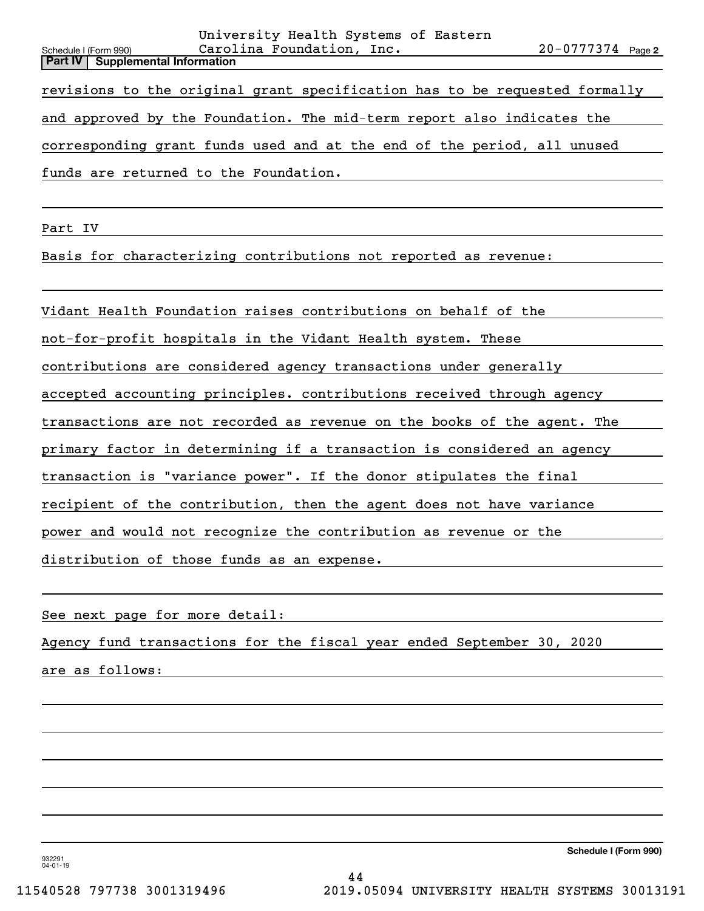Schedule I (Form 990) University Health Systems of Eastern Carolina Foundation, Inc. 20-0777374 Page 2

**Part IV | Supplemental Information**

revisions to the original grant specification has to be requested formally and approved by the Foundation. The mid-term report also indicates the corresponding grant funds used and at the end of the period, all unused funds are returned to the Foundation.

Part IV

Basis for characterizing contributions not reported as revenue:

Vidant Health Foundation raises contributions on behalf of the not-for-profit hospitals in the Vidant Health system. These contributions are considered agency transactions under generally accepted accounting principles. contributions received through agency transactions are not recorded as revenue on the books of the agent. The primary factor in determining if a transaction is considered an agency transaction is "variance power". If the donor stipulates the final recipient of the contribution, then the agent does not have variance power and would not recognize the contribution as revenue or the distribution of those funds as an expense.

See next page for more detail:

Agency fund transactions for the fiscal year ended September 30, 2020 are as follows:

Schedule I (Form 990)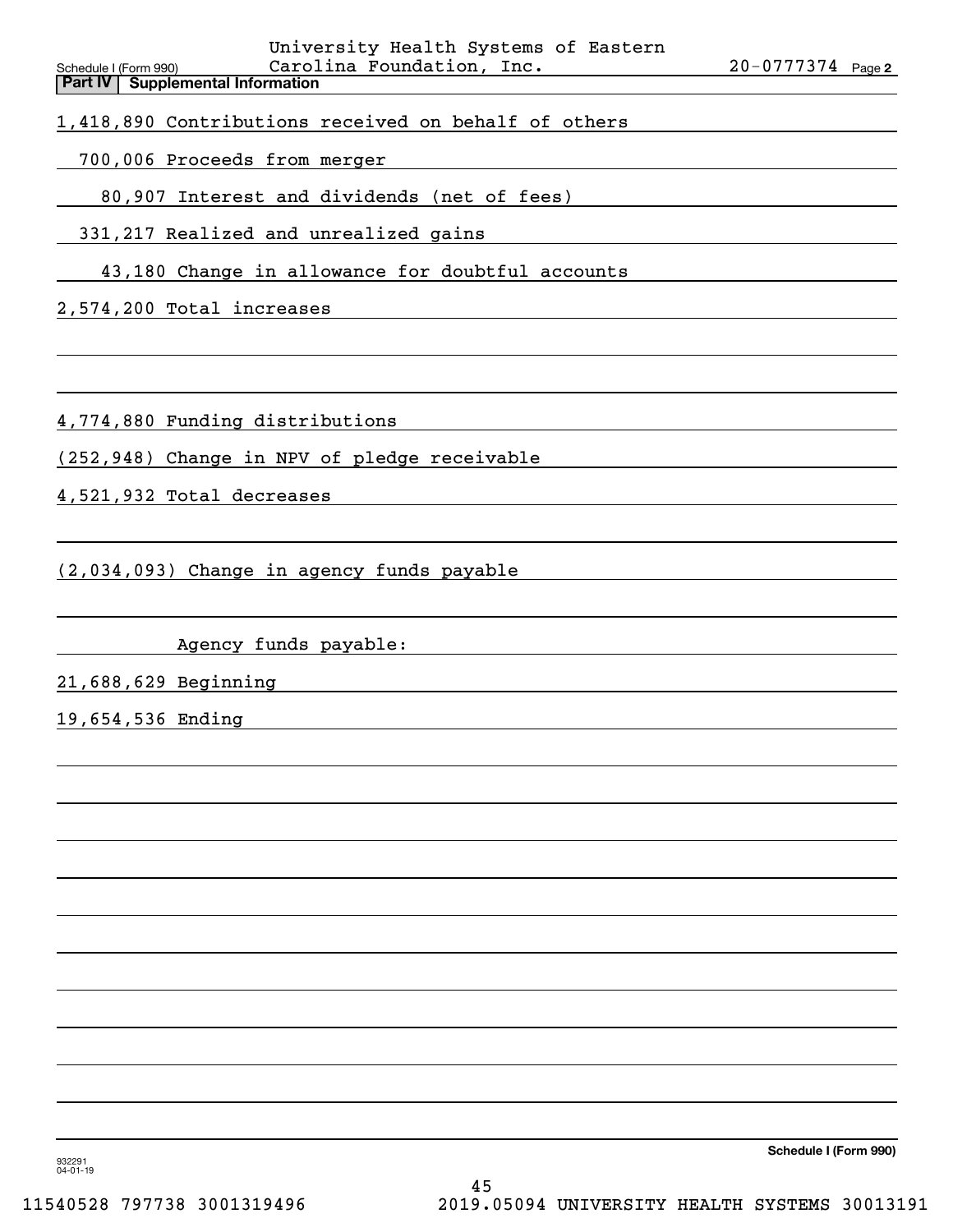Schedule I (Form 990) University Health Systems of Eastern Carolina Foundation, Inc. 20-0777374 Page 2

**Part IV Supplemental Information**

1,418,890 Contributions received on behalf of others

700,006 Proceeds from merger

80,907 Interest and dividends (net of fees)

331,217 Realized and unrealized gains

43,180 Change in allowance for doubtful accounts

2,574,200 Total increases

4,774,880 Funding distributions

(252,948) Change in NPV of pledge receivable

4,521,932 Total decreases

(2,034,093) Change in agency funds payable

Agency funds payable:

21,688,629 Beginning

19,654,536 Ending

**Schedule I (Form 990)**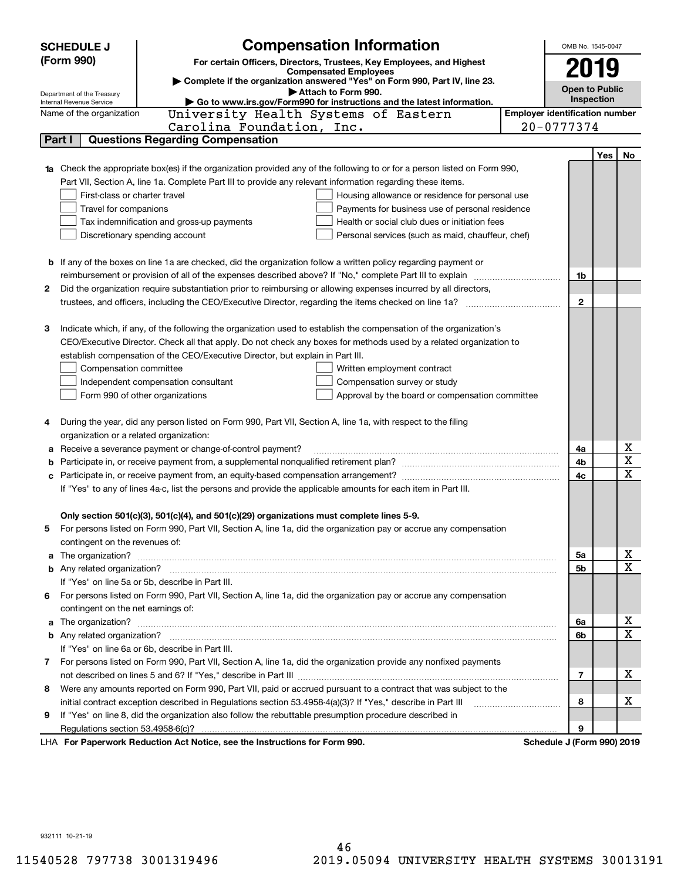**SCHEDULE J (Form 990)**

Department of the Treasury
Internal Revenue Service

# Compensation Information

**For certain Officers, Directors, Trustees, Key Employees, and Highest Compensated Employees**

▶ Complete if the organization answered "Yes" on Form 990, Part IV, line 23.

▶ Attach to Form 990.

▶ Go to www.irs.gov/Form990 for instructions and the latest information.

OMB No. 1545-0047

**2019**

**Open to Public Inspection**

Name of the organization: University Health Systems of Eastern Carolina Foundation, Inc.

Employer identification number: 20-0777374

## Part I Questions Regarding Compensation

| | | | Yes | No |
|---|---|---|---|---|
| **1a** | Check the appropriate box(es) if the organization provided any of the following to or for a person listed on Form 990, Part VII, Section A, line 1a. Complete Part III to provide any relevant information regarding these items.<br>☐ First-class or charter travel ☐ Housing allowance or residence for personal use<br>☐ Travel for companions ☐ Payments for business use of personal residence<br>☐ Tax indemnification and gross-up payments ☐ Health or social club dues or initiation fees<br>☐ Discretionary spending account ☐ Personal services (such as maid, chauffeur, chef) | | | |
| **b** | If any of the boxes on line 1a are checked, did the organization follow a written policy regarding payment or reimbursement or provision of all of the expenses described above? If "No," complete Part III to explain | 1b | | |
| **2** | Did the organization require substantiation prior to reimbursing or allowing expenses incurred by all directors, trustees, and officers, including the CEO/Executive Director, regarding the items checked on line 1a? | 2 | | |
| **3** | Indicate which, if any, of the following the organization used to establish the compensation of the organization's CEO/Executive Director. Check all that apply. Do not check any boxes for methods used by a related organization to establish compensation of the CEO/Executive Director, but explain in Part III.<br>☐ Compensation committee ☐ Written employment contract<br>☐ Independent compensation consultant ☐ Compensation survey or study<br>☐ Form 990 of other organizations ☐ Approval by the board or compensation committee | | | |
| **4** | During the year, did any person listed on Form 990, Part VII, Section A, line 1a, with respect to the filing organization or a related organization: | | | |
| **a** | Receive a severance payment or change-of-control payment? | 4a | | X |
| **b** | Participate in, or receive payment from, a supplemental nonqualified retirement plan? | 4b | | X |
| **c** | Participate in, or receive payment from, an equity-based compensation arrangement? | 4c | | X |
| | If "Yes" to any of lines 4a-c, list the persons and provide the applicable amounts for each item in Part III. | | | |
| | **Only section 501(c)(3), 501(c)(4), and 501(c)(29) organizations must complete lines 5-9.** | | | |
| **5** | For persons listed on Form 990, Part VII, Section A, line 1a, did the organization pay or accrue any compensation contingent on the revenues of: | | | |
| **a** | The organization? | 5a | | X |
| **b** | Any related organization? | 5b | | X |
| | If "Yes" on line 5a or 5b, describe in Part III. | | | |
| **6** | For persons listed on Form 990, Part VII, Section A, line 1a, did the organization pay or accrue any compensation contingent on the net earnings of: | | | |
| **a** | The organization? | 6a | | X |
| **b** | Any related organization? | 6b | | X |
| | If "Yes" on line 6a or 6b, describe in Part III. | | | |
| **7** | For persons listed on Form 990, Part VII, Section A, line 1a, did the organization provide any nonfixed payments not described on lines 5 and 6? If "Yes," describe in Part III | 7 | | X |
| **8** | Were any amounts reported on Form 990, Part VII, paid or accrued pursuant to a contract that was subject to the initial contract exception described in Regulations section 53.4958-4(a)(3)? If "Yes," describe in Part III | 8 | | X |
| **9** | If "Yes" on line 8, did the organization also follow the rebuttable presumption procedure described in Regulations section 53.4958-6(c)? | 9 | | |

LHA **For Paperwork Reduction Act Notice, see the Instructions for Form 990.** **Schedule J (Form 990) 2019**

932111 10-21-19

11540528 797738 3001319496 2019.05094 UNIVERSITY HEALTH SYSTEMS 30013191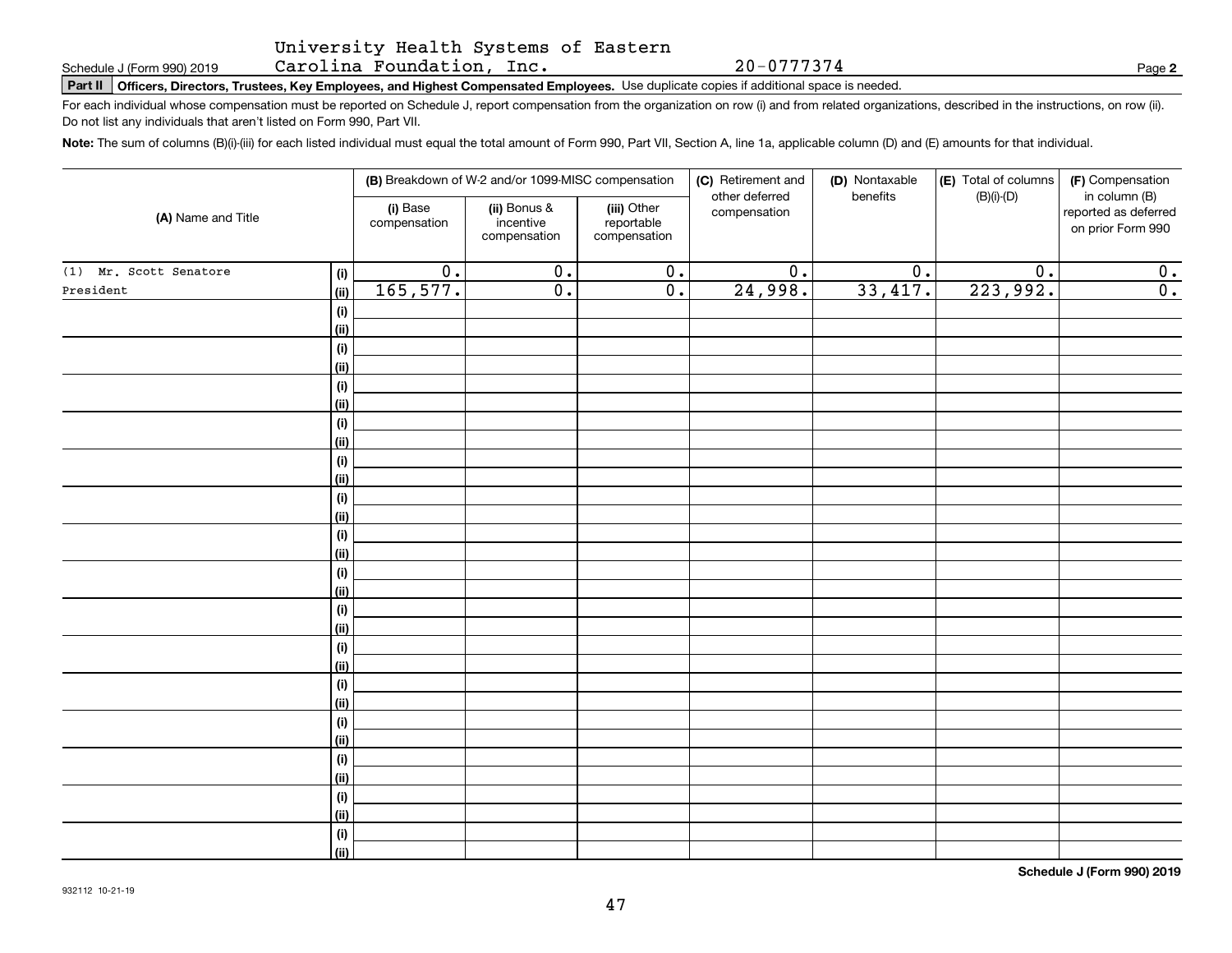Schedule J (Form 990) 2019 University Health Systems of Eastern Carolina Foundation, Inc. 20-0777374 Page **2**

**Part II** **Officers, Directors, Trustees, Key Employees, and Highest Compensated Employees.** Use duplicate copies if additional space is needed.

For each individual whose compensation must be reported on Schedule J, report compensation from the organization on row (i) and from related organizations, described in the instructions, on row (ii). Do not list any individuals that aren't listed on Form 990, Part VII.

**Note:** The sum of columns (B)(i)-(iii) for each listed individual must equal the total amount of Form 990, Part VII, Section A, line 1a, applicable column (D) and (E) amounts for that individual.

| (A) Name and Title | | (B) Breakdown of W-2 and/or 1099-MISC compensation | | | (C) Retirement and other deferred compensation | (D) Nontaxable benefits | (E) Total of columns (B)(i)-(D) | (F) Compensation in column (B) reported as deferred on prior Form 990 |
|---|---|---|---|---|---|---|---|---|
| | | (i) Base compensation | (ii) Bonus & incentive compensation | (iii) Other reportable compensation | | | | |
| (1) Mr. Scott Senatore | (i) | 0. | 0. | 0. | 0. | 0. | 0. | 0. |
| President | (ii) | 165,577. | 0. | 0. | 24,998. | 33,417. | 223,992. | 0. |
| | (i) | | | | | | | |
| | (ii) | | | | | | | |
| | (i) | | | | | | | |
| | (ii) | | | | | | | |
| | (i) | | | | | | | |
| | (ii) | | | | | | | |
| | (i) | | | | | | | |
| | (ii) | | | | | | | |
| | (i) | | | | | | | |
| | (ii) | | | | | | | |
| | (i) | | | | | | | |
| | (ii) | | | | | | | |
| | (i) | | | | | | | |
| | (ii) | | | | | | | |
| | (i) | | | | | | | |
| | (ii) | | | | | | | |
| | (i) | | | | | | | |
| | (ii) | | | | | | | |
| | (i) | | | | | | | |
| | (ii) | | | | | | | |
| | (i) | | | | | | | |
| | (ii) | | | | | | | |
| | (i) | | | | | | | |
| | (ii) | | | | | | | |
| | (i) | | | | | | | |
| | (ii) | | | | | | | |
| | (i) | | | | | | | |
| | (ii) | | | | | | | |
| | (i) | | | | | | | |
| | (ii) | | | | | | | |

**Schedule J (Form 990) 2019**

932112 10-21-19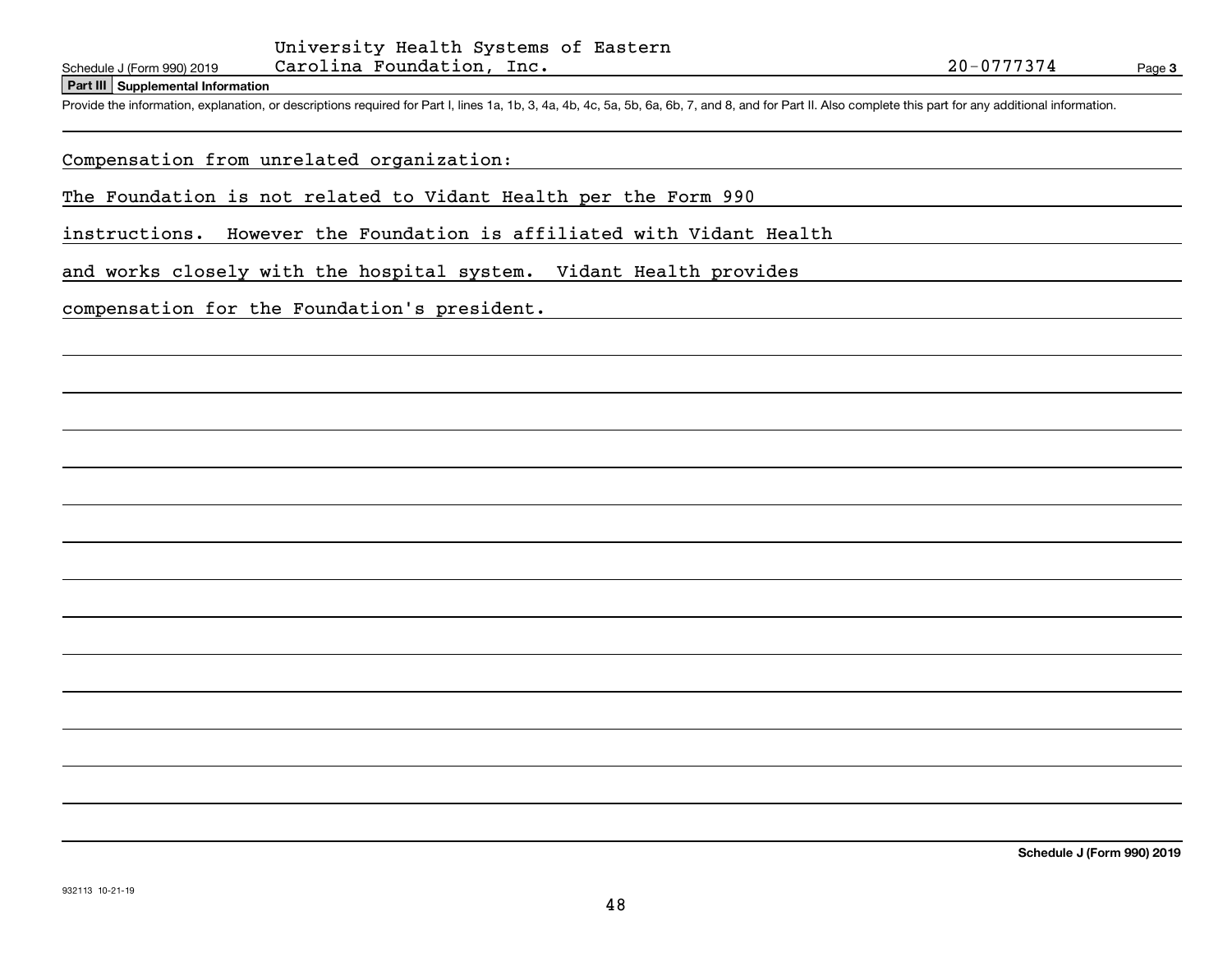Schedule J (Form 990) 2019 University Health Systems of Eastern Carolina Foundation, Inc. 20-0777374 Page **3**

**Part III Supplemental Information**

Provide the information, explanation, or descriptions required for Part I, lines 1a, 1b, 3, 4a, 4b, 4c, 5a, 5b, 6a, 6b, 7, and 8, and for Part II. Also complete this part for any additional information.

Compensation from unrelated organization:

The Foundation is not related to Vidant Health per the Form 990 instructions. However the Foundation is affiliated with Vidant Health and works closely with the hospital system. Vidant Health provides compensation for the Foundation's president.

**Schedule J (Form 990) 2019**

932113 10-21-19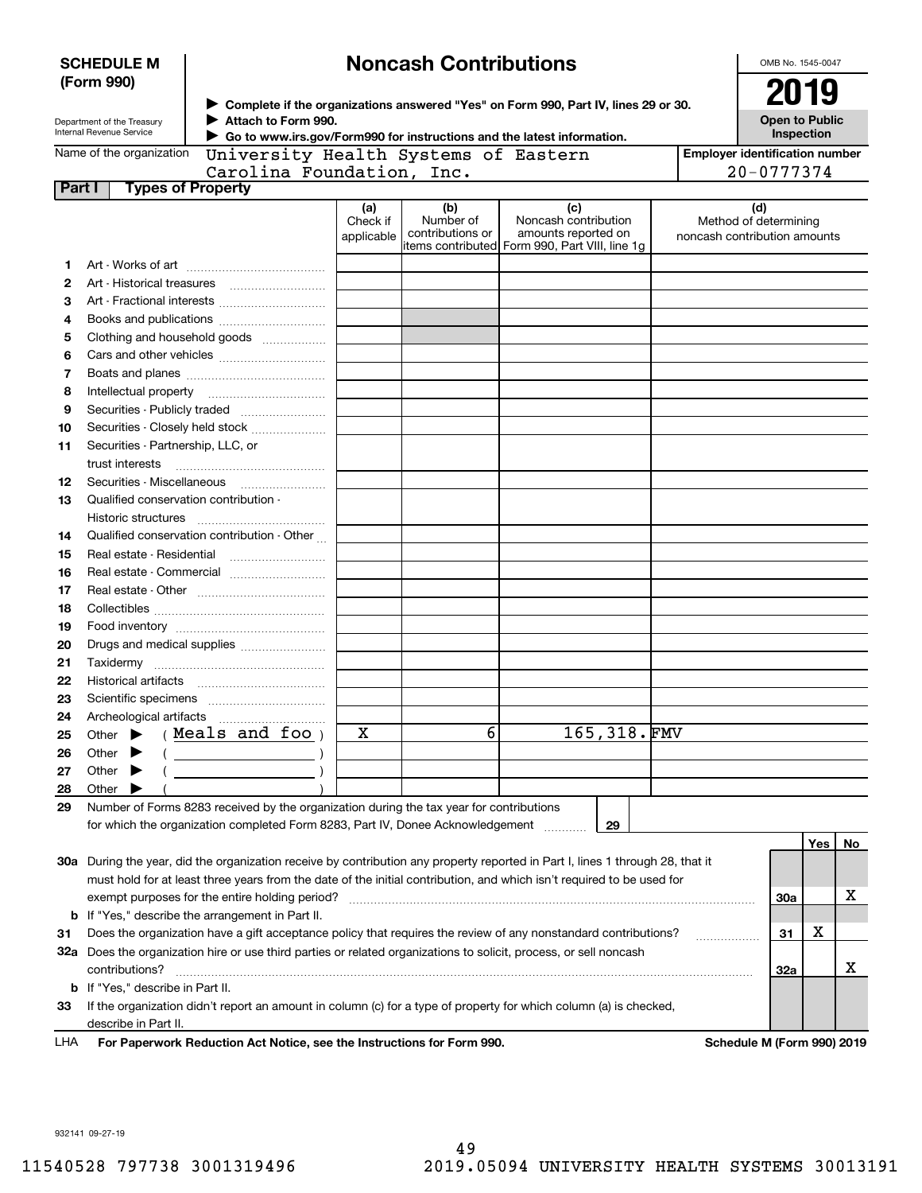**SCHEDULE M (Form 990)**

Department of the Treasury
Internal Revenue Service

# Noncash Contributions

▶ Complete if the organizations answered "Yes" on Form 990, Part IV, lines 29 or 30.
▶ Attach to Form 990.
▶ Go to www.irs.gov/Form990 for instructions and the latest information.

OMB No. 1545-0047

**2019**

**Open to Public Inspection**

Name of the organization: University Health Systems of Eastern Carolina Foundation, Inc.

Employer identification number: 20-0777374

## Part I Types of Property

| | | (a) Check if applicable | (b) Number of contributions or items contributed | (c) Noncash contribution amounts reported on Form 990, Part VIII, line 1g | (d) Method of determining noncash contribution amounts |
|---|---|---|---|---|---|
| 1 | Art - Works of art | | | | |
| 2 | Art - Historical treasures | | | | |
| 3 | Art - Fractional interests | | | | |
| 4 | Books and publications | | | | |
| 5 | Clothing and household goods | | | | |
| 6 | Cars and other vehicles | | | | |
| 7 | Boats and planes | | | | |
| 8 | Intellectual property | | | | |
| 9 | Securities - Publicly traded | | | | |
| 10 | Securities - Closely held stock | | | | |
| 11 | Securities - Partnership, LLC, or trust interests | | | | |
| 12 | Securities - Miscellaneous | | | | |
| 13 | Qualified conservation contribution - Historic structures | | | | |
| 14 | Qualified conservation contribution - Other | | | | |
| 15 | Real estate - Residential | | | | |
| 16 | Real estate - Commercial | | | | |
| 17 | Real estate - Other | | | | |
| 18 | Collectibles | | | | |
| 19 | Food inventory | | | | |
| 20 | Drugs and medical supplies | | | | |
| 21 | Taxidermy | | | | |
| 22 | Historical artifacts | | | | |
| 23 | Scientific specimens | | | | |
| 24 | Archeological artifacts | | | | |
| 25 | Other ▶ ( Meals and foo ) | X | 6 | 165,318. | FMV |
| 26 | Other ▶ ( ) | | | | |
| 27 | Other ▶ ( ) | | | | |
| 28 | Other ▶ ( ) | | | | |

29 Number of Forms 8283 received by the organization during the tax year for contributions for which the organization completed Form 8283, Part IV, Donee Acknowledgement ..... 29

| | | | Yes | No |
|---|---|---|---|---|
| 30a | During the year, did the organization receive by contribution any property reported in Part I, lines 1 through 28, that it must hold for at least three years from the date of the initial contribution, and which isn't required to be used for exempt purposes for the entire holding period? | 30a | | X |
| b | If "Yes," describe the arrangement in Part II. | | | |
| 31 | Does the organization have a gift acceptance policy that requires the review of any nonstandard contributions? | 31 | X | |
| 32a | Does the organization hire or use third parties or related organizations to solicit, process, or sell noncash contributions? | 32a | | X |
| b | If "Yes," describe in Part II. | | | |
| 33 | If the organization didn't report an amount in column (c) for a type of property for which column (a) is checked, describe in Part II. | | | |

LHA For Paperwork Reduction Act Notice, see the Instructions for Form 990. Schedule M (Form 990) 2019

932141 09-27-19

11540528 797738 3001319496 2019.05094 UNIVERSITY HEALTH SYSTEMS 30013191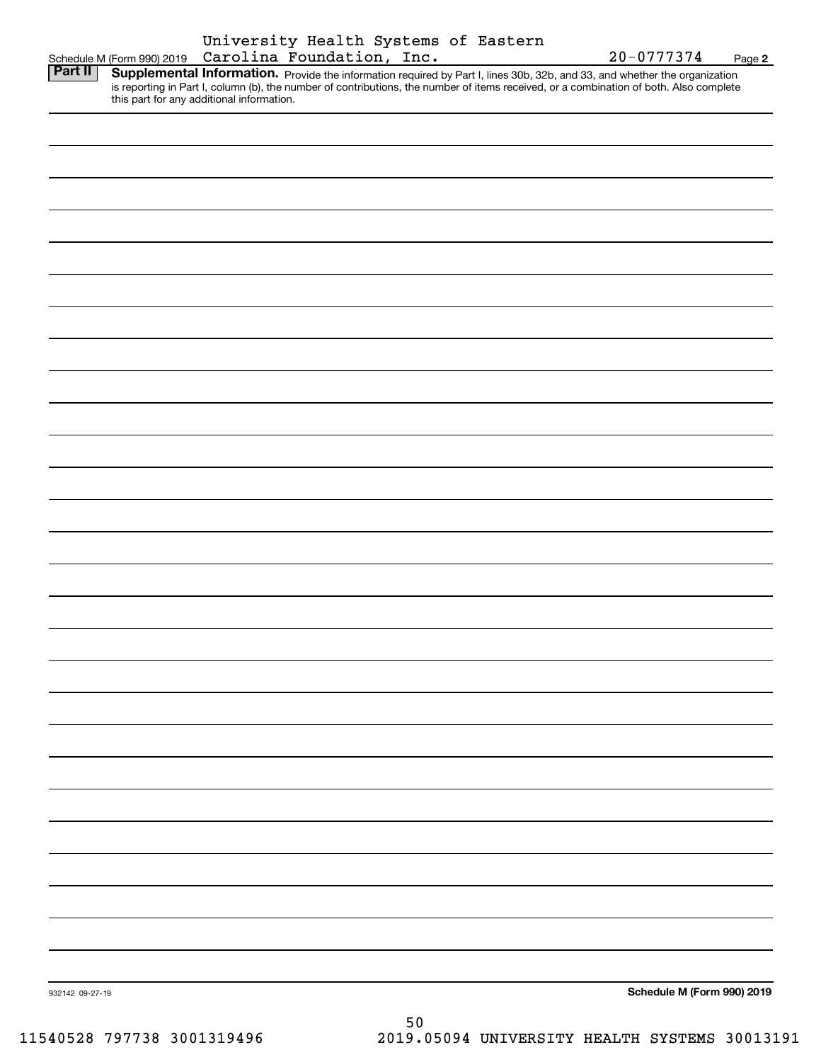Schedule M (Form 990) 2019 University Health Systems of Eastern Carolina Foundation, Inc. 20-0777374 Page **2**

**Part II** **Supplemental Information.** Provide the information required by Part I, lines 30b, 32b, and 33, and whether the organization is reporting in Part I, column (b), the number of contributions, the number of items received, or a combination of both. Also complete this part for any additional information.

932142 09-27-19 **Schedule M (Form 990) 2019**

11540528 797738 3001319496 2019.05094 UNIVERSITY HEALTH SYSTEMS 30013191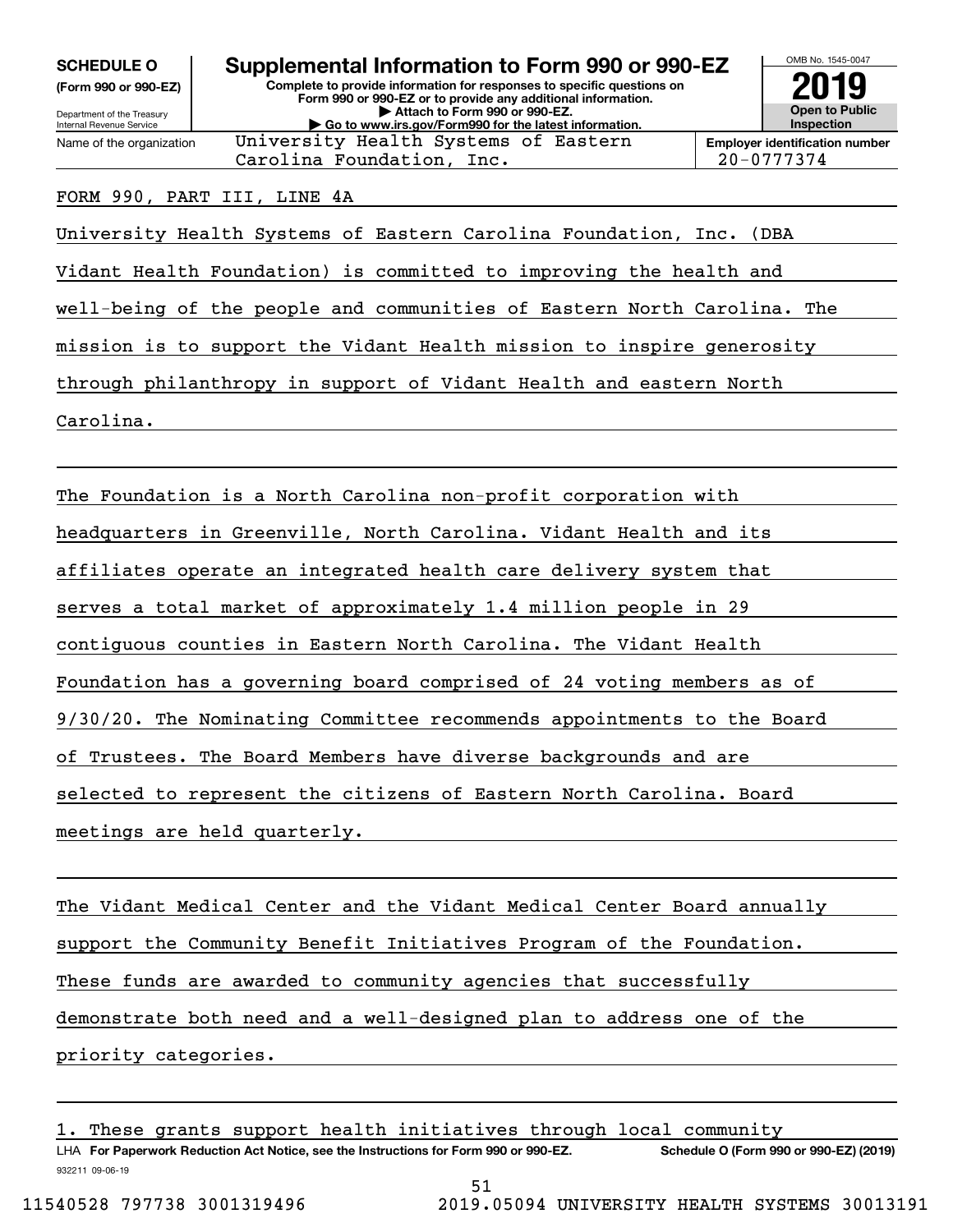**SCHEDULE O (Form 990 or 990-EZ)**

Department of the Treasury
Internal Revenue Service

# Supplemental Information to Form 990 or 990-EZ

**Complete to provide information for responses to specific questions on Form 990 or 990-EZ or to provide any additional information.**
**▶ Attach to Form 990 or 990-EZ.**
**▶ Go to www.irs.gov/Form990 for the latest information.**

OMB No. 1545-0047

**2019**

**Open to Public Inspection**

Name of the organization: University Health Systems of Eastern Carolina Foundation, Inc.

**Employer identification number:** 20-0777374

FORM 990, PART III, LINE 4A

University Health Systems of Eastern Carolina Foundation, Inc. (DBA Vidant Health Foundation) is committed to improving the health and well-being of the people and communities of Eastern North Carolina. The mission is to support the Vidant Health mission to inspire generosity through philanthropy in support of Vidant Health and eastern North Carolina.

The Foundation is a North Carolina non-profit corporation with headquarters in Greenville, North Carolina. Vidant Health and its affiliates operate an integrated health care delivery system that serves a total market of approximately 1.4 million people in 29 contiguous counties in Eastern North Carolina. The Vidant Health Foundation has a governing board comprised of 24 voting members as of 9/30/20. The Nominating Committee recommends appointments to the Board of Trustees. The Board Members have diverse backgrounds and are selected to represent the citizens of Eastern North Carolina. Board meetings are held quarterly.

The Vidant Medical Center and the Vidant Medical Center Board annually support the Community Benefit Initiatives Program of the Foundation. These funds are awarded to community agencies that successfully demonstrate both need and a well-designed plan to address one of the priority categories.

1. These grants support health initiatives through local community

LHA **For Paperwork Reduction Act Notice, see the Instructions for Form 990 or 990-EZ.** **Schedule O (Form 990 or 990-EZ) (2019)**

932211 09-06-19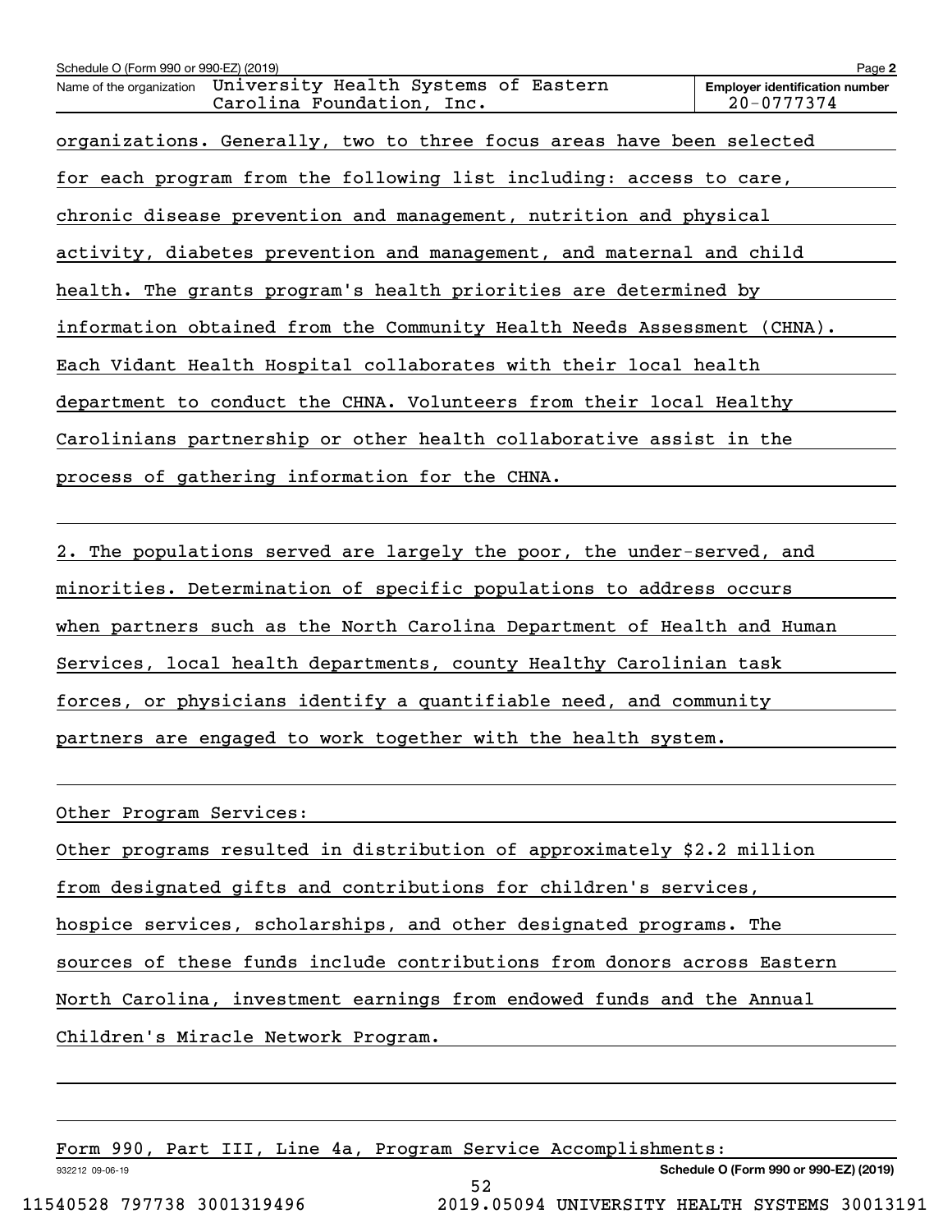Name of the organization: University Health Systems of Eastern Carolina Foundation, Inc.

Employer identification number: 20-0777374

organizations. Generally, two to three focus areas have been selected for each program from the following list including: access to care, chronic disease prevention and management, nutrition and physical activity, diabetes prevention and management, and maternal and child health. The grants program's health priorities are determined by information obtained from the Community Health Needs Assessment (CHNA). Each Vidant Health Hospital collaborates with their local health department to conduct the CHNA. Volunteers from their local Healthy Carolinians partnership or other health collaborative assist in the process of gathering information for the CHNA.

2. The populations served are largely the poor, the under-served, and minorities. Determination of specific populations to address occurs when partners such as the North Carolina Department of Health and Human Services, local health departments, county Healthy Carolinian task forces, or physicians identify a quantifiable need, and community partners are engaged to work together with the health system.

Other Program Services:

Other programs resulted in distribution of approximately $2.2 million from designated gifts and contributions for children's services, hospice services, scholarships, and other designated programs. The sources of these funds include contributions from donors across Eastern North Carolina, investment earnings from endowed funds and the Annual Children's Miracle Network Program.

Form 990, Part III, Line 4a, Program Service Accomplishments: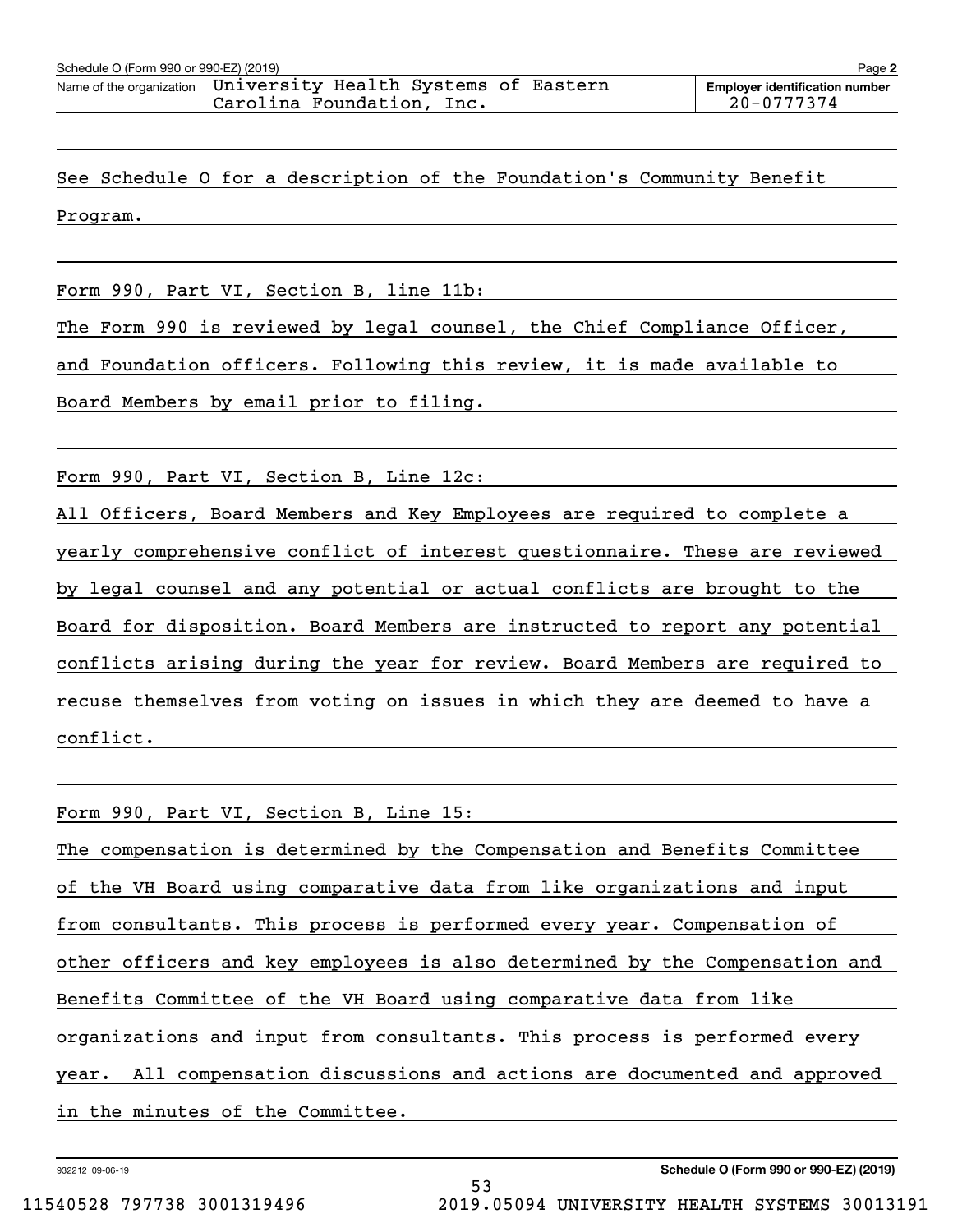Name of the organization: University Health Systems of Eastern Carolina Foundation, Inc.

Employer identification number: 20-0777374

See Schedule O for a description of the Foundation's Community Benefit Program.

Form 990, Part VI, Section B, line 11b:

The Form 990 is reviewed by legal counsel, the Chief Compliance Officer, and Foundation officers. Following this review, it is made available to Board Members by email prior to filing.

Form 990, Part VI, Section B, Line 12c:

All Officers, Board Members and Key Employees are required to complete a yearly comprehensive conflict of interest questionnaire. These are reviewed by legal counsel and any potential or actual conflicts are brought to the Board for disposition. Board Members are instructed to report any potential conflicts arising during the year for review. Board Members are required to recuse themselves from voting on issues in which they are deemed to have a conflict.

Form 990, Part VI, Section B, Line 15:

The compensation is determined by the Compensation and Benefits Committee of the VH Board using comparative data from like organizations and input from consultants. This process is performed every year. Compensation of other officers and key employees is also determined by the Compensation and Benefits Committee of the VH Board using comparative data from like organizations and input from consultants. This process is performed every year. All compensation discussions and actions are documented and approved in the minutes of the Committee.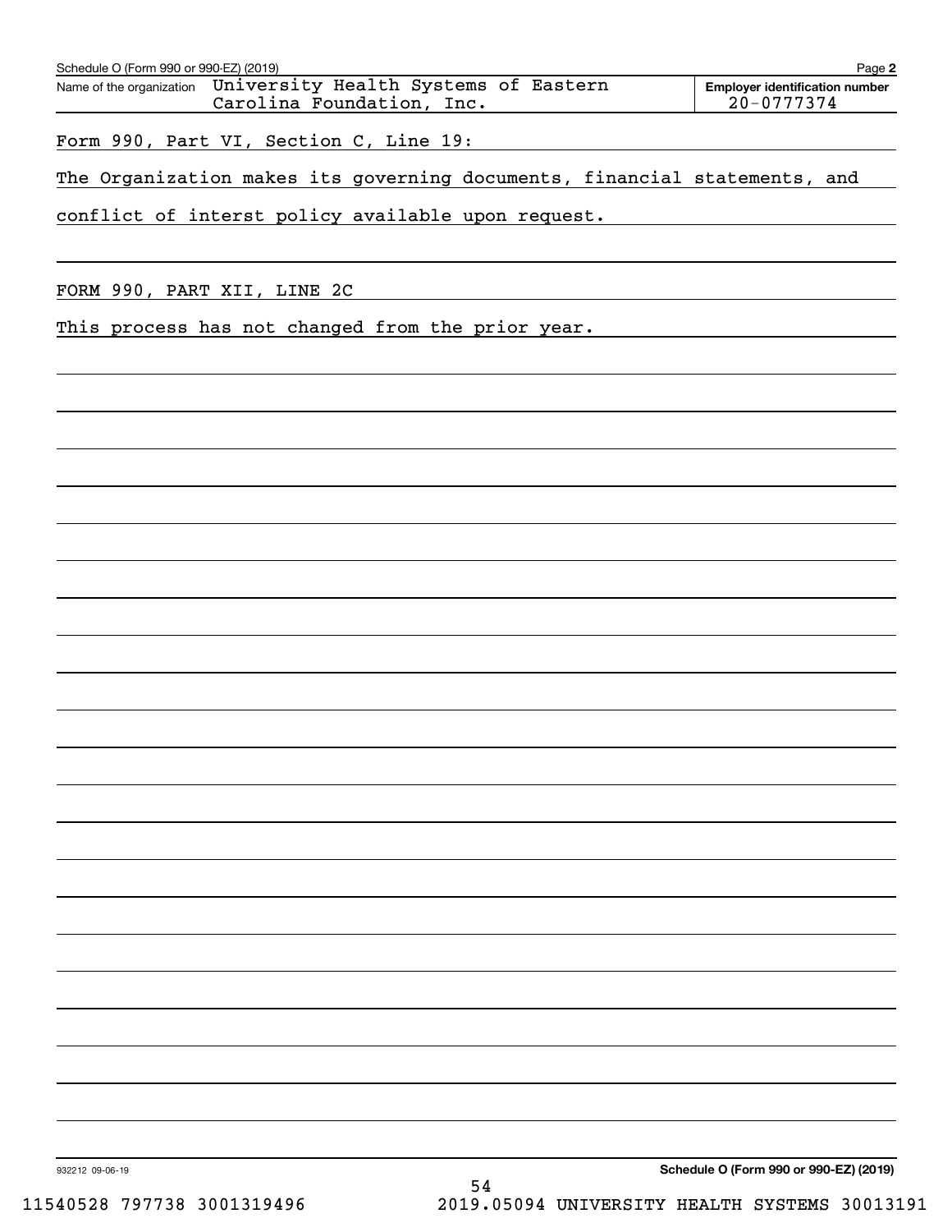Schedule O (Form 990 or 990-EZ) (2019) Page **2**

| Name of the organization | Employer identification number |
|---|---|
| University Health Systems of Eastern Carolina Foundation, Inc. | 20-0777374 |

Form 990, Part VI, Section C, Line 19:

The Organization makes its governing documents, financial statements, and conflict of interst policy available upon request.

FORM 990, PART XII, LINE 2C

This process has not changed from the prior year.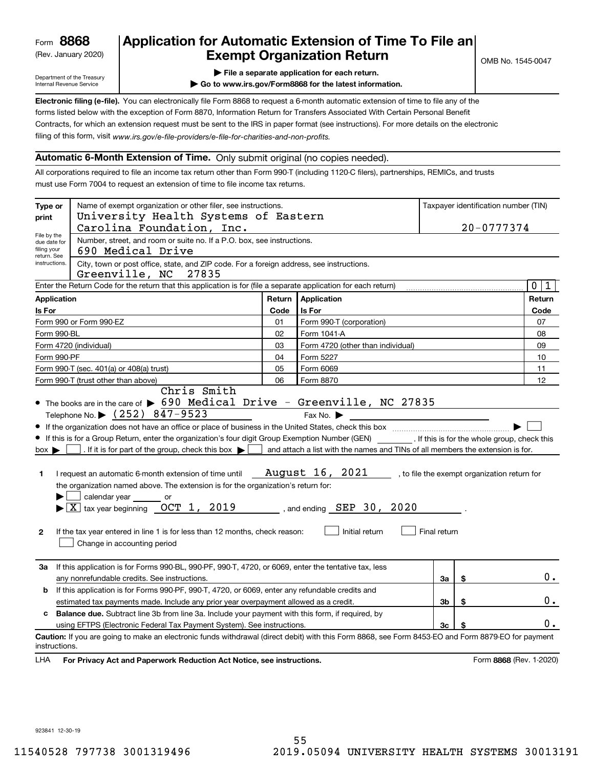Form **8868**
(Rev. January 2020)

Department of the Treasury
Internal Revenue Service

# Application for Automatic Extension of Time To File an Exempt Organization Return

OMB No. 1545-0047

▶ File a separate application for each return.
▶ Go to www.irs.gov/Form8868 for the latest information.

**Electronic filing (e-file).** You can electronically file Form 8868 to request a 6-month automatic extension of time to file any of the forms listed below with the exception of Form 8870, Information Return for Transfers Associated With Certain Personal Benefit Contracts, for which an extension request must be sent to the IRS in paper format (see instructions). For more details on the electronic filing of this form, visit *www.irs.gov/e-file-providers/e-file-for-charities-and-non-profits.*

## Automatic 6-Month Extension of Time. Only submit original (no copies needed).

All corporations required to file an income tax return other than Form 990-T (including 1120-C filers), partnerships, REMICs, and trusts must use Form 7004 to request an extension of time to file income tax returns.

**Type or print**

File by the due date for filing your return. See instructions.

Name of exempt organization or other filer, see instructions.
University Health Systems of Eastern Carolina Foundation, Inc.

Taxpayer identification number (TIN)
20-0777374

Number, street, and room or suite no. If a P.O. box, see instructions.
690 Medical Drive

City, town or post office, state, and ZIP code. For a foreign address, see instructions.
Greenville, NC 27835

Enter the Return Code for the return that this application is for (file a separate application for each return) .......... 0 1

| Application Is For | Return Code | Application Is For | Return Code |
|---|---|---|---|
| Form 990 or Form 990-EZ | 01 | Form 990-T (corporation) | 07 |
| Form 990-BL | 02 | Form 1041-A | 08 |
| Form 4720 (individual) | 03 | Form 4720 (other than individual) | 09 |
| Form 990-PF | 04 | Form 5227 | 10 |
| Form 990-T (sec. 401(a) or 408(a) trust) | 05 | Form 6069 | 11 |
| Form 990-T (trust other than above) | 06 | Form 8870 | 12 |

- The books are in the care of ▶ Chris Smith 690 Medical Drive - Greenville, NC 27835
  Telephone No. ▶ (252) 847-9523 Fax No. ▶
- If the organization does not have an office or place of business in the United States, check this box ▶ ☐
- If this is for a Group Return, enter the organization's four digit Group Exemption Number (GEN) ______. If this is for the whole group, check this box ▶ ☐. If it is for part of the group, check this box ▶ ☐ and attach a list with the names and TINs of all members the extension is for.

**1** I request an automatic 6-month extension of time until August 16, 2021, to file the exempt organization return for the organization named above. The extension is for the organization's return for:
▶ ☐ calendar year ______ or
▶ ☒ tax year beginning OCT 1, 2019, and ending SEP 30, 2020.

**2** If the tax year entered in line 1 is for less than 12 months, check reason: ☐ Initial return ☐ Final return ☐ Change in accounting period

| | | | |
|---|---|---|---|
| **3a** | If this application is for Forms 990-BL, 990-PF, 990-T, 4720, or 6069, enter the tentative tax, less any nonrefundable credits. See instructions. | 3a | $ 0. |
| **b** | If this application is for Forms 990-PF, 990-T, 4720, or 6069, enter any refundable credits and estimated tax payments made. Include any prior year overpayment allowed as a credit. | 3b | $ 0. |
| **c** | **Balance due.** Subtract line 3b from line 3a. Include your payment with this form, if required, by using EFTPS (Electronic Federal Tax Payment System). See instructions. | 3c | $ 0. |

**Caution:** If you are going to make an electronic funds withdrawal (direct debit) with this Form 8868, see Form 8453-EO and Form 8879-EO for payment instructions.

LHA **For Privacy Act and Paperwork Reduction Act Notice, see instructions.** Form **8868** (Rev. 1-2020)

923841 12-30-19

11540528 797738 3001319496 2019.05094 UNIVERSITY HEALTH SYSTEMS 30013191